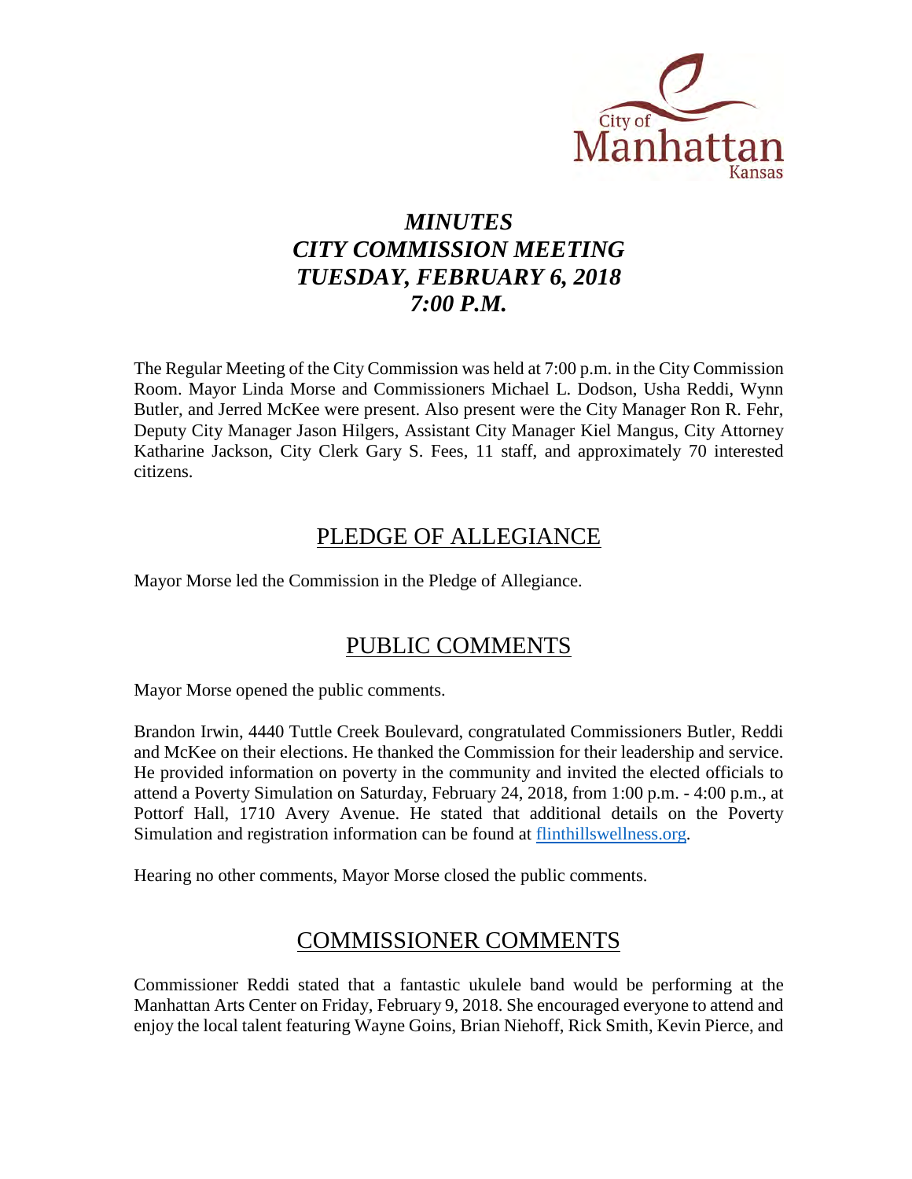# *MINUTES*
# *CITY COMMISSION MEETING*
# *TUESDAY, FEBRUARY 6, 2018*
# *7:00 P.M.*

The Regular Meeting of the City Commission was held at 7:00 p.m. in the City Commission Room. Mayor Linda Morse and Commissioners Michael L. Dodson, Usha Reddi, Wynn Butler, and Jerred McKee were present. Also present were the City Manager Ron R. Fehr, Deputy City Manager Jason Hilgers, Assistant City Manager Kiel Mangus, City Attorney Katharine Jackson, City Clerk Gary S. Fees, 11 staff, and approximately 70 interested citizens.

## PLEDGE OF ALLEGIANCE

Mayor Morse led the Commission in the Pledge of Allegiance.

## PUBLIC COMMENTS

Mayor Morse opened the public comments.

Brandon Irwin, 4440 Tuttle Creek Boulevard, congratulated Commissioners Butler, Reddi and McKee on their elections. He thanked the Commission for their leadership and service. He provided information on poverty in the community and invited the elected officials to attend a Poverty Simulation on Saturday, February 24, 2018, from 1:00 p.m. - 4:00 p.m., at Pottorf Hall, 1710 Avery Avenue. He stated that additional details on the Poverty Simulation and registration information can be found at flinthillswellness.org.

Hearing no other comments, Mayor Morse closed the public comments.

## COMMISSIONER COMMENTS

Commissioner Reddi stated that a fantastic ukulele band would be performing at the Manhattan Arts Center on Friday, February 9, 2018. She encouraged everyone to attend and enjoy the local talent featuring Wayne Goins, Brian Niehoff, Rick Smith, Kevin Pierce, and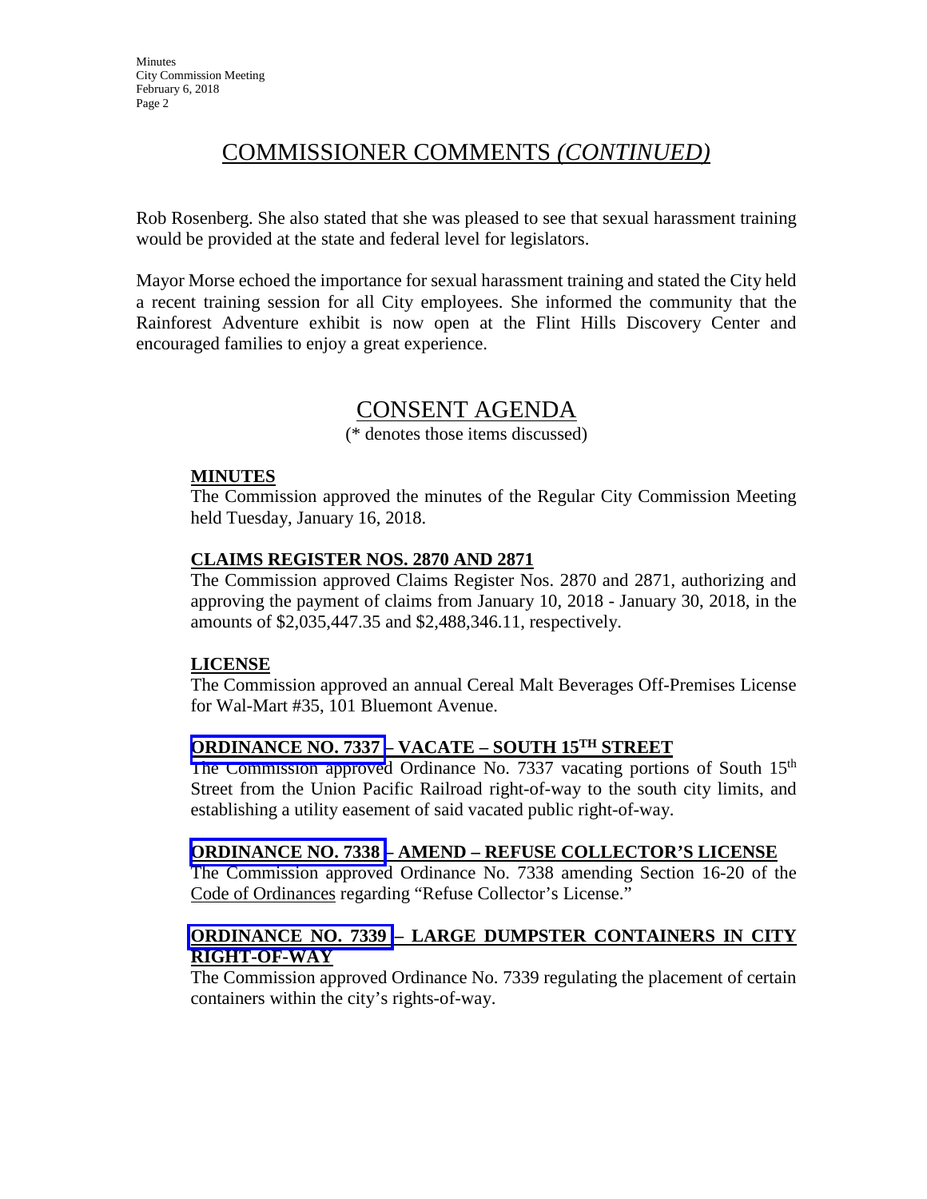## COMMISSIONER COMMENTS *(CONTINUED)*

Rob Rosenberg. She also stated that she was pleased to see that sexual harassment training would be provided at the state and federal level for legislators.

Mayor Morse echoed the importance for sexual harassment training and stated the City held a recent training session for all City employees. She informed the community that the Rainforest Adventure exhibit is now open at the Flint Hills Discovery Center and encouraged families to enjoy a great experience.

## CONSENT AGENDA

(* denotes those items discussed)

**MINUTES**

The Commission approved the minutes of the Regular City Commission Meeting held Tuesday, January 16, 2018.

**CLAIMS REGISTER NOS. 2870 AND 2871**

The Commission approved Claims Register Nos. 2870 and 2871, authorizing and approving the payment of claims from January 10, 2018 - January 30, 2018, in the amounts of $2,035,447.35 and $2,488,346.11, respectively.

**LICENSE**

The Commission approved an annual Cereal Malt Beverages Off-Premises License for Wal-Mart #35, 101 Bluemont Avenue.

**ORDINANCE NO. 7337 – VACATE – SOUTH 15TH STREET**

The Commission approved Ordinance No. 7337 vacating portions of South 15th Street from the Union Pacific Railroad right-of-way to the south city limits, and establishing a utility easement of said vacated public right-of-way.

**ORDINANCE NO. 7338 – AMEND – REFUSE COLLECTOR'S LICENSE**

The Commission approved Ordinance No. 7338 amending Section 16-20 of the Code of Ordinances regarding "Refuse Collector's License."

**ORDINANCE NO. 7339 – LARGE DUMPSTER CONTAINERS IN CITY RIGHT-OF-WAY**

The Commission approved Ordinance No. 7339 regulating the placement of certain containers within the city's rights-of-way.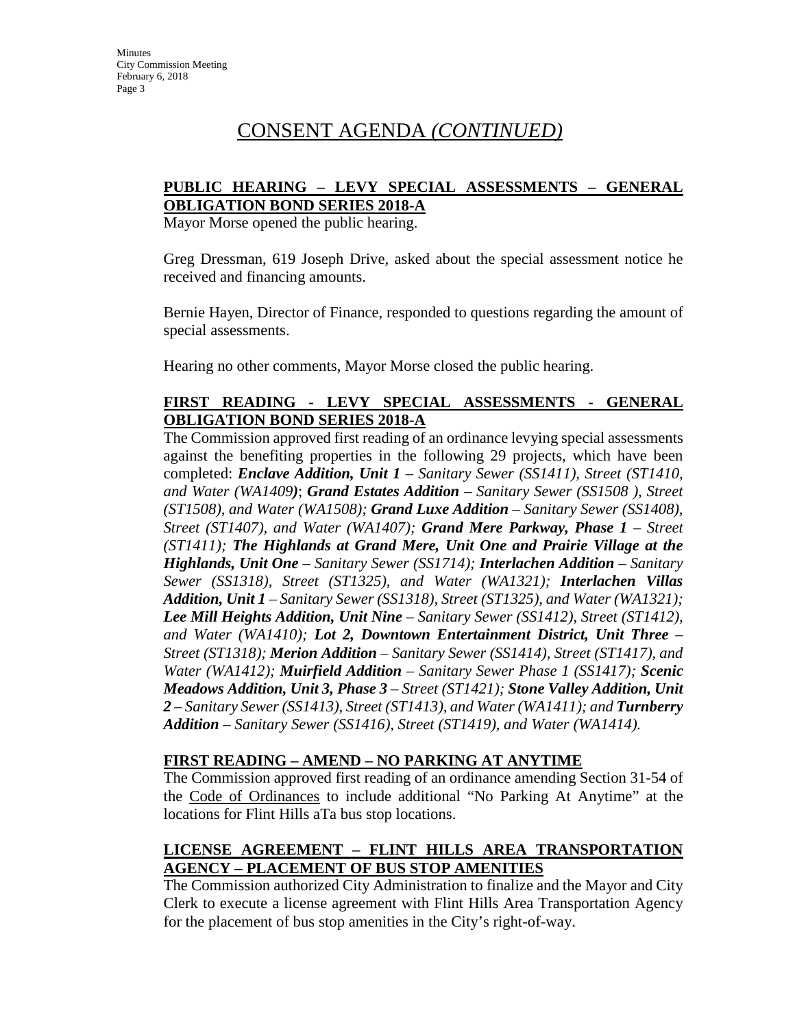# CONSENT AGENDA *(CONTINUED)*

**PUBLIC HEARING – LEVY SPECIAL ASSESSMENTS – GENERAL OBLIGATION BOND SERIES 2018-A**

Mayor Morse opened the public hearing.

Greg Dressman, 619 Joseph Drive, asked about the special assessment notice he received and financing amounts.

Bernie Hayen, Director of Finance, responded to questions regarding the amount of special assessments.

Hearing no other comments, Mayor Morse closed the public hearing.

**FIRST READING - LEVY SPECIAL ASSESSMENTS - GENERAL OBLIGATION BOND SERIES 2018-A**

The Commission approved first reading of an ordinance levying special assessments against the benefiting properties in the following 29 projects, which have been completed: ***Enclave Addition, Unit 1*** *– Sanitary Sewer (SS1411), Street (ST1410, and Water (WA1409)*; ***Grand Estates Addition*** *– Sanitary Sewer (SS1508 ), Street (ST1508), and Water (WA1508);* ***Grand Luxe Addition*** *– Sanitary Sewer (SS1408), Street (ST1407), and Water (WA1407);* ***Grand Mere Parkway, Phase 1*** *– Street (ST1411);* ***The Highlands at Grand Mere, Unit One and Prairie Village at the Highlands, Unit One*** *– Sanitary Sewer (SS1714);* ***Interlachen Addition*** *– Sanitary Sewer (SS1318), Street (ST1325), and Water (WA1321);* ***Interlachen Villas Addition, Unit 1*** *– Sanitary Sewer (SS1318), Street (ST1325), and Water (WA1321);* ***Lee Mill Heights Addition, Unit Nine*** *– Sanitary Sewer (SS1412), Street (ST1412), and Water (WA1410);* ***Lot 2, Downtown Entertainment District, Unit Three*** *– Street (ST1318);* ***Merion Addition*** *– Sanitary Sewer (SS1414), Street (ST1417), and Water (WA1412);* ***Muirfield Addition*** *– Sanitary Sewer Phase 1 (SS1417);* ***Scenic Meadows Addition, Unit 3, Phase 3*** *– Street (ST1421);* ***Stone Valley Addition, Unit 2*** *– Sanitary Sewer (SS1413), Street (ST1413), and Water (WA1411); and* ***Turnberry Addition*** *– Sanitary Sewer (SS1416), Street (ST1419), and Water (WA1414).*

**FIRST READING – AMEND – NO PARKING AT ANYTIME**

The Commission approved first reading of an ordinance amending Section 31-54 of the Code of Ordinances to include additional "No Parking At Anytime" at the locations for Flint Hills aTa bus stop locations.

**LICENSE AGREEMENT – FLINT HILLS AREA TRANSPORTATION AGENCY – PLACEMENT OF BUS STOP AMENITIES**

The Commission authorized City Administration to finalize and the Mayor and City Clerk to execute a license agreement with Flint Hills Area Transportation Agency for the placement of bus stop amenities in the City's right-of-way.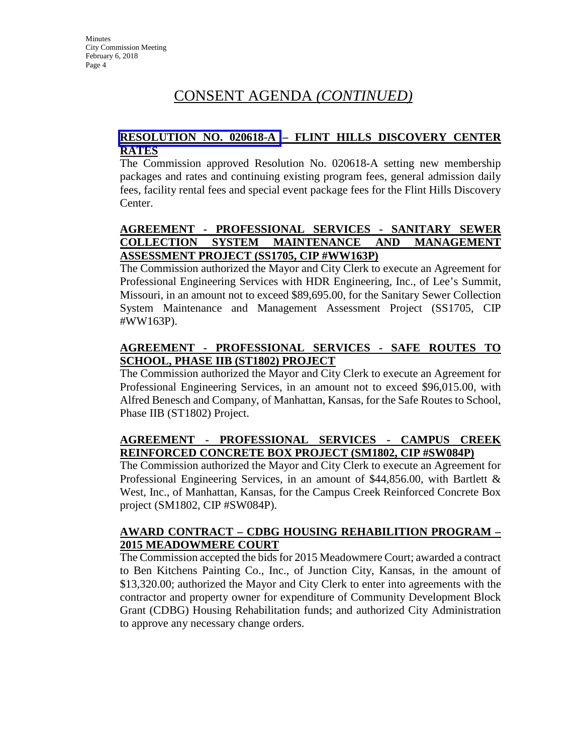# CONSENT AGENDA *(CONTINUED)*

**RESOLUTION NO. 020618-A – FLINT HILLS DISCOVERY CENTER RATES**

The Commission approved Resolution No. 020618-A setting new membership packages and rates and continuing existing program fees, general admission daily fees, facility rental fees and special event package fees for the Flint Hills Discovery Center.

**AGREEMENT - PROFESSIONAL SERVICES - SANITARY SEWER COLLECTION SYSTEM MAINTENANCE AND MANAGEMENT ASSESSMENT PROJECT (SS1705, CIP #WW163P)**

The Commission authorized the Mayor and City Clerk to execute an Agreement for Professional Engineering Services with HDR Engineering, Inc., of Lee's Summit, Missouri, in an amount not to exceed $89,695.00, for the Sanitary Sewer Collection System Maintenance and Management Assessment Project (SS1705, CIP #WW163P).

**AGREEMENT - PROFESSIONAL SERVICES - SAFE ROUTES TO SCHOOL, PHASE IIB (ST1802) PROJECT**

The Commission authorized the Mayor and City Clerk to execute an Agreement for Professional Engineering Services, in an amount not to exceed $96,015.00, with Alfred Benesch and Company, of Manhattan, Kansas, for the Safe Routes to School, Phase IIB (ST1802) Project.

**AGREEMENT - PROFESSIONAL SERVICES - CAMPUS CREEK REINFORCED CONCRETE BOX PROJECT (SM1802, CIP #SW084P)**

The Commission authorized the Mayor and City Clerk to execute an Agreement for Professional Engineering Services, in an amount of $44,856.00, with Bartlett & West, Inc., of Manhattan, Kansas, for the Campus Creek Reinforced Concrete Box project (SM1802, CIP #SW084P).

**AWARD CONTRACT – CDBG HOUSING REHABILITION PROGRAM – 2015 MEADOWMERE COURT**

The Commission accepted the bids for 2015 Meadowmere Court; awarded a contract to Ben Kitchens Painting Co., Inc., of Junction City, Kansas, in the amount of $13,320.00; authorized the Mayor and City Clerk to enter into agreements with the contractor and property owner for expenditure of Community Development Block Grant (CDBG) Housing Rehabilitation funds; and authorized City Administration to approve any necessary change orders.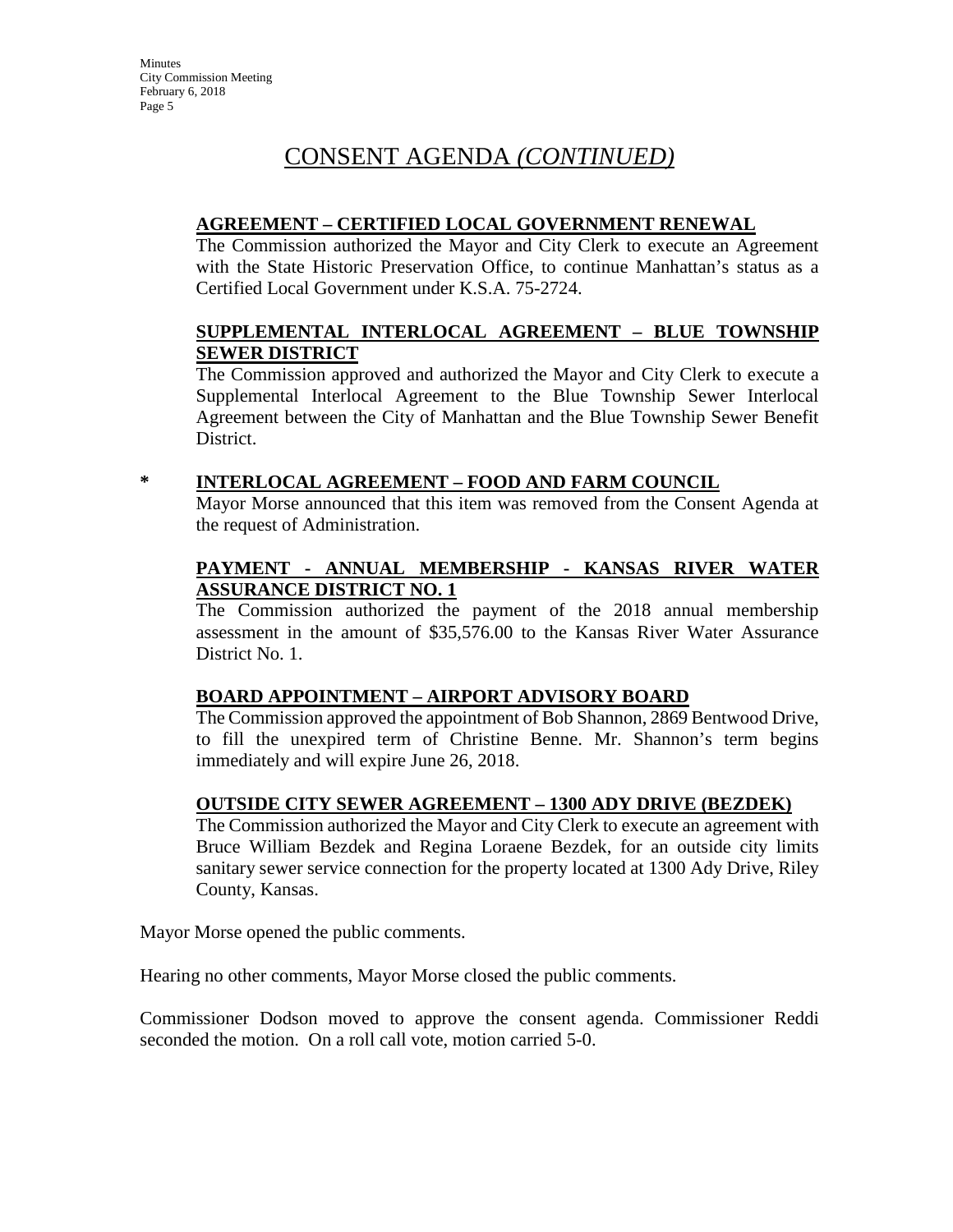# CONSENT AGENDA *(CONTINUED)*

**AGREEMENT – CERTIFIED LOCAL GOVERNMENT RENEWAL**

The Commission authorized the Mayor and City Clerk to execute an Agreement with the State Historic Preservation Office, to continue Manhattan's status as a Certified Local Government under K.S.A. 75-2724.

**SUPPLEMENTAL INTERLOCAL AGREEMENT – BLUE TOWNSHIP SEWER DISTRICT**

The Commission approved and authorized the Mayor and City Clerk to execute a Supplemental Interlocal Agreement to the Blue Township Sewer Interlocal Agreement between the City of Manhattan and the Blue Township Sewer Benefit District.

\* **INTERLOCAL AGREEMENT – FOOD AND FARM COUNCIL**

Mayor Morse announced that this item was removed from the Consent Agenda at the request of Administration.

**PAYMENT - ANNUAL MEMBERSHIP - KANSAS RIVER WATER ASSURANCE DISTRICT NO. 1**

The Commission authorized the payment of the 2018 annual membership assessment in the amount of $35,576.00 to the Kansas River Water Assurance District No. 1.

**BOARD APPOINTMENT – AIRPORT ADVISORY BOARD**

The Commission approved the appointment of Bob Shannon, 2869 Bentwood Drive, to fill the unexpired term of Christine Benne. Mr. Shannon's term begins immediately and will expire June 26, 2018.

**OUTSIDE CITY SEWER AGREEMENT – 1300 ADY DRIVE (BEZDEK)**

The Commission authorized the Mayor and City Clerk to execute an agreement with Bruce William Bezdek and Regina Loraene Bezdek, for an outside city limits sanitary sewer service connection for the property located at 1300 Ady Drive, Riley County, Kansas.

Mayor Morse opened the public comments.

Hearing no other comments, Mayor Morse closed the public comments.

Commissioner Dodson moved to approve the consent agenda. Commissioner Reddi seconded the motion. On a roll call vote, motion carried 5-0.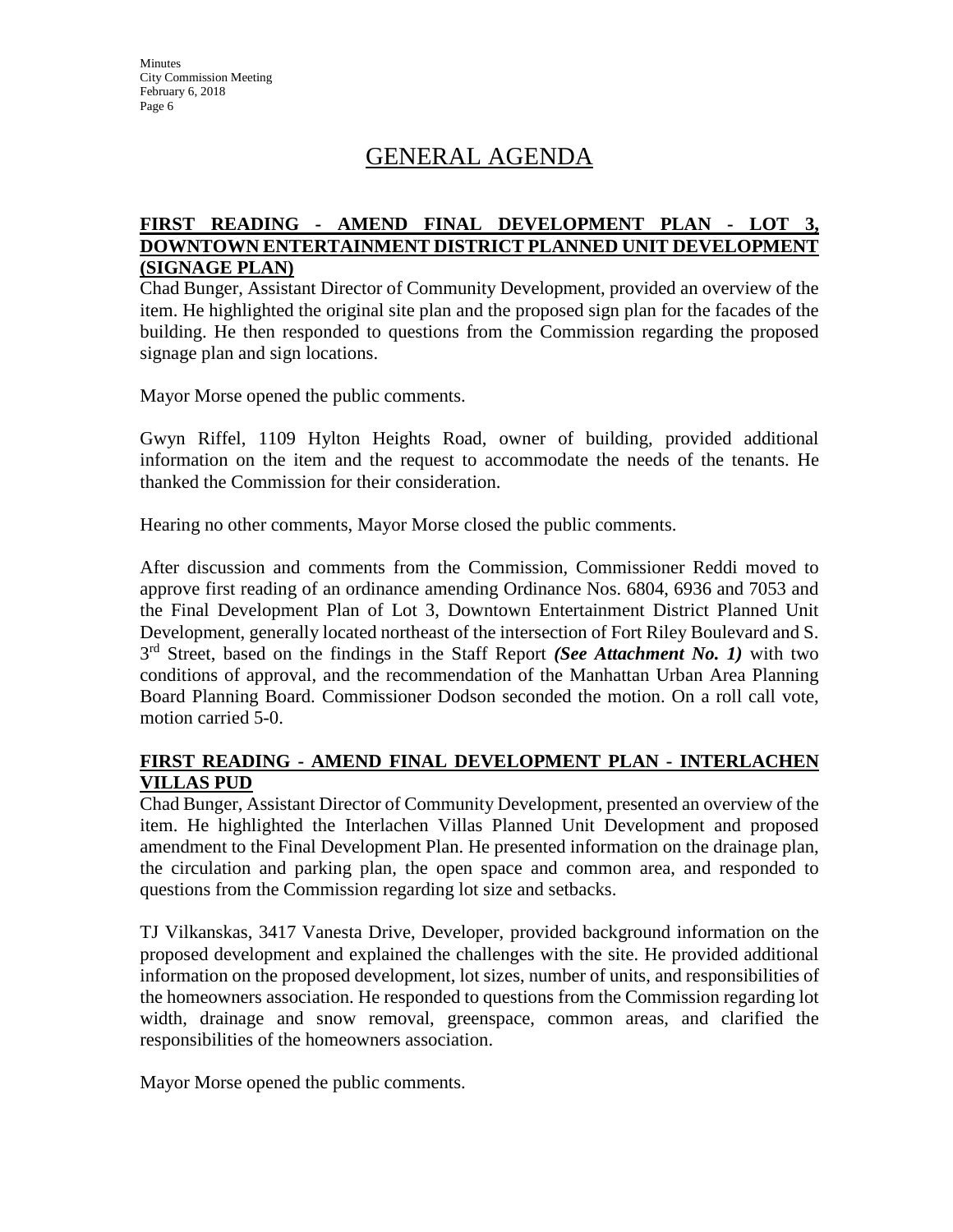# GENERAL AGENDA

**FIRST READING - AMEND FINAL DEVELOPMENT PLAN - LOT 3, DOWNTOWN ENTERTAINMENT DISTRICT PLANNED UNIT DEVELOPMENT (SIGNAGE PLAN)**

Chad Bunger, Assistant Director of Community Development, provided an overview of the item. He highlighted the original site plan and the proposed sign plan for the facades of the building. He then responded to questions from the Commission regarding the proposed signage plan and sign locations.

Mayor Morse opened the public comments.

Gwyn Riffel, 1109 Hylton Heights Road, owner of building, provided additional information on the item and the request to accommodate the needs of the tenants. He thanked the Commission for their consideration.

Hearing no other comments, Mayor Morse closed the public comments.

After discussion and comments from the Commission, Commissioner Reddi moved to approve first reading of an ordinance amending Ordinance Nos. 6804, 6936 and 7053 and the Final Development Plan of Lot 3, Downtown Entertainment District Planned Unit Development, generally located northeast of the intersection of Fort Riley Boulevard and S. 3rd Street, based on the findings in the Staff Report ***(See Attachment No. 1)*** with two conditions of approval, and the recommendation of the Manhattan Urban Area Planning Board Planning Board. Commissioner Dodson seconded the motion. On a roll call vote, motion carried 5-0.

**FIRST READING - AMEND FINAL DEVELOPMENT PLAN - INTERLACHEN VILLAS PUD**

Chad Bunger, Assistant Director of Community Development, presented an overview of the item. He highlighted the Interlachen Villas Planned Unit Development and proposed amendment to the Final Development Plan. He presented information on the drainage plan, the circulation and parking plan, the open space and common area, and responded to questions from the Commission regarding lot size and setbacks.

TJ Vilkanskas, 3417 Vanesta Drive, Developer, provided background information on the proposed development and explained the challenges with the site. He provided additional information on the proposed development, lot sizes, number of units, and responsibilities of the homeowners association. He responded to questions from the Commission regarding lot width, drainage and snow removal, greenspace, common areas, and clarified the responsibilities of the homeowners association.

Mayor Morse opened the public comments.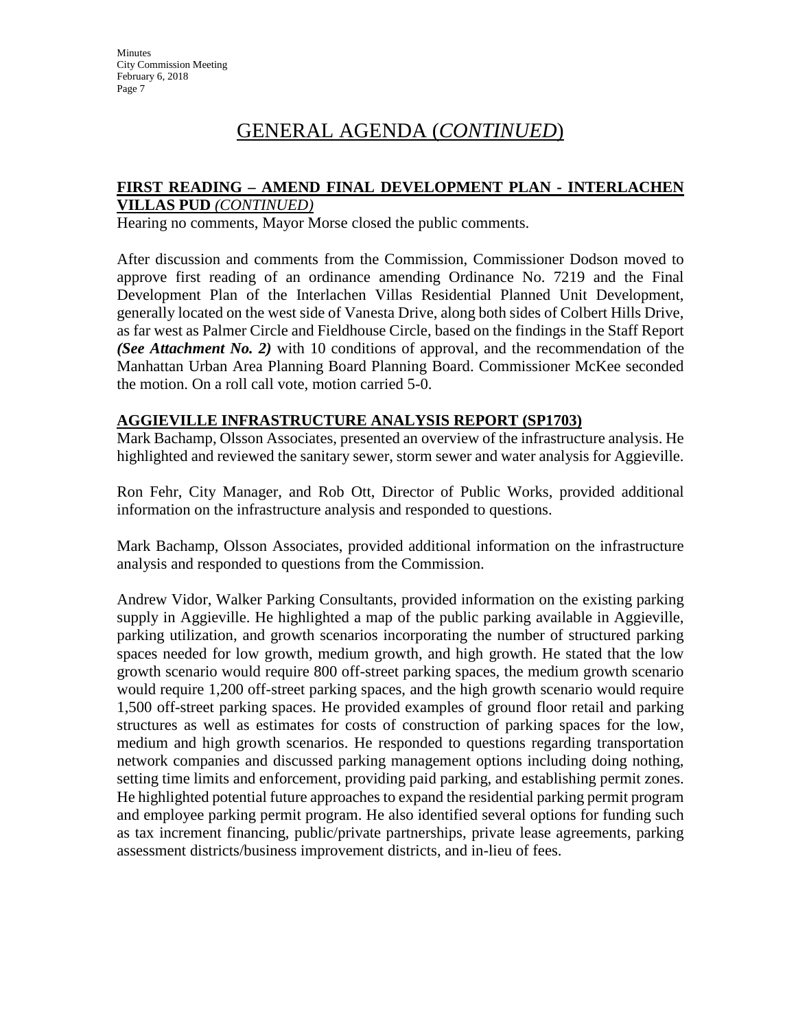# GENERAL AGENDA (*CONTINUED*)

**FIRST READING – AMEND FINAL DEVELOPMENT PLAN - INTERLACHEN VILLAS PUD** ***(CONTINUED)***

Hearing no comments, Mayor Morse closed the public comments.

After discussion and comments from the Commission, Commissioner Dodson moved to approve first reading of an ordinance amending Ordinance No. 7219 and the Final Development Plan of the Interlachen Villas Residential Planned Unit Development, generally located on the west side of Vanesta Drive, along both sides of Colbert Hills Drive, as far west as Palmer Circle and Fieldhouse Circle, based on the findings in the Staff Report ***(See Attachment No. 2)*** with 10 conditions of approval, and the recommendation of the Manhattan Urban Area Planning Board Planning Board. Commissioner McKee seconded the motion. On a roll call vote, motion carried 5-0.

**AGGIEVILLE INFRASTRUCTURE ANALYSIS REPORT (SP1703)**

Mark Bachamp, Olsson Associates, presented an overview of the infrastructure analysis. He highlighted and reviewed the sanitary sewer, storm sewer and water analysis for Aggieville.

Ron Fehr, City Manager, and Rob Ott, Director of Public Works, provided additional information on the infrastructure analysis and responded to questions.

Mark Bachamp, Olsson Associates, provided additional information on the infrastructure analysis and responded to questions from the Commission.

Andrew Vidor, Walker Parking Consultants, provided information on the existing parking supply in Aggieville. He highlighted a map of the public parking available in Aggieville, parking utilization, and growth scenarios incorporating the number of structured parking spaces needed for low growth, medium growth, and high growth. He stated that the low growth scenario would require 800 off-street parking spaces, the medium growth scenario would require 1,200 off-street parking spaces, and the high growth scenario would require 1,500 off-street parking spaces. He provided examples of ground floor retail and parking structures as well as estimates for costs of construction of parking spaces for the low, medium and high growth scenarios. He responded to questions regarding transportation network companies and discussed parking management options including doing nothing, setting time limits and enforcement, providing paid parking, and establishing permit zones. He highlighted potential future approaches to expand the residential parking permit program and employee parking permit program. He also identified several options for funding such as tax increment financing, public/private partnerships, private lease agreements, parking assessment districts/business improvement districts, and in-lieu of fees.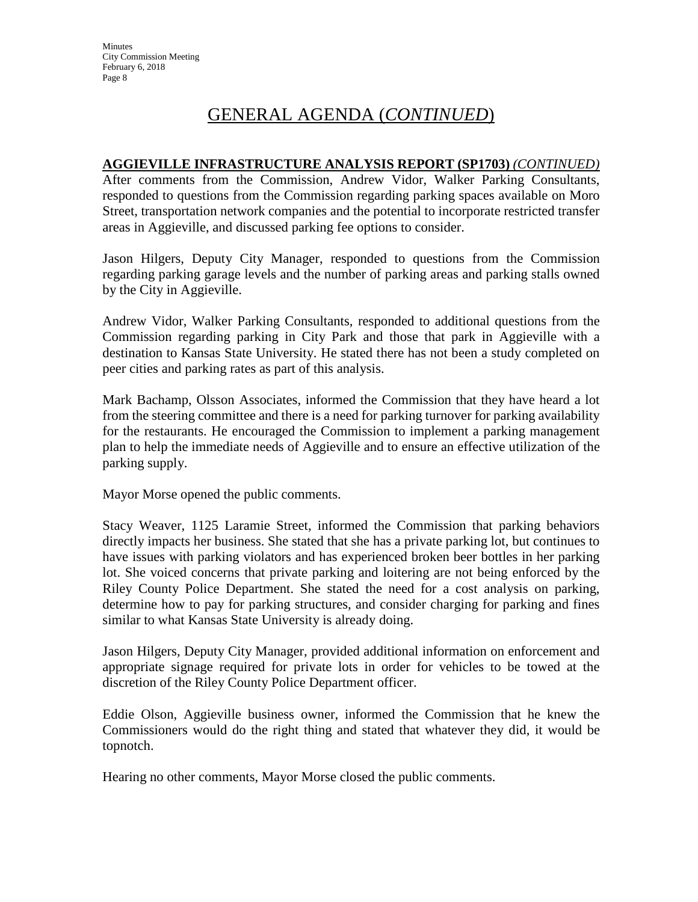# GENERAL AGENDA (*CONTINUED*)

**AGGIEVILLE INFRASTRUCTURE ANALYSIS REPORT (SP1703)** ***(CONTINUED)***

After comments from the Commission, Andrew Vidor, Walker Parking Consultants, responded to questions from the Commission regarding parking spaces available on Moro Street, transportation network companies and the potential to incorporate restricted transfer areas in Aggieville, and discussed parking fee options to consider.

Jason Hilgers, Deputy City Manager, responded to questions from the Commission regarding parking garage levels and the number of parking areas and parking stalls owned by the City in Aggieville.

Andrew Vidor, Walker Parking Consultants, responded to additional questions from the Commission regarding parking in City Park and those that park in Aggieville with a destination to Kansas State University. He stated there has not been a study completed on peer cities and parking rates as part of this analysis.

Mark Bachamp, Olsson Associates, informed the Commission that they have heard a lot from the steering committee and there is a need for parking turnover for parking availability for the restaurants. He encouraged the Commission to implement a parking management plan to help the immediate needs of Aggieville and to ensure an effective utilization of the parking supply.

Mayor Morse opened the public comments.

Stacy Weaver, 1125 Laramie Street, informed the Commission that parking behaviors directly impacts her business. She stated that she has a private parking lot, but continues to have issues with parking violators and has experienced broken beer bottles in her parking lot. She voiced concerns that private parking and loitering are not being enforced by the Riley County Police Department. She stated the need for a cost analysis on parking, determine how to pay for parking structures, and consider charging for parking and fines similar to what Kansas State University is already doing.

Jason Hilgers, Deputy City Manager, provided additional information on enforcement and appropriate signage required for private lots in order for vehicles to be towed at the discretion of the Riley County Police Department officer.

Eddie Olson, Aggieville business owner, informed the Commission that he knew the Commissioners would do the right thing and stated that whatever they did, it would be topnotch.

Hearing no other comments, Mayor Morse closed the public comments.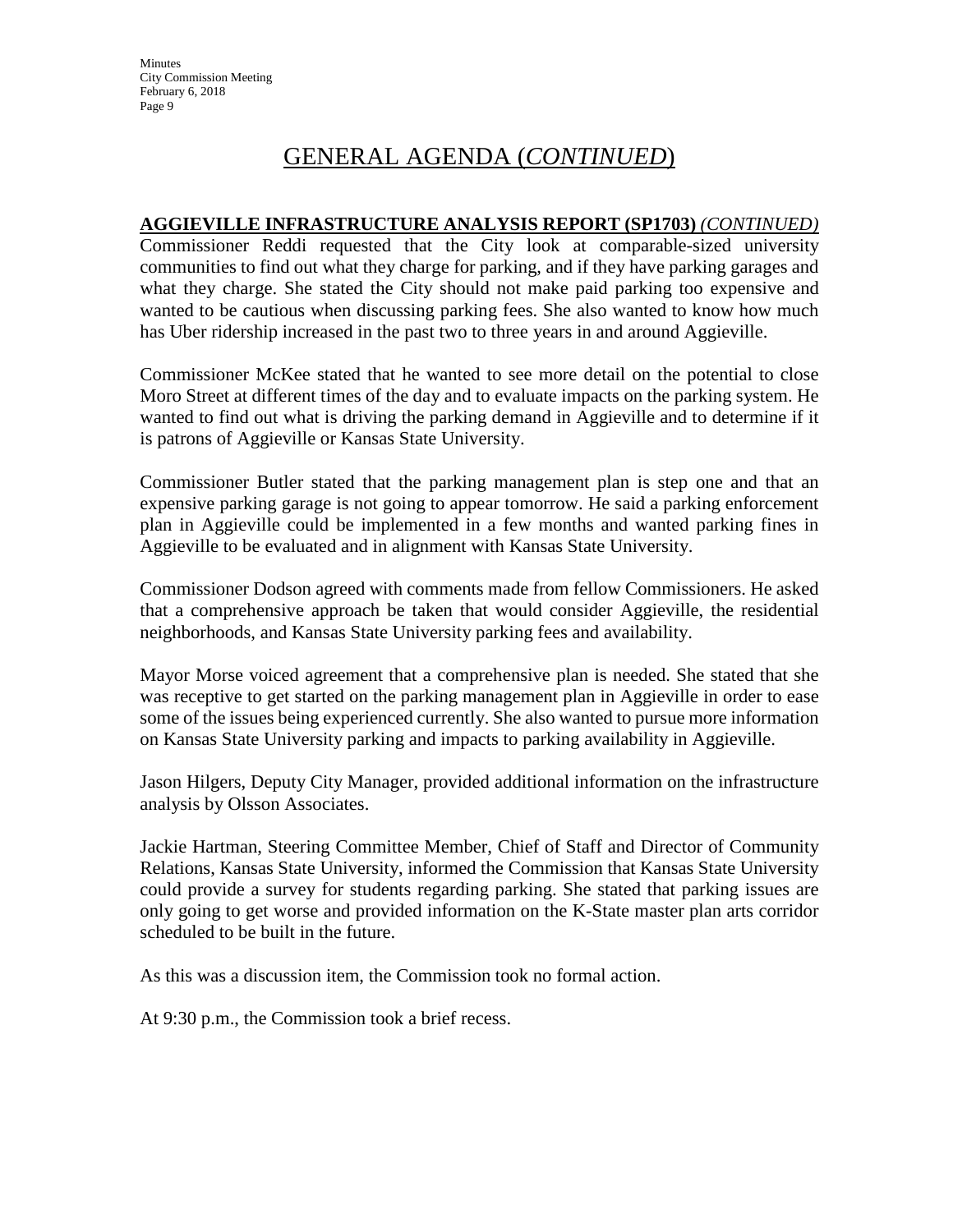# GENERAL AGENDA (*CONTINUED*)

**AGGIEVILLE INFRASTRUCTURE ANALYSIS REPORT (SP1703)** ***(CONTINUED)***

Commissioner Reddi requested that the City look at comparable-sized university communities to find out what they charge for parking, and if they have parking garages and what they charge. She stated the City should not make paid parking too expensive and wanted to be cautious when discussing parking fees. She also wanted to know how much has Uber ridership increased in the past two to three years in and around Aggieville.

Commissioner McKee stated that he wanted to see more detail on the potential to close Moro Street at different times of the day and to evaluate impacts on the parking system. He wanted to find out what is driving the parking demand in Aggieville and to determine if it is patrons of Aggieville or Kansas State University.

Commissioner Butler stated that the parking management plan is step one and that an expensive parking garage is not going to appear tomorrow. He said a parking enforcement plan in Aggieville could be implemented in a few months and wanted parking fines in Aggieville to be evaluated and in alignment with Kansas State University.

Commissioner Dodson agreed with comments made from fellow Commissioners. He asked that a comprehensive approach be taken that would consider Aggieville, the residential neighborhoods, and Kansas State University parking fees and availability.

Mayor Morse voiced agreement that a comprehensive plan is needed. She stated that she was receptive to get started on the parking management plan in Aggieville in order to ease some of the issues being experienced currently. She also wanted to pursue more information on Kansas State University parking and impacts to parking availability in Aggieville.

Jason Hilgers, Deputy City Manager, provided additional information on the infrastructure analysis by Olsson Associates.

Jackie Hartman, Steering Committee Member, Chief of Staff and Director of Community Relations, Kansas State University, informed the Commission that Kansas State University could provide a survey for students regarding parking. She stated that parking issues are only going to get worse and provided information on the K-State master plan arts corridor scheduled to be built in the future.

As this was a discussion item, the Commission took no formal action.

At 9:30 p.m., the Commission took a brief recess.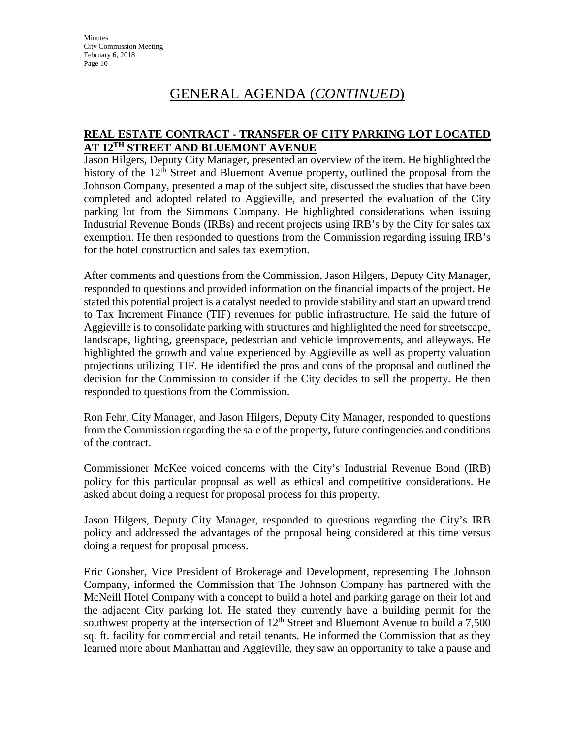# GENERAL AGENDA (*CONTINUED*)

## REAL ESTATE CONTRACT - TRANSFER OF CITY PARKING LOT LOCATED AT 12TH STREET AND BLUEMONT AVENUE

Jason Hilgers, Deputy City Manager, presented an overview of the item. He highlighted the history of the 12th Street and Bluemont Avenue property, outlined the proposal from the Johnson Company, presented a map of the subject site, discussed the studies that have been completed and adopted related to Aggieville, and presented the evaluation of the City parking lot from the Simmons Company. He highlighted considerations when issuing Industrial Revenue Bonds (IRBs) and recent projects using IRB's by the City for sales tax exemption. He then responded to questions from the Commission regarding issuing IRB's for the hotel construction and sales tax exemption.

After comments and questions from the Commission, Jason Hilgers, Deputy City Manager, responded to questions and provided information on the financial impacts of the project. He stated this potential project is a catalyst needed to provide stability and start an upward trend to Tax Increment Finance (TIF) revenues for public infrastructure. He said the future of Aggieville is to consolidate parking with structures and highlighted the need for streetscape, landscape, lighting, greenspace, pedestrian and vehicle improvements, and alleyways. He highlighted the growth and value experienced by Aggieville as well as property valuation projections utilizing TIF. He identified the pros and cons of the proposal and outlined the decision for the Commission to consider if the City decides to sell the property. He then responded to questions from the Commission.

Ron Fehr, City Manager, and Jason Hilgers, Deputy City Manager, responded to questions from the Commission regarding the sale of the property, future contingencies and conditions of the contract.

Commissioner McKee voiced concerns with the City's Industrial Revenue Bond (IRB) policy for this particular proposal as well as ethical and competitive considerations. He asked about doing a request for proposal process for this property.

Jason Hilgers, Deputy City Manager, responded to questions regarding the City's IRB policy and addressed the advantages of the proposal being considered at this time versus doing a request for proposal process.

Eric Gonsher, Vice President of Brokerage and Development, representing The Johnson Company, informed the Commission that The Johnson Company has partnered with the McNeill Hotel Company with a concept to build a hotel and parking garage on their lot and the adjacent City parking lot. He stated they currently have a building permit for the southwest property at the intersection of 12th Street and Bluemont Avenue to build a 7,500 sq. ft. facility for commercial and retail tenants. He informed the Commission that as they learned more about Manhattan and Aggieville, they saw an opportunity to take a pause and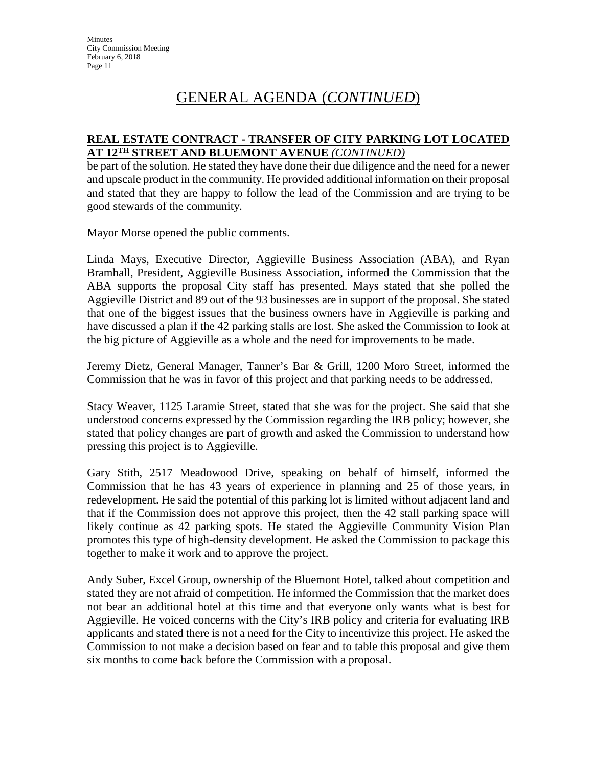# GENERAL AGENDA (*CONTINUED*)

**REAL ESTATE CONTRACT - TRANSFER OF CITY PARKING LOT LOCATED AT 12TH STREET AND BLUEMONT AVENUE** ***(CONTINUED)***

be part of the solution. He stated they have done their due diligence and the need for a newer and upscale product in the community. He provided additional information on their proposal and stated that they are happy to follow the lead of the Commission and are trying to be good stewards of the community.

Mayor Morse opened the public comments.

Linda Mays, Executive Director, Aggieville Business Association (ABA), and Ryan Bramhall, President, Aggieville Business Association, informed the Commission that the ABA supports the proposal City staff has presented. Mays stated that she polled the Aggieville District and 89 out of the 93 businesses are in support of the proposal. She stated that one of the biggest issues that the business owners have in Aggieville is parking and have discussed a plan if the 42 parking stalls are lost. She asked the Commission to look at the big picture of Aggieville as a whole and the need for improvements to be made.

Jeremy Dietz, General Manager, Tanner's Bar & Grill, 1200 Moro Street, informed the Commission that he was in favor of this project and that parking needs to be addressed.

Stacy Weaver, 1125 Laramie Street, stated that she was for the project. She said that she understood concerns expressed by the Commission regarding the IRB policy; however, she stated that policy changes are part of growth and asked the Commission to understand how pressing this project is to Aggieville.

Gary Stith, 2517 Meadowood Drive, speaking on behalf of himself, informed the Commission that he has 43 years of experience in planning and 25 of those years, in redevelopment. He said the potential of this parking lot is limited without adjacent land and that if the Commission does not approve this project, then the 42 stall parking space will likely continue as 42 parking spots. He stated the Aggieville Community Vision Plan promotes this type of high-density development. He asked the Commission to package this together to make it work and to approve the project.

Andy Suber, Excel Group, ownership of the Bluemont Hotel, talked about competition and stated they are not afraid of competition. He informed the Commission that the market does not bear an additional hotel at this time and that everyone only wants what is best for Aggieville. He voiced concerns with the City's IRB policy and criteria for evaluating IRB applicants and stated there is not a need for the City to incentivize this project. He asked the Commission to not make a decision based on fear and to table this proposal and give them six months to come back before the Commission with a proposal.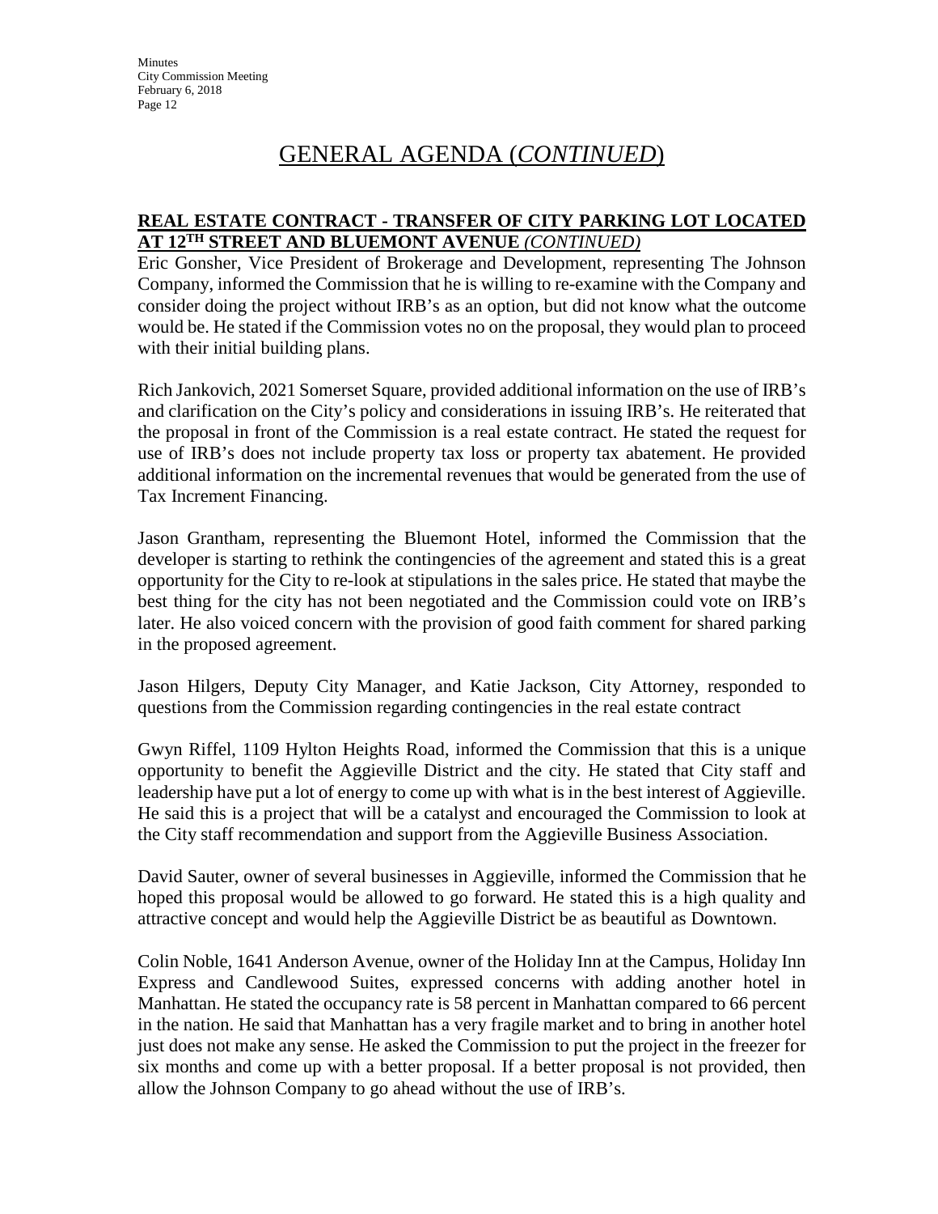# GENERAL AGENDA (*CONTINUED*)

## REAL ESTATE CONTRACT - TRANSFER OF CITY PARKING LOT LOCATED AT 12TH STREET AND BLUEMONT AVENUE *(CONTINUED)*

Eric Gonsher, Vice President of Brokerage and Development, representing The Johnson Company, informed the Commission that he is willing to re-examine with the Company and consider doing the project without IRB's as an option, but did not know what the outcome would be. He stated if the Commission votes no on the proposal, they would plan to proceed with their initial building plans.

Rich Jankovich, 2021 Somerset Square, provided additional information on the use of IRB's and clarification on the City's policy and considerations in issuing IRB's. He reiterated that the proposal in front of the Commission is a real estate contract. He stated the request for use of IRB's does not include property tax loss or property tax abatement. He provided additional information on the incremental revenues that would be generated from the use of Tax Increment Financing.

Jason Grantham, representing the Bluemont Hotel, informed the Commission that the developer is starting to rethink the contingencies of the agreement and stated this is a great opportunity for the City to re-look at stipulations in the sales price. He stated that maybe the best thing for the city has not been negotiated and the Commission could vote on IRB's later. He also voiced concern with the provision of good faith comment for shared parking in the proposed agreement.

Jason Hilgers, Deputy City Manager, and Katie Jackson, City Attorney, responded to questions from the Commission regarding contingencies in the real estate contract

Gwyn Riffel, 1109 Hylton Heights Road, informed the Commission that this is a unique opportunity to benefit the Aggieville District and the city. He stated that City staff and leadership have put a lot of energy to come up with what is in the best interest of Aggieville. He said this is a project that will be a catalyst and encouraged the Commission to look at the City staff recommendation and support from the Aggieville Business Association.

David Sauter, owner of several businesses in Aggieville, informed the Commission that he hoped this proposal would be allowed to go forward. He stated this is a high quality and attractive concept and would help the Aggieville District be as beautiful as Downtown.

Colin Noble, 1641 Anderson Avenue, owner of the Holiday Inn at the Campus, Holiday Inn Express and Candlewood Suites, expressed concerns with adding another hotel in Manhattan. He stated the occupancy rate is 58 percent in Manhattan compared to 66 percent in the nation. He said that Manhattan has a very fragile market and to bring in another hotel just does not make any sense. He asked the Commission to put the project in the freezer for six months and come up with a better proposal. If a better proposal is not provided, then allow the Johnson Company to go ahead without the use of IRB's.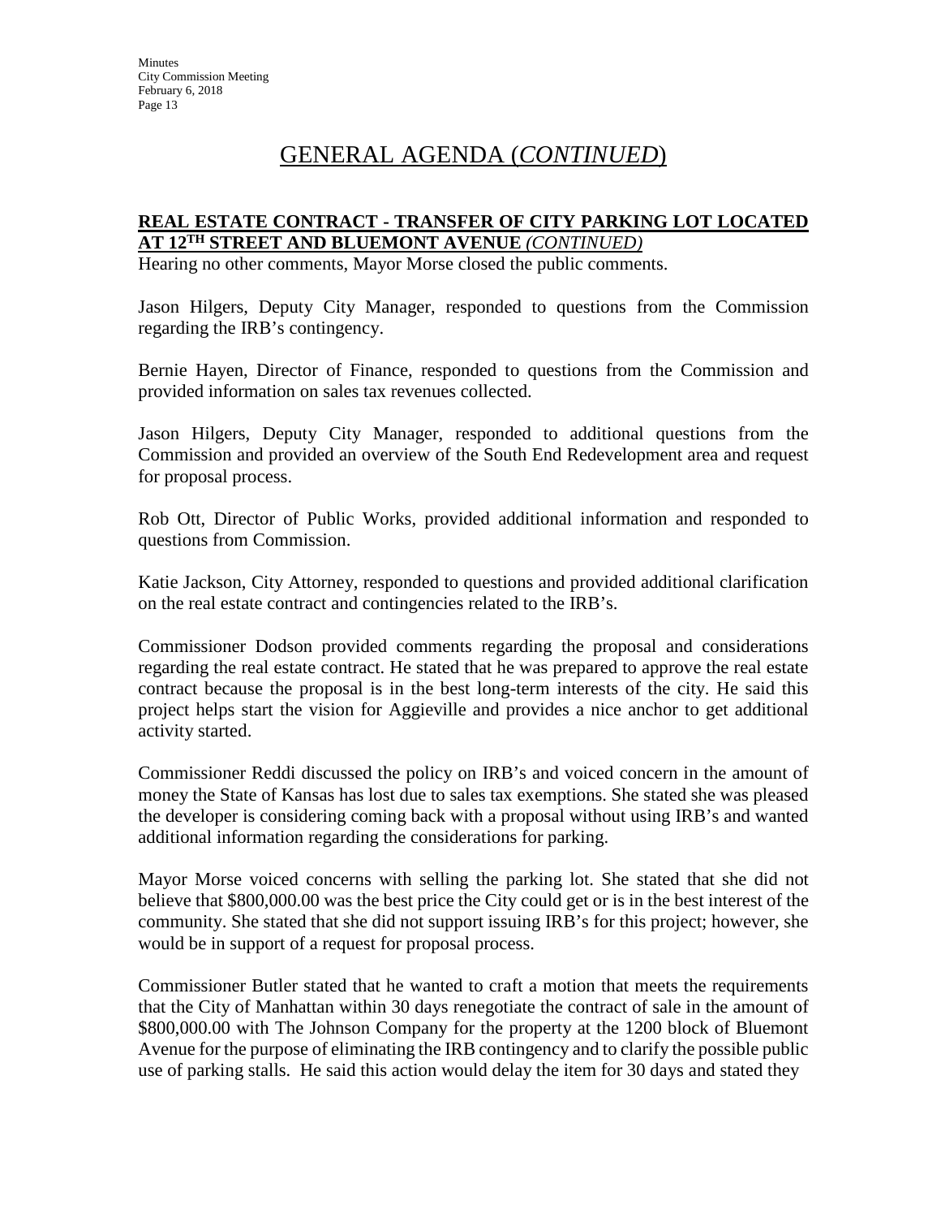# GENERAL AGENDA (*CONTINUED*)

**REAL ESTATE CONTRACT - TRANSFER OF CITY PARKING LOT LOCATED AT 12TH STREET AND BLUEMONT AVENUE** ***(CONTINUED)***

Hearing no other comments, Mayor Morse closed the public comments.

Jason Hilgers, Deputy City Manager, responded to questions from the Commission regarding the IRB's contingency.

Bernie Hayen, Director of Finance, responded to questions from the Commission and provided information on sales tax revenues collected.

Jason Hilgers, Deputy City Manager, responded to additional questions from the Commission and provided an overview of the South End Redevelopment area and request for proposal process.

Rob Ott, Director of Public Works, provided additional information and responded to questions from Commission.

Katie Jackson, City Attorney, responded to questions and provided additional clarification on the real estate contract and contingencies related to the IRB's.

Commissioner Dodson provided comments regarding the proposal and considerations regarding the real estate contract. He stated that he was prepared to approve the real estate contract because the proposal is in the best long-term interests of the city. He said this project helps start the vision for Aggieville and provides a nice anchor to get additional activity started.

Commissioner Reddi discussed the policy on IRB's and voiced concern in the amount of money the State of Kansas has lost due to sales tax exemptions. She stated she was pleased the developer is considering coming back with a proposal without using IRB's and wanted additional information regarding the considerations for parking.

Mayor Morse voiced concerns with selling the parking lot. She stated that she did not believe that $800,000.00 was the best price the City could get or is in the best interest of the community. She stated that she did not support issuing IRB's for this project; however, she would be in support of a request for proposal process.

Commissioner Butler stated that he wanted to craft a motion that meets the requirements that the City of Manhattan within 30 days renegotiate the contract of sale in the amount of $800,000.00 with The Johnson Company for the property at the 1200 block of Bluemont Avenue for the purpose of eliminating the IRB contingency and to clarify the possible public use of parking stalls. He said this action would delay the item for 30 days and stated they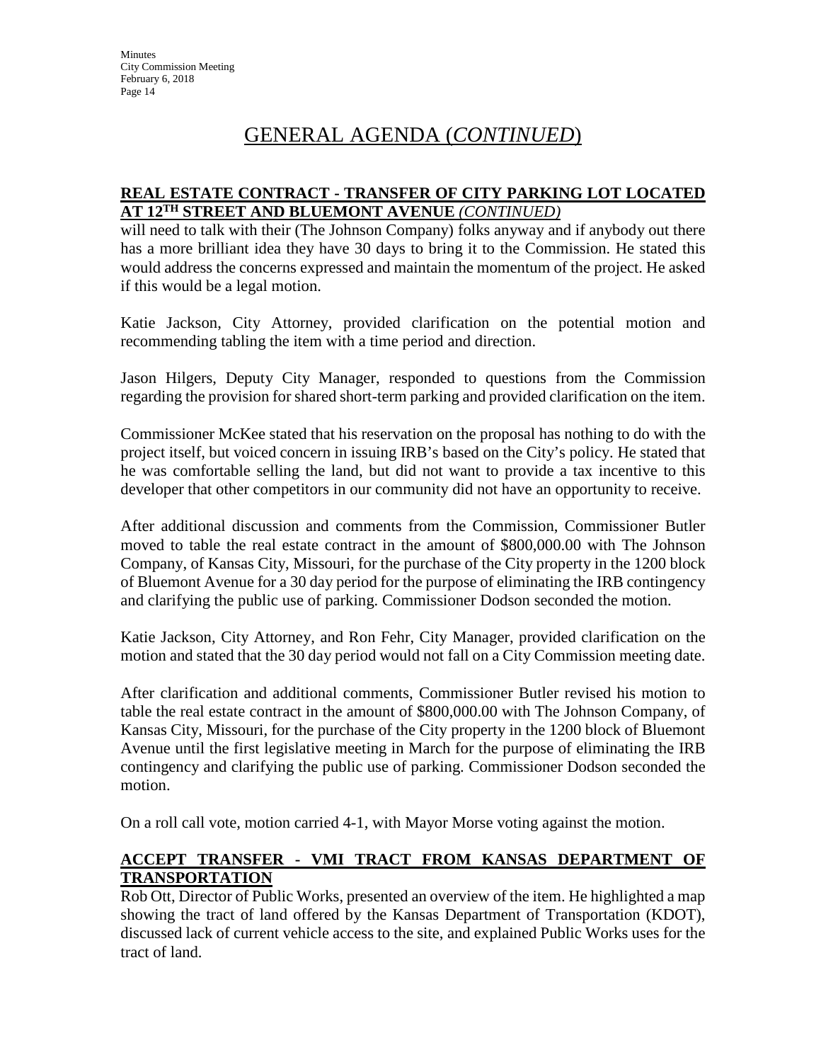# GENERAL AGENDA (*CONTINUED*)

**REAL ESTATE CONTRACT - TRANSFER OF CITY PARKING LOT LOCATED AT 12TH STREET AND BLUEMONT AVENUE *(CONTINUED)***

will need to talk with their (The Johnson Company) folks anyway and if anybody out there has a more brilliant idea they have 30 days to bring it to the Commission. He stated this would address the concerns expressed and maintain the momentum of the project. He asked if this would be a legal motion.

Katie Jackson, City Attorney, provided clarification on the potential motion and recommending tabling the item with a time period and direction.

Jason Hilgers, Deputy City Manager, responded to questions from the Commission regarding the provision for shared short-term parking and provided clarification on the item.

Commissioner McKee stated that his reservation on the proposal has nothing to do with the project itself, but voiced concern in issuing IRB's based on the City's policy. He stated that he was comfortable selling the land, but did not want to provide a tax incentive to this developer that other competitors in our community did not have an opportunity to receive.

After additional discussion and comments from the Commission, Commissioner Butler moved to table the real estate contract in the amount of $800,000.00 with The Johnson Company, of Kansas City, Missouri, for the purchase of the City property in the 1200 block of Bluemont Avenue for a 30 day period for the purpose of eliminating the IRB contingency and clarifying the public use of parking. Commissioner Dodson seconded the motion.

Katie Jackson, City Attorney, and Ron Fehr, City Manager, provided clarification on the motion and stated that the 30 day period would not fall on a City Commission meeting date.

After clarification and additional comments, Commissioner Butler revised his motion to table the real estate contract in the amount of $800,000.00 with The Johnson Company, of Kansas City, Missouri, for the purchase of the City property in the 1200 block of Bluemont Avenue until the first legislative meeting in March for the purpose of eliminating the IRB contingency and clarifying the public use of parking. Commissioner Dodson seconded the motion.

On a roll call vote, motion carried 4-1, with Mayor Morse voting against the motion.

**ACCEPT TRANSFER - VMI TRACT FROM KANSAS DEPARTMENT OF TRANSPORTATION**

Rob Ott, Director of Public Works, presented an overview of the item. He highlighted a map showing the tract of land offered by the Kansas Department of Transportation (KDOT), discussed lack of current vehicle access to the site, and explained Public Works uses for the tract of land.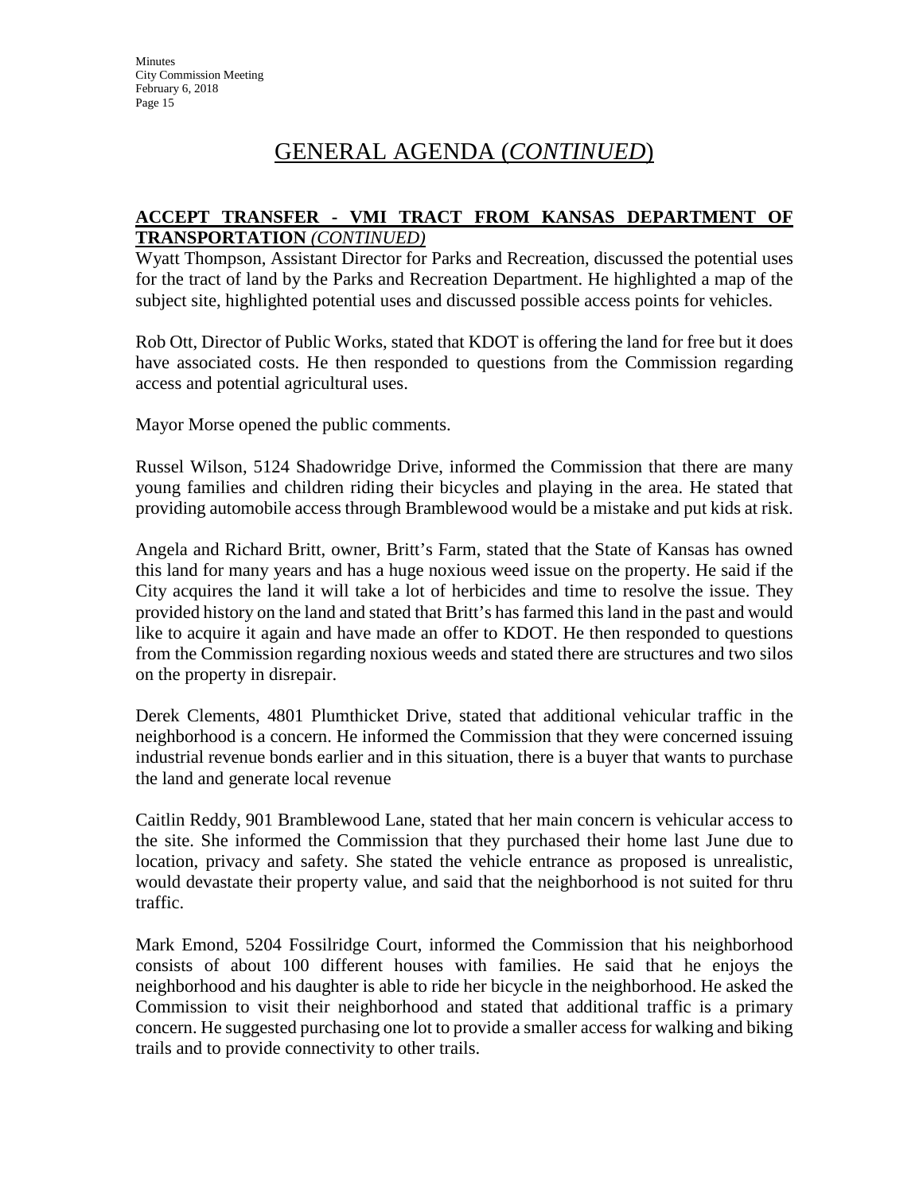# GENERAL AGENDA (*CONTINUED*)

**ACCEPT TRANSFER - VMI TRACT FROM KANSAS DEPARTMENT OF TRANSPORTATION** *(CONTINUED)*

Wyatt Thompson, Assistant Director for Parks and Recreation, discussed the potential uses for the tract of land by the Parks and Recreation Department. He highlighted a map of the subject site, highlighted potential uses and discussed possible access points for vehicles.

Rob Ott, Director of Public Works, stated that KDOT is offering the land for free but it does have associated costs. He then responded to questions from the Commission regarding access and potential agricultural uses.

Mayor Morse opened the public comments.

Russel Wilson, 5124 Shadowridge Drive, informed the Commission that there are many young families and children riding their bicycles and playing in the area. He stated that providing automobile access through Bramblewood would be a mistake and put kids at risk.

Angela and Richard Britt, owner, Britt's Farm, stated that the State of Kansas has owned this land for many years and has a huge noxious weed issue on the property. He said if the City acquires the land it will take a lot of herbicides and time to resolve the issue. They provided history on the land and stated that Britt's has farmed this land in the past and would like to acquire it again and have made an offer to KDOT. He then responded to questions from the Commission regarding noxious weeds and stated there are structures and two silos on the property in disrepair.

Derek Clements, 4801 Plumthicket Drive, stated that additional vehicular traffic in the neighborhood is a concern. He informed the Commission that they were concerned issuing industrial revenue bonds earlier and in this situation, there is a buyer that wants to purchase the land and generate local revenue

Caitlin Reddy, 901 Bramblewood Lane, stated that her main concern is vehicular access to the site. She informed the Commission that they purchased their home last June due to location, privacy and safety. She stated the vehicle entrance as proposed is unrealistic, would devastate their property value, and said that the neighborhood is not suited for thru traffic.

Mark Emond, 5204 Fossilridge Court, informed the Commission that his neighborhood consists of about 100 different houses with families. He said that he enjoys the neighborhood and his daughter is able to ride her bicycle in the neighborhood. He asked the Commission to visit their neighborhood and stated that additional traffic is a primary concern. He suggested purchasing one lot to provide a smaller access for walking and biking trails and to provide connectivity to other trails.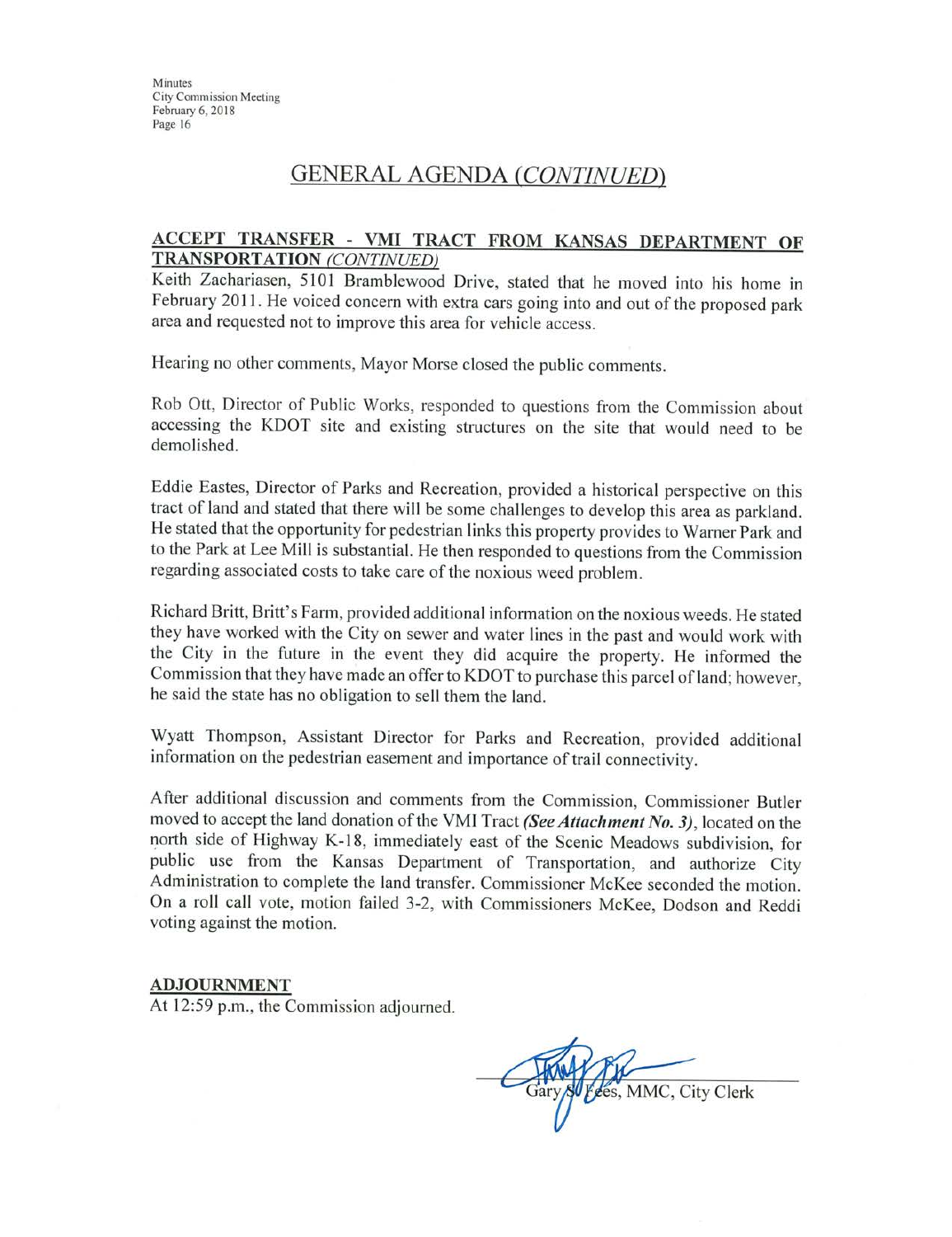## GENERAL AGENDA *(CONTINUED)*

**ACCEPT TRANSFER - VMI TRACT FROM KANSAS DEPARTMENT OF TRANSPORTATION *(CONTINUED)***

Keith Zachariasen, 5101 Bramblewood Drive, stated that he moved into his home in February 2011. He voiced concern with extra cars going into and out of the proposed park area and requested not to improve this area for vehicle access.

Hearing no other comments, Mayor Morse closed the public comments.

Rob Ott, Director of Public Works, responded to questions from the Commission about accessing the KDOT site and existing structures on the site that would need to be demolished.

Eddie Eastes, Director of Parks and Recreation, provided a historical perspective on this tract of land and stated that there will be some challenges to develop this area as parkland. He stated that the opportunity for pedestrian links this property provides to Warner Park and to the Park at Lee Mill is substantial. He then responded to questions from the Commission regarding associated costs to take care of the noxious weed problem.

Richard Britt, Britt's Farm, provided additional information on the noxious weeds. He stated they have worked with the City on sewer and water lines in the past and would work with the City in the future in the event they did acquire the property. He informed the Commission that they have made an offer to KDOT to purchase this parcel of land; however, he said the state has no obligation to sell them the land.

Wyatt Thompson, Assistant Director for Parks and Recreation, provided additional information on the pedestrian easement and importance of trail connectivity.

After additional discussion and comments from the Commission, Commissioner Butler moved to accept the land donation of the VMI Tract ***(See Attachment No. 3)***, located on the north side of Highway K-18, immediately east of the Scenic Meadows subdivision, for public use from the Kansas Department of Transportation, and authorize City Administration to complete the land transfer. Commissioner McKee seconded the motion. On a roll call vote, motion failed 3-2, with Commissioners McKee, Dodson and Reddi voting against the motion.

**ADJOURNMENT**

At 12:59 p.m., the Commission adjourned.

Gary S. Fees, MMC, City Clerk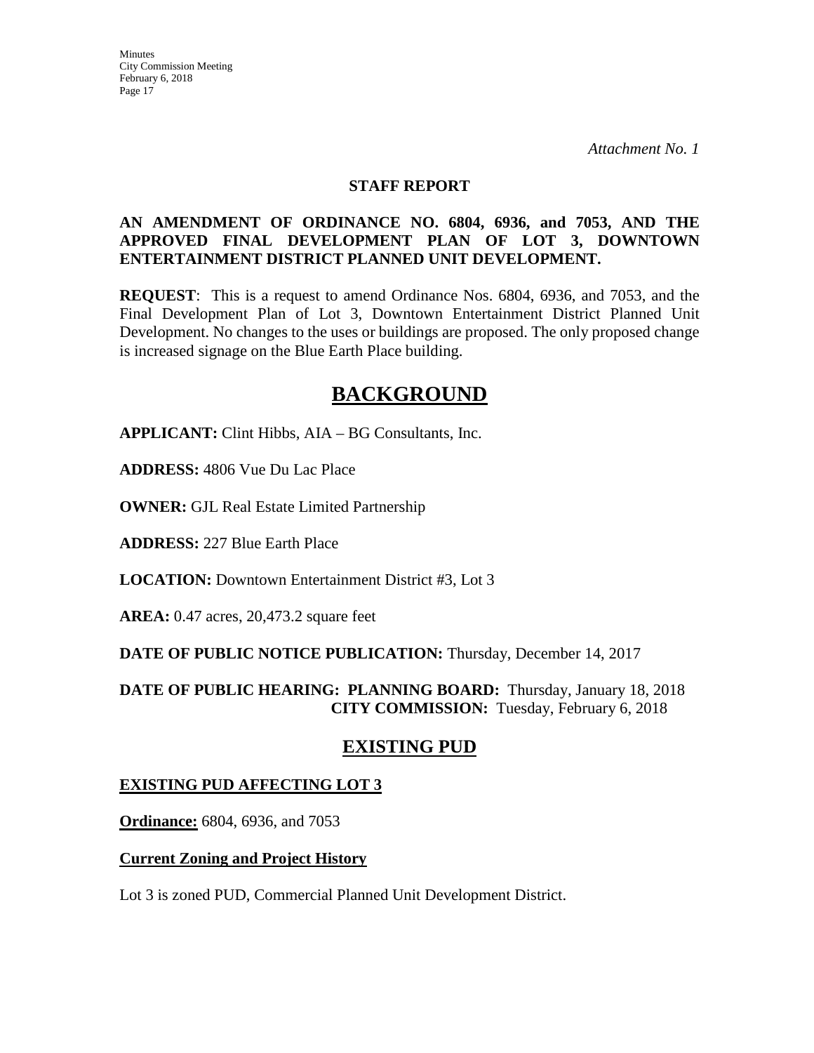*Attachment No. 1*

**STAFF REPORT**

**AN AMENDMENT OF ORDINANCE NO. 6804, 6936, and 7053, AND THE APPROVED FINAL DEVELOPMENT PLAN OF LOT 3, DOWNTOWN ENTERTAINMENT DISTRICT PLANNED UNIT DEVELOPMENT.**

**REQUEST**: This is a request to amend Ordinance Nos. 6804, 6936, and 7053, and the Final Development Plan of Lot 3, Downtown Entertainment District Planned Unit Development. No changes to the uses or buildings are proposed. The only proposed change is increased signage on the Blue Earth Place building.

# BACKGROUND

**APPLICANT:** Clint Hibbs, AIA – BG Consultants, Inc.

**ADDRESS:** 4806 Vue Du Lac Place

**OWNER:** GJL Real Estate Limited Partnership

**ADDRESS:** 227 Blue Earth Place

**LOCATION:** Downtown Entertainment District #3, Lot 3

**AREA:** 0.47 acres, 20,473.2 square feet

**DATE OF PUBLIC NOTICE PUBLICATION:** Thursday, December 14, 2017

**DATE OF PUBLIC HEARING: PLANNING BOARD:** Thursday, January 18, 2018
**CITY COMMISSION:** Tuesday, February 6, 2018

# EXISTING PUD

## EXISTING PUD AFFECTING LOT 3

**Ordinance:** 6804, 6936, and 7053

**Current Zoning and Project History**

Lot 3 is zoned PUD, Commercial Planned Unit Development District.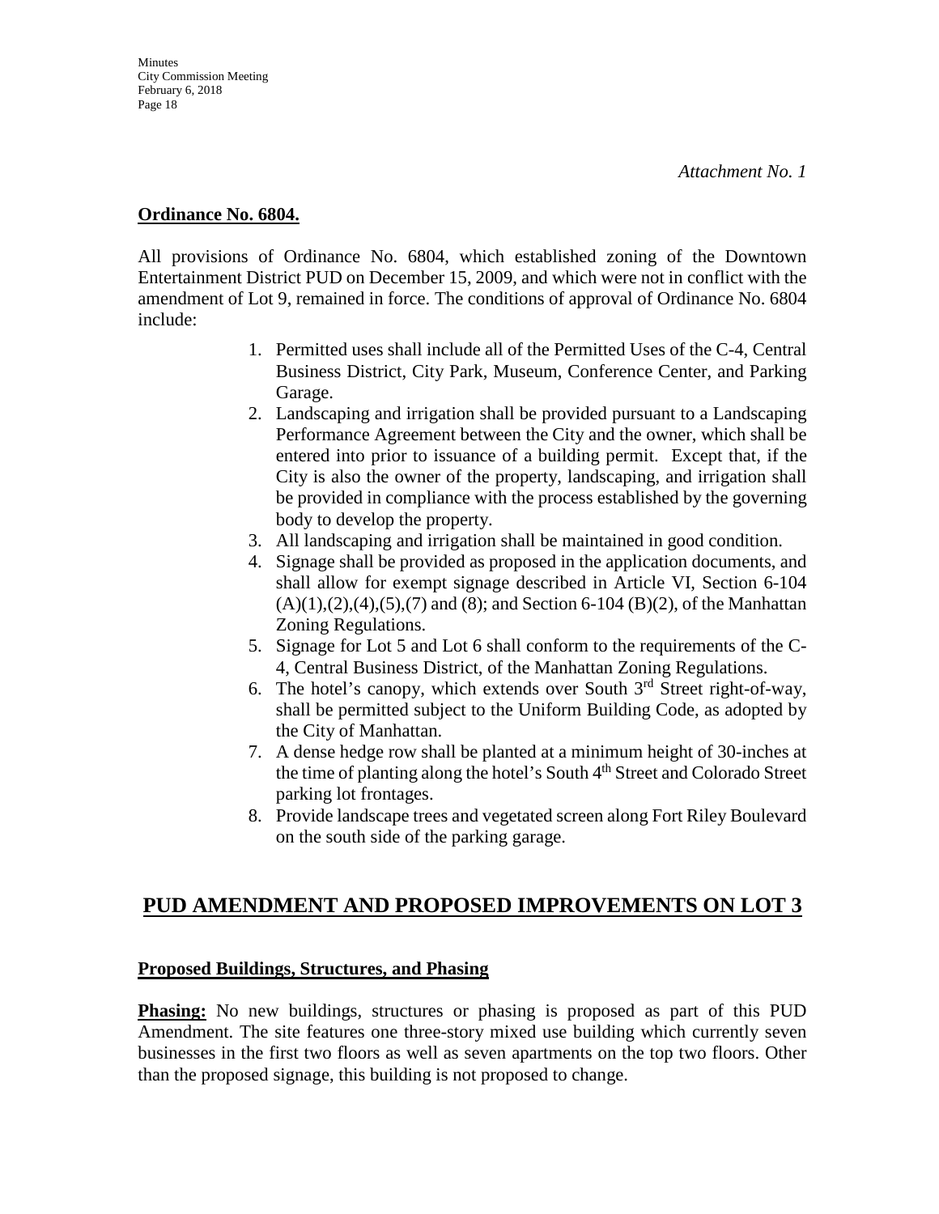*Attachment No. 1*

**Ordinance No. 6804.**

All provisions of Ordinance No. 6804, which established zoning of the Downtown Entertainment District PUD on December 15, 2009, and which were not in conflict with the amendment of Lot 9, remained in force. The conditions of approval of Ordinance No. 6804 include:

1. Permitted uses shall include all of the Permitted Uses of the C-4, Central Business District, City Park, Museum, Conference Center, and Parking Garage.
2. Landscaping and irrigation shall be provided pursuant to a Landscaping Performance Agreement between the City and the owner, which shall be entered into prior to issuance of a building permit. Except that, if the City is also the owner of the property, landscaping, and irrigation shall be provided in compliance with the process established by the governing body to develop the property.
3. All landscaping and irrigation shall be maintained in good condition.
4. Signage shall be provided as proposed in the application documents, and shall allow for exempt signage described in Article VI, Section 6-104 (A)(1),(2),(4),(5),(7) and (8); and Section 6-104 (B)(2), of the Manhattan Zoning Regulations.
5. Signage for Lot 5 and Lot 6 shall conform to the requirements of the C-4, Central Business District, of the Manhattan Zoning Regulations.
6. The hotel's canopy, which extends over South 3rd Street right-of-way, shall be permitted subject to the Uniform Building Code, as adopted by the City of Manhattan.
7. A dense hedge row shall be planted at a minimum height of 30-inches at the time of planting along the hotel's South 4th Street and Colorado Street parking lot frontages.
8. Provide landscape trees and vegetated screen along Fort Riley Boulevard on the south side of the parking garage.

## PUD AMENDMENT AND PROPOSED IMPROVEMENTS ON LOT 3

**Proposed Buildings, Structures, and Phasing**

**Phasing:** No new buildings, structures or phasing is proposed as part of this PUD Amendment. The site features one three-story mixed use building which currently seven businesses in the first two floors as well as seven apartments on the top two floors. Other than the proposed signage, this building is not proposed to change.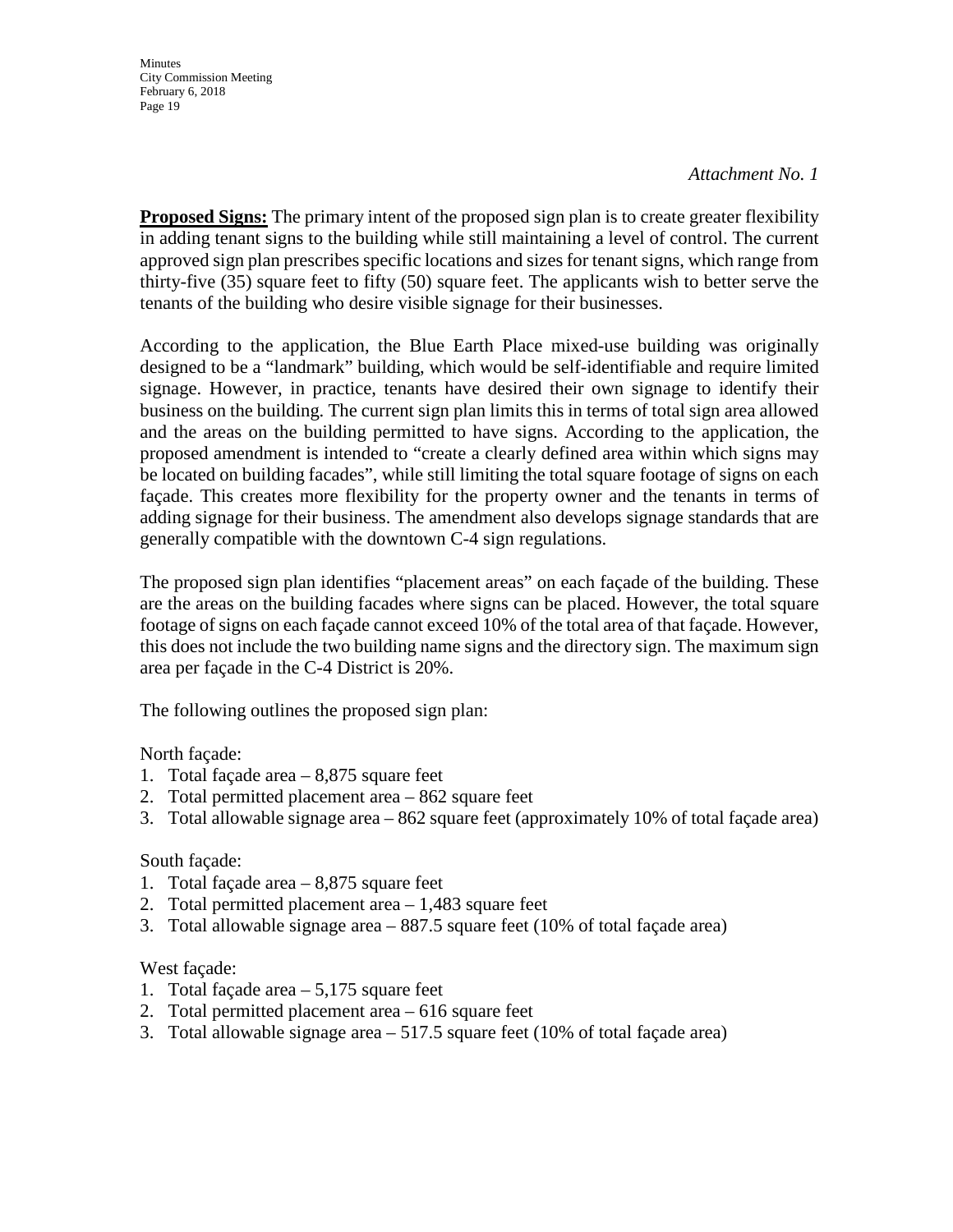*Attachment No. 1*

**Proposed Signs:** The primary intent of the proposed sign plan is to create greater flexibility in adding tenant signs to the building while still maintaining a level of control. The current approved sign plan prescribes specific locations and sizes for tenant signs, which range from thirty-five (35) square feet to fifty (50) square feet. The applicants wish to better serve the tenants of the building who desire visible signage for their businesses.

According to the application, the Blue Earth Place mixed-use building was originally designed to be a "landmark" building, which would be self-identifiable and require limited signage. However, in practice, tenants have desired their own signage to identify their business on the building. The current sign plan limits this in terms of total sign area allowed and the areas on the building permitted to have signs. According to the application, the proposed amendment is intended to "create a clearly defined area within which signs may be located on building facades", while still limiting the total square footage of signs on each façade. This creates more flexibility for the property owner and the tenants in terms of adding signage for their business. The amendment also develops signage standards that are generally compatible with the downtown C-4 sign regulations.

The proposed sign plan identifies "placement areas" on each façade of the building. These are the areas on the building facades where signs can be placed. However, the total square footage of signs on each façade cannot exceed 10% of the total area of that façade. However, this does not include the two building name signs and the directory sign. The maximum sign area per façade in the C-4 District is 20%.

The following outlines the proposed sign plan:

North façade:

1. Total façade area – 8,875 square feet
2. Total permitted placement area – 862 square feet
3. Total allowable signage area – 862 square feet (approximately 10% of total façade area)

South façade:

1. Total façade area – 8,875 square feet
2. Total permitted placement area – 1,483 square feet
3. Total allowable signage area – 887.5 square feet (10% of total façade area)

West façade:

1. Total façade area – 5,175 square feet
2. Total permitted placement area – 616 square feet
3. Total allowable signage area – 517.5 square feet (10% of total façade area)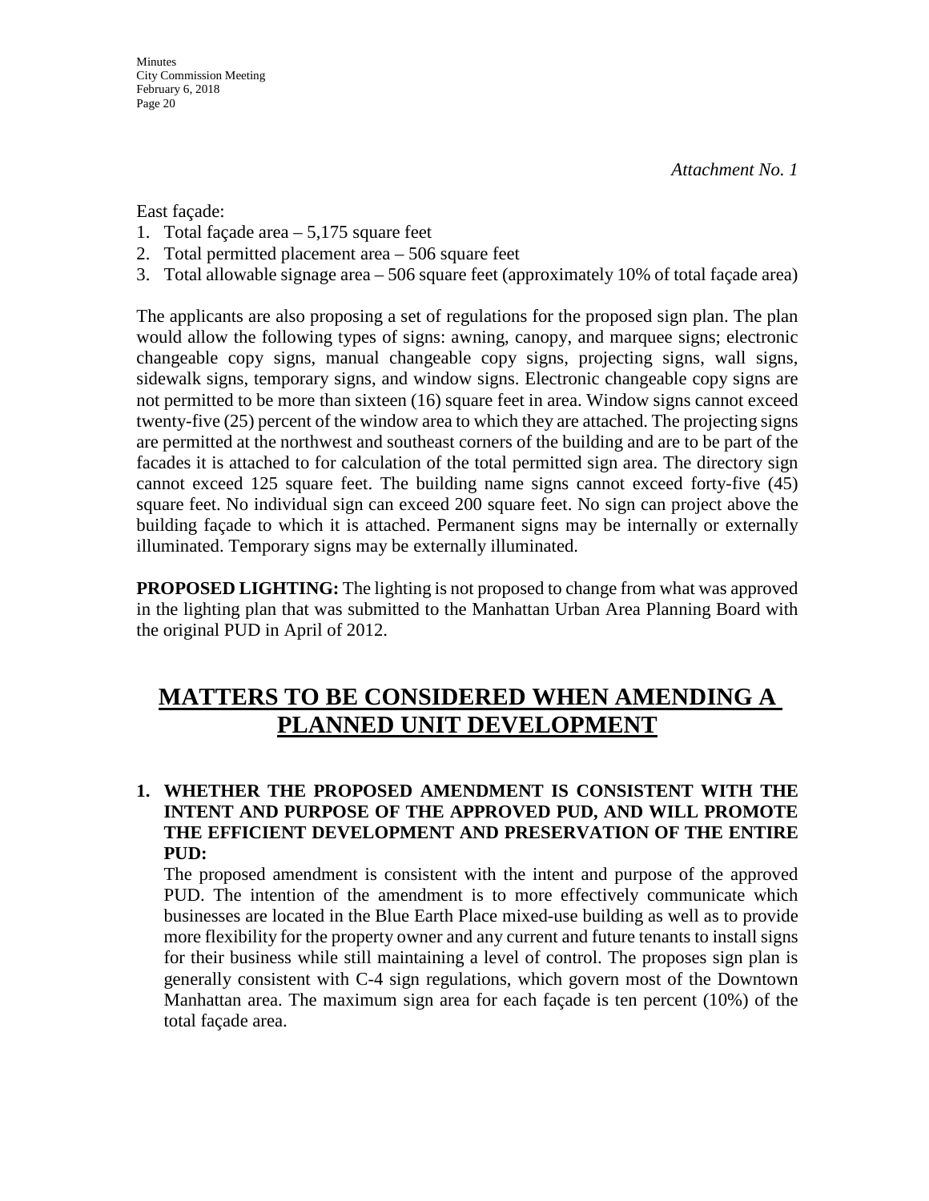*Attachment No. 1*

East façade:

1. Total façade area – 5,175 square feet
2. Total permitted placement area – 506 square feet
3. Total allowable signage area – 506 square feet (approximately 10% of total façade area)

The applicants are also proposing a set of regulations for the proposed sign plan. The plan would allow the following types of signs: awning, canopy, and marquee signs; electronic changeable copy signs, manual changeable copy signs, projecting signs, wall signs, sidewalk signs, temporary signs, and window signs. Electronic changeable copy signs are not permitted to be more than sixteen (16) square feet in area. Window signs cannot exceed twenty-five (25) percent of the window area to which they are attached. The projecting signs are permitted at the northwest and southeast corners of the building and are to be part of the facades it is attached to for calculation of the total permitted sign area. The directory sign cannot exceed 125 square feet. The building name signs cannot exceed forty-five (45) square feet. No individual sign can exceed 200 square feet. No sign can project above the building façade to which it is attached. Permanent signs may be internally or externally illuminated. Temporary signs may be externally illuminated.

**PROPOSED LIGHTING:** The lighting is not proposed to change from what was approved in the lighting plan that was submitted to the Manhattan Urban Area Planning Board with the original PUD in April of 2012.

# MATTERS TO BE CONSIDERED WHEN AMENDING A PLANNED UNIT DEVELOPMENT

**1. WHETHER THE PROPOSED AMENDMENT IS CONSISTENT WITH THE INTENT AND PURPOSE OF THE APPROVED PUD, AND WILL PROMOTE THE EFFICIENT DEVELOPMENT AND PRESERVATION OF THE ENTIRE PUD:**

The proposed amendment is consistent with the intent and purpose of the approved PUD. The intention of the amendment is to more effectively communicate which businesses are located in the Blue Earth Place mixed-use building as well as to provide more flexibility for the property owner and any current and future tenants to install signs for their business while still maintaining a level of control. The proposes sign plan is generally consistent with C-4 sign regulations, which govern most of the Downtown Manhattan area. The maximum sign area for each façade is ten percent (10%) of the total façade area.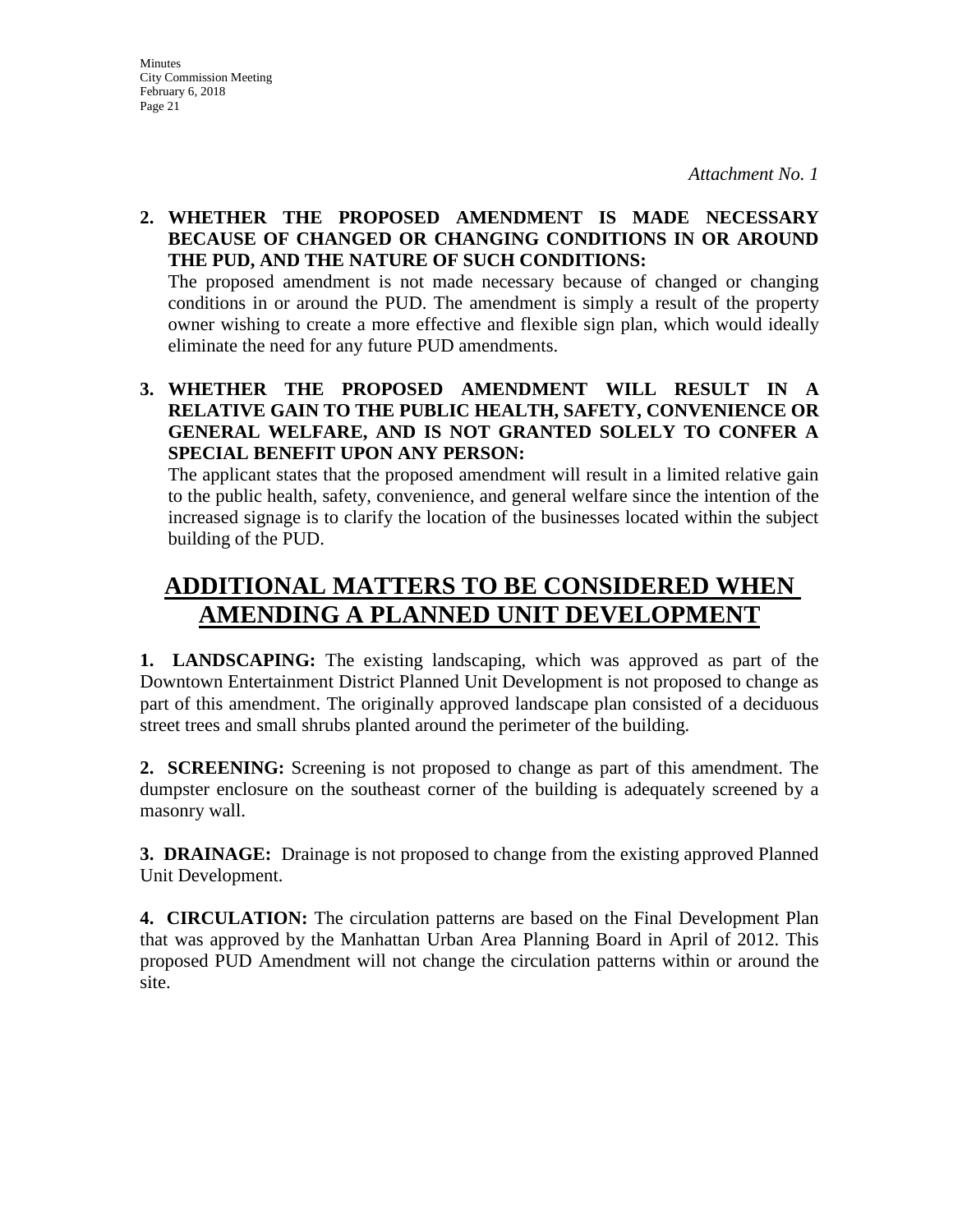*Attachment No. 1*

**2. WHETHER THE PROPOSED AMENDMENT IS MADE NECESSARY BECAUSE OF CHANGED OR CHANGING CONDITIONS IN OR AROUND THE PUD, AND THE NATURE OF SUCH CONDITIONS:**

The proposed amendment is not made necessary because of changed or changing conditions in or around the PUD. The amendment is simply a result of the property owner wishing to create a more effective and flexible sign plan, which would ideally eliminate the need for any future PUD amendments.

**3. WHETHER THE PROPOSED AMENDMENT WILL RESULT IN A RELATIVE GAIN TO THE PUBLIC HEALTH, SAFETY, CONVENIENCE OR GENERAL WELFARE, AND IS NOT GRANTED SOLELY TO CONFER A SPECIAL BENEFIT UPON ANY PERSON:**

The applicant states that the proposed amendment will result in a limited relative gain to the public health, safety, convenience, and general welfare since the intention of the increased signage is to clarify the location of the businesses located within the subject building of the PUD.

## ADDITIONAL MATTERS TO BE CONSIDERED WHEN AMENDING A PLANNED UNIT DEVELOPMENT

**1. LANDSCAPING:** The existing landscaping, which was approved as part of the Downtown Entertainment District Planned Unit Development is not proposed to change as part of this amendment. The originally approved landscape plan consisted of a deciduous street trees and small shrubs planted around the perimeter of the building.

**2. SCREENING:** Screening is not proposed to change as part of this amendment. The dumpster enclosure on the southeast corner of the building is adequately screened by a masonry wall.

**3. DRAINAGE:** Drainage is not proposed to change from the existing approved Planned Unit Development.

**4. CIRCULATION:** The circulation patterns are based on the Final Development Plan that was approved by the Manhattan Urban Area Planning Board in April of 2012. This proposed PUD Amendment will not change the circulation patterns within or around the site.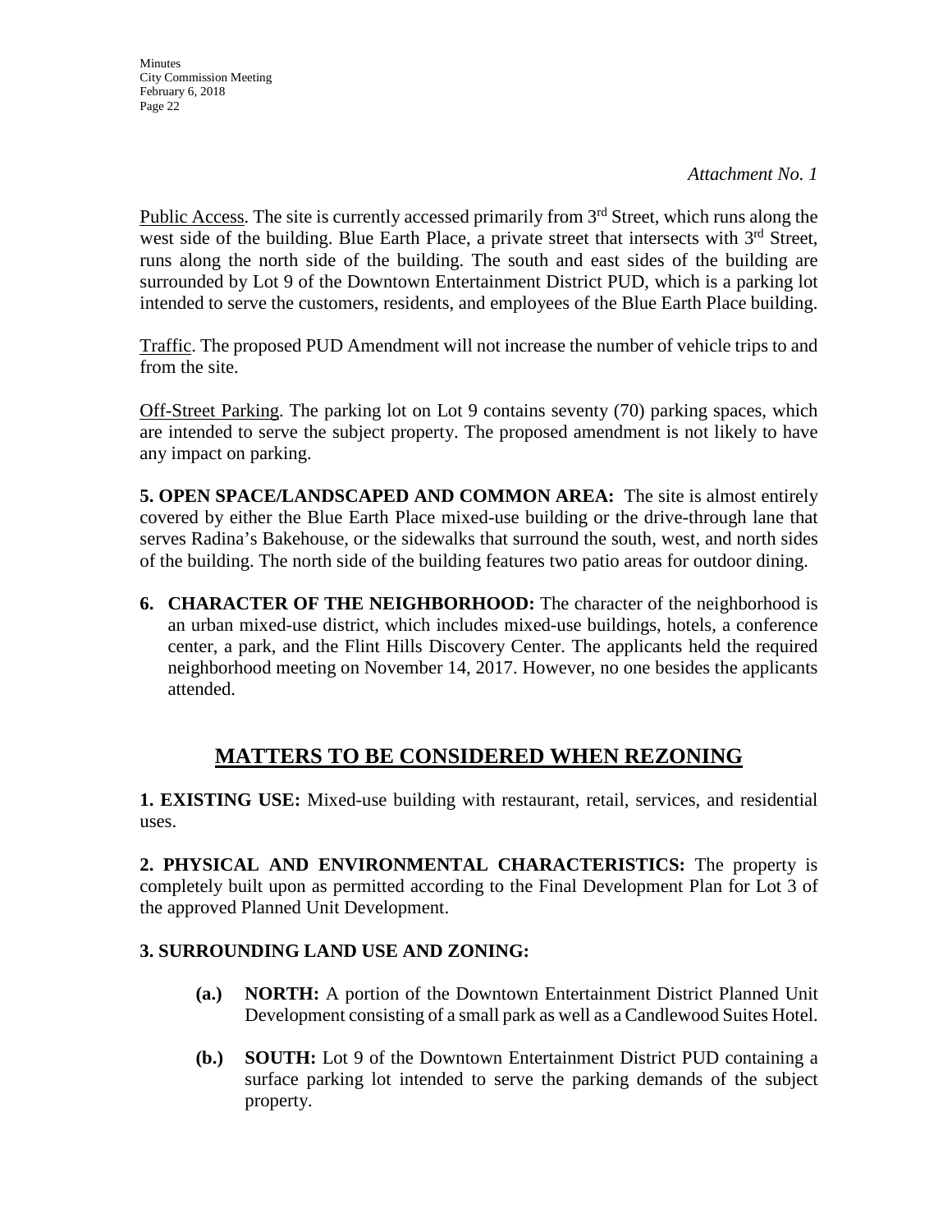*Attachment No. 1*

Public Access. The site is currently accessed primarily from 3rd Street, which runs along the west side of the building. Blue Earth Place, a private street that intersects with 3rd Street, runs along the north side of the building. The south and east sides of the building are surrounded by Lot 9 of the Downtown Entertainment District PUD, which is a parking lot intended to serve the customers, residents, and employees of the Blue Earth Place building.

Traffic. The proposed PUD Amendment will not increase the number of vehicle trips to and from the site.

Off-Street Parking. The parking lot on Lot 9 contains seventy (70) parking spaces, which are intended to serve the subject property. The proposed amendment is not likely to have any impact on parking.

**5. OPEN SPACE/LANDSCAPED AND COMMON AREA:** The site is almost entirely covered by either the Blue Earth Place mixed-use building or the drive-through lane that serves Radina's Bakehouse, or the sidewalks that surround the south, west, and north sides of the building. The north side of the building features two patio areas for outdoor dining.

**6. CHARACTER OF THE NEIGHBORHOOD:** The character of the neighborhood is an urban mixed-use district, which includes mixed-use buildings, hotels, a conference center, a park, and the Flint Hills Discovery Center. The applicants held the required neighborhood meeting on November 14, 2017. However, no one besides the applicants attended.

## MATTERS TO BE CONSIDERED WHEN REZONING

**1. EXISTING USE:** Mixed-use building with restaurant, retail, services, and residential uses.

**2. PHYSICAL AND ENVIRONMENTAL CHARACTERISTICS:** The property is completely built upon as permitted according to the Final Development Plan for Lot 3 of the approved Planned Unit Development.

**3. SURROUNDING LAND USE AND ZONING:**

**(a.)** **NORTH:** A portion of the Downtown Entertainment District Planned Unit Development consisting of a small park as well as a Candlewood Suites Hotel.

**(b.)** **SOUTH:** Lot 9 of the Downtown Entertainment District PUD containing a surface parking lot intended to serve the parking demands of the subject property.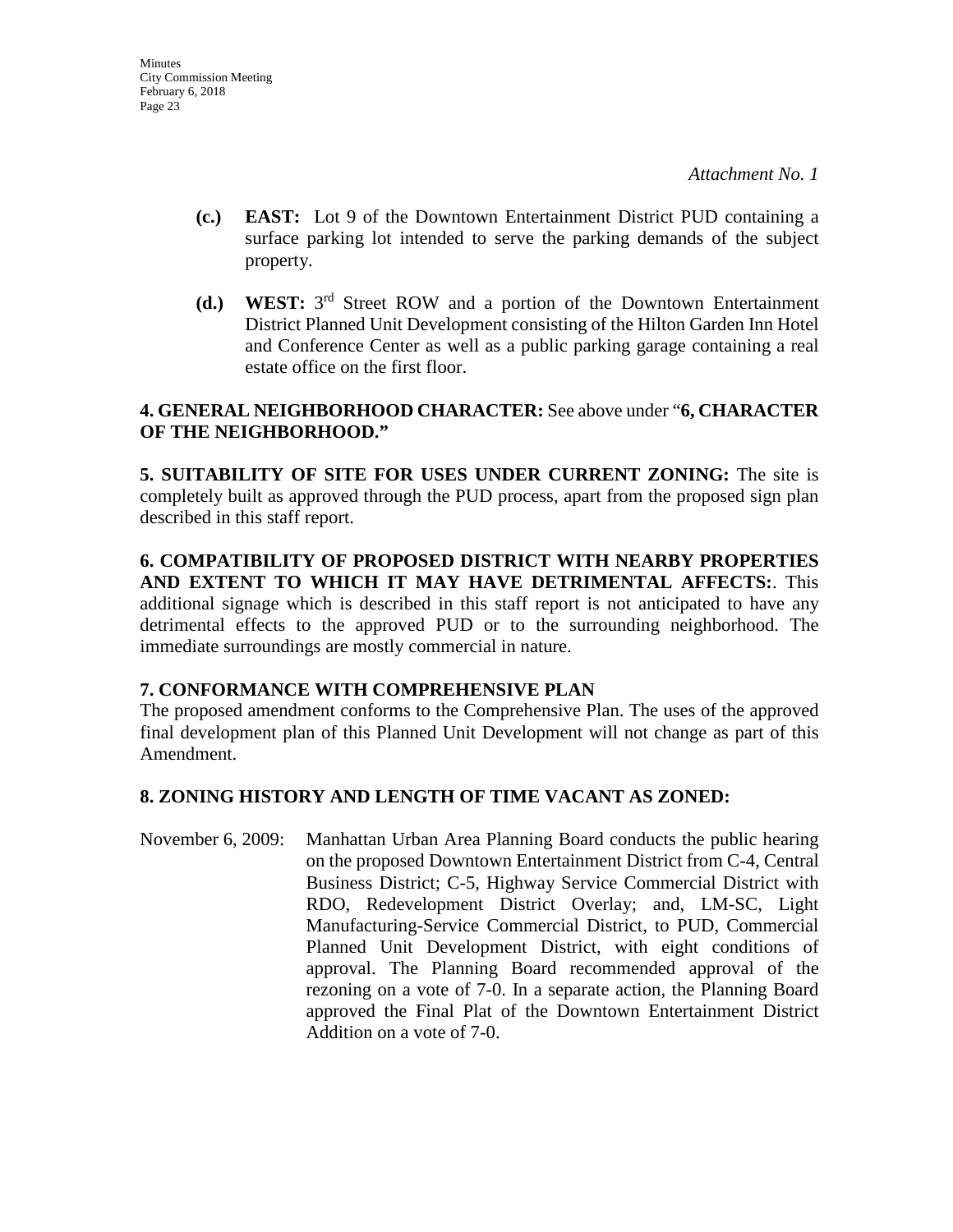*Attachment No. 1*

**(c.)** **EAST:** Lot 9 of the Downtown Entertainment District PUD containing a surface parking lot intended to serve the parking demands of the subject property.

**(d.)** **WEST:** 3rd Street ROW and a portion of the Downtown Entertainment District Planned Unit Development consisting of the Hilton Garden Inn Hotel and Conference Center as well as a public parking garage containing a real estate office on the first floor.

**4. GENERAL NEIGHBORHOOD CHARACTER:** See above under "**6, CHARACTER OF THE NEIGHBORHOOD.**"

**5. SUITABILITY OF SITE FOR USES UNDER CURRENT ZONING:** The site is completely built as approved through the PUD process, apart from the proposed sign plan described in this staff report.

**6. COMPATIBILITY OF PROPOSED DISTRICT WITH NEARBY PROPERTIES AND EXTENT TO WHICH IT MAY HAVE DETRIMENTAL AFFECTS:**. This additional signage which is described in this staff report is not anticipated to have any detrimental effects to the approved PUD or to the surrounding neighborhood. The immediate surroundings are mostly commercial in nature.

**7. CONFORMANCE WITH COMPREHENSIVE PLAN**

The proposed amendment conforms to the Comprehensive Plan. The uses of the approved final development plan of this Planned Unit Development will not change as part of this Amendment.

**8. ZONING HISTORY AND LENGTH OF TIME VACANT AS ZONED:**

November 6, 2009: Manhattan Urban Area Planning Board conducts the public hearing on the proposed Downtown Entertainment District from C-4, Central Business District; C-5, Highway Service Commercial District with RDO, Redevelopment District Overlay; and, LM-SC, Light Manufacturing-Service Commercial District, to PUD, Commercial Planned Unit Development District, with eight conditions of approval. The Planning Board recommended approval of the rezoning on a vote of 7-0. In a separate action, the Planning Board approved the Final Plat of the Downtown Entertainment District Addition on a vote of 7-0.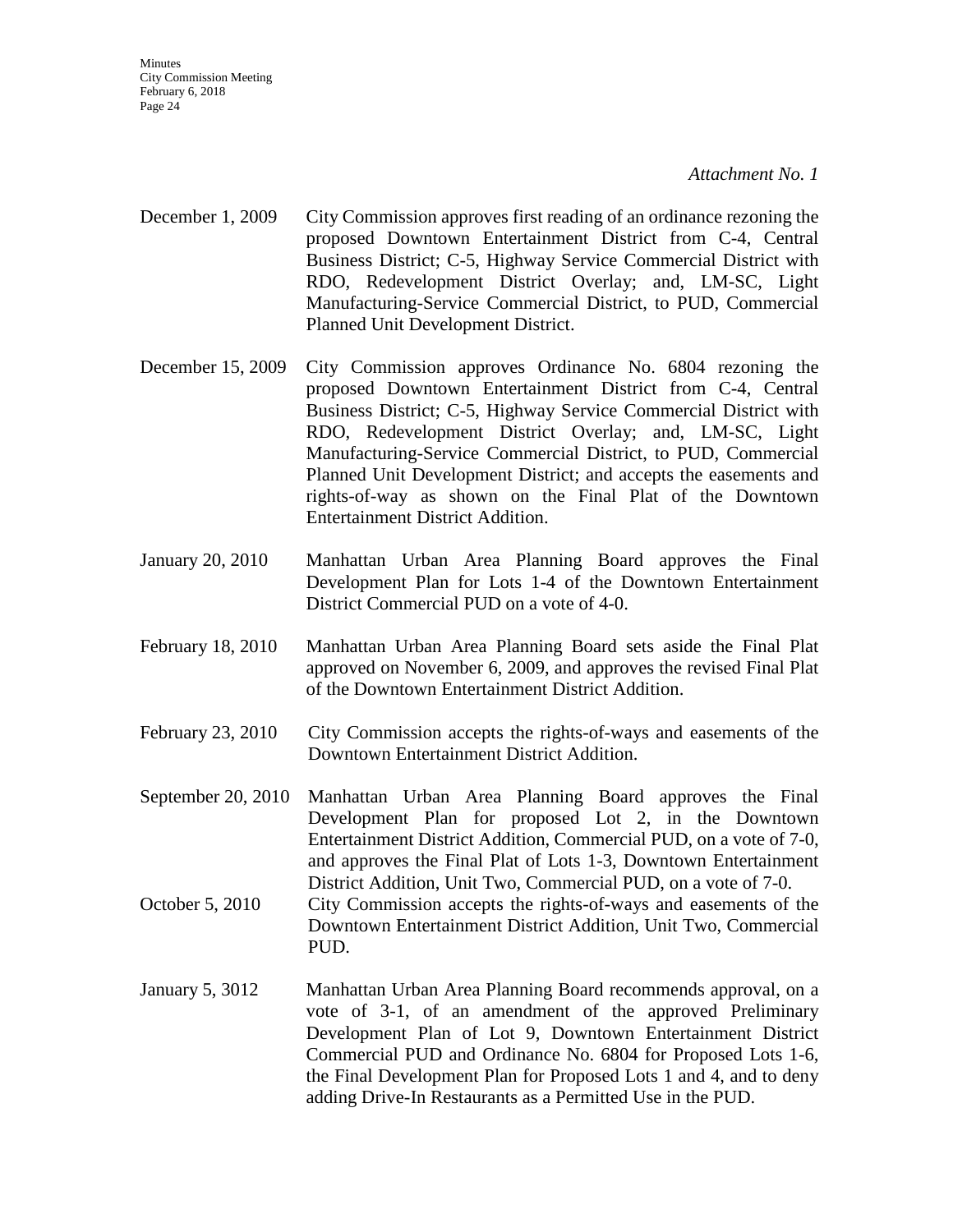*Attachment No. 1*

| | |
|---|---|
| December 1, 2009 | City Commission approves first reading of an ordinance rezoning the proposed Downtown Entertainment District from C-4, Central Business District; C-5, Highway Service Commercial District with RDO, Redevelopment District Overlay; and, LM-SC, Light Manufacturing-Service Commercial District, to PUD, Commercial Planned Unit Development District. |
| December 15, 2009 | City Commission approves Ordinance No. 6804 rezoning the proposed Downtown Entertainment District from C-4, Central Business District; C-5, Highway Service Commercial District with RDO, Redevelopment District Overlay; and, LM-SC, Light Manufacturing-Service Commercial District, to PUD, Commercial Planned Unit Development District; and accepts the easements and rights-of-way as shown on the Final Plat of the Downtown Entertainment District Addition. |
| January 20, 2010 | Manhattan Urban Area Planning Board approves the Final Development Plan for Lots 1-4 of the Downtown Entertainment District Commercial PUD on a vote of 4-0. |
| February 18, 2010 | Manhattan Urban Area Planning Board sets aside the Final Plat approved on November 6, 2009, and approves the revised Final Plat of the Downtown Entertainment District Addition. |
| February 23, 2010 | City Commission accepts the rights-of-ways and easements of the Downtown Entertainment District Addition. |
| September 20, 2010 | Manhattan Urban Area Planning Board approves the Final Development Plan for proposed Lot 2, in the Downtown Entertainment District Addition, Commercial PUD, on a vote of 7-0, and approves the Final Plat of Lots 1-3, Downtown Entertainment District Addition, Unit Two, Commercial PUD, on a vote of 7-0. |
| October 5, 2010 | City Commission accepts the rights-of-ways and easements of the Downtown Entertainment District Addition, Unit Two, Commercial PUD. |
| January 5, 3012 | Manhattan Urban Area Planning Board recommends approval, on a vote of 3-1, of an amendment of the approved Preliminary Development Plan of Lot 9, Downtown Entertainment District Commercial PUD and Ordinance No. 6804 for Proposed Lots 1-6, the Final Development Plan for Proposed Lots 1 and 4, and to deny adding Drive-In Restaurants as a Permitted Use in the PUD. |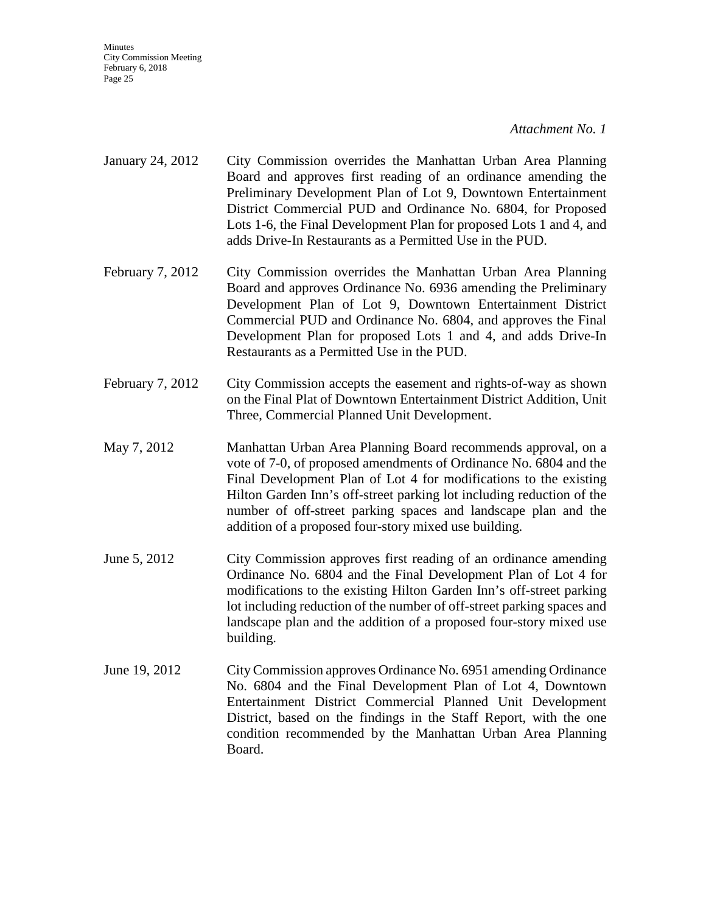*Attachment No. 1*

| | |
|---|---|
| January 24, 2012 | City Commission overrides the Manhattan Urban Area Planning Board and approves first reading of an ordinance amending the Preliminary Development Plan of Lot 9, Downtown Entertainment District Commercial PUD and Ordinance No. 6804, for Proposed Lots 1-6, the Final Development Plan for proposed Lots 1 and 4, and adds Drive-In Restaurants as a Permitted Use in the PUD. |
| February 7, 2012 | City Commission overrides the Manhattan Urban Area Planning Board and approves Ordinance No. 6936 amending the Preliminary Development Plan of Lot 9, Downtown Entertainment District Commercial PUD and Ordinance No. 6804, and approves the Final Development Plan for proposed Lots 1 and 4, and adds Drive-In Restaurants as a Permitted Use in the PUD. |
| February 7, 2012 | City Commission accepts the easement and rights-of-way as shown on the Final Plat of Downtown Entertainment District Addition, Unit Three, Commercial Planned Unit Development. |
| May 7, 2012 | Manhattan Urban Area Planning Board recommends approval, on a vote of 7-0, of proposed amendments of Ordinance No. 6804 and the Final Development Plan of Lot 4 for modifications to the existing Hilton Garden Inn's off-street parking lot including reduction of the number of off-street parking spaces and landscape plan and the addition of a proposed four-story mixed use building. |
| June 5, 2012 | City Commission approves first reading of an ordinance amending Ordinance No. 6804 and the Final Development Plan of Lot 4 for modifications to the existing Hilton Garden Inn's off-street parking lot including reduction of the number of off-street parking spaces and landscape plan and the addition of a proposed four-story mixed use building. |
| June 19, 2012 | City Commission approves Ordinance No. 6951 amending Ordinance No. 6804 and the Final Development Plan of Lot 4, Downtown Entertainment District Commercial Planned Unit Development District, based on the findings in the Staff Report, with the one condition recommended by the Manhattan Urban Area Planning Board. |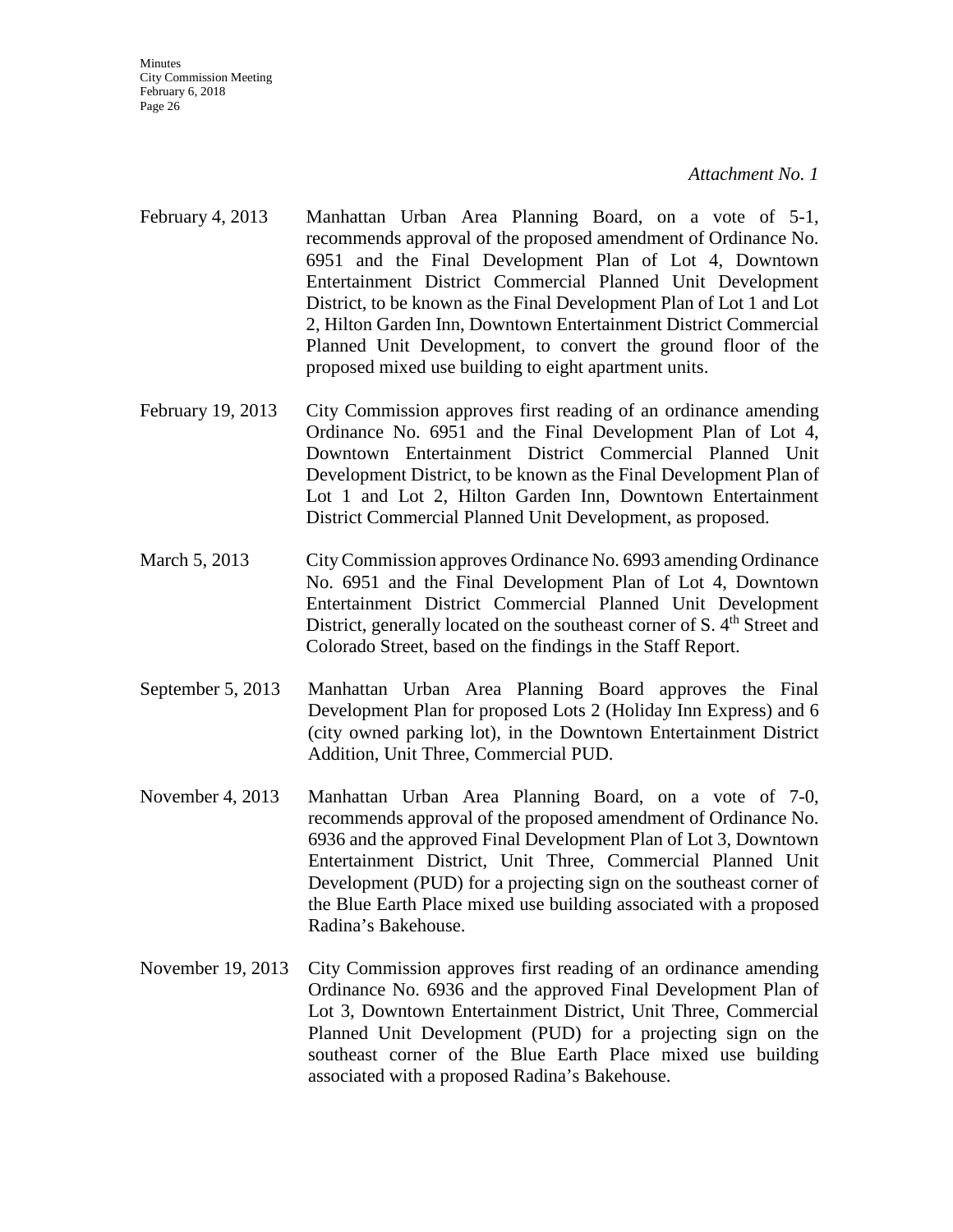*Attachment No. 1*

February 4, 2013 Manhattan Urban Area Planning Board, on a vote of 5-1, recommends approval of the proposed amendment of Ordinance No. 6951 and the Final Development Plan of Lot 4, Downtown Entertainment District Commercial Planned Unit Development District, to be known as the Final Development Plan of Lot 1 and Lot 2, Hilton Garden Inn, Downtown Entertainment District Commercial Planned Unit Development, to convert the ground floor of the proposed mixed use building to eight apartment units.

February 19, 2013 City Commission approves first reading of an ordinance amending Ordinance No. 6951 and the Final Development Plan of Lot 4, Downtown Entertainment District Commercial Planned Unit Development District, to be known as the Final Development Plan of Lot 1 and Lot 2, Hilton Garden Inn, Downtown Entertainment District Commercial Planned Unit Development, as proposed.

March 5, 2013 City Commission approves Ordinance No. 6993 amending Ordinance No. 6951 and the Final Development Plan of Lot 4, Downtown Entertainment District Commercial Planned Unit Development District, generally located on the southeast corner of S. 4th Street and Colorado Street, based on the findings in the Staff Report.

September 5, 2013 Manhattan Urban Area Planning Board approves the Final Development Plan for proposed Lots 2 (Holiday Inn Express) and 6 (city owned parking lot), in the Downtown Entertainment District Addition, Unit Three, Commercial PUD.

November 4, 2013 Manhattan Urban Area Planning Board, on a vote of 7-0, recommends approval of the proposed amendment of Ordinance No. 6936 and the approved Final Development Plan of Lot 3, Downtown Entertainment District, Unit Three, Commercial Planned Unit Development (PUD) for a projecting sign on the southeast corner of the Blue Earth Place mixed use building associated with a proposed Radina's Bakehouse.

November 19, 2013 City Commission approves first reading of an ordinance amending Ordinance No. 6936 and the approved Final Development Plan of Lot 3, Downtown Entertainment District, Unit Three, Commercial Planned Unit Development (PUD) for a projecting sign on the southeast corner of the Blue Earth Place mixed use building associated with a proposed Radina's Bakehouse.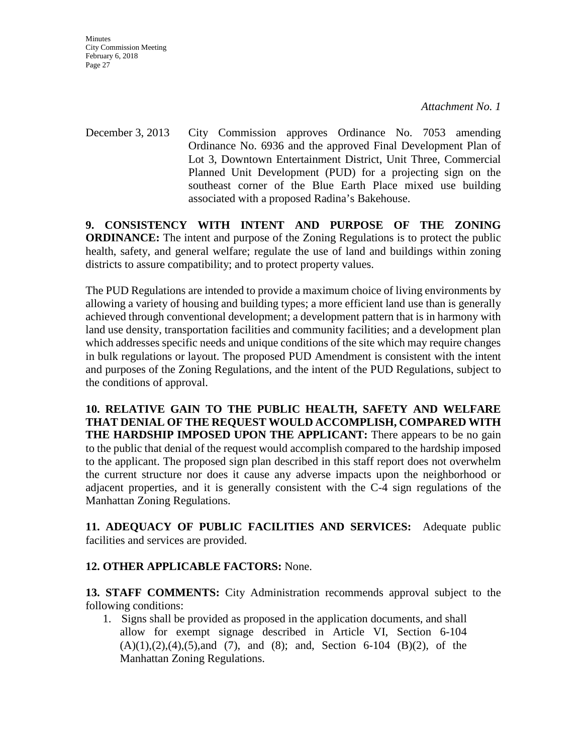*Attachment No. 1*

December 3, 2013 City Commission approves Ordinance No. 7053 amending Ordinance No. 6936 and the approved Final Development Plan of Lot 3, Downtown Entertainment District, Unit Three, Commercial Planned Unit Development (PUD) for a projecting sign on the southeast corner of the Blue Earth Place mixed use building associated with a proposed Radina's Bakehouse.

**9. CONSISTENCY WITH INTENT AND PURPOSE OF THE ZONING ORDINANCE:** The intent and purpose of the Zoning Regulations is to protect the public health, safety, and general welfare; regulate the use of land and buildings within zoning districts to assure compatibility; and to protect property values.

The PUD Regulations are intended to provide a maximum choice of living environments by allowing a variety of housing and building types; a more efficient land use than is generally achieved through conventional development; a development pattern that is in harmony with land use density, transportation facilities and community facilities; and a development plan which addresses specific needs and unique conditions of the site which may require changes in bulk regulations or layout. The proposed PUD Amendment is consistent with the intent and purposes of the Zoning Regulations, and the intent of the PUD Regulations, subject to the conditions of approval.

**10. RELATIVE GAIN TO THE PUBLIC HEALTH, SAFETY AND WELFARE THAT DENIAL OF THE REQUEST WOULD ACCOMPLISH, COMPARED WITH THE HARDSHIP IMPOSED UPON THE APPLICANT:** There appears to be no gain to the public that denial of the request would accomplish compared to the hardship imposed to the applicant. The proposed sign plan described in this staff report does not overwhelm the current structure nor does it cause any adverse impacts upon the neighborhood or adjacent properties, and it is generally consistent with the C-4 sign regulations of the Manhattan Zoning Regulations.

**11. ADEQUACY OF PUBLIC FACILITIES AND SERVICES:** Adequate public facilities and services are provided.

**12. OTHER APPLICABLE FACTORS:** None.

**13. STAFF COMMENTS:** City Administration recommends approval subject to the following conditions:

1. Signs shall be provided as proposed in the application documents, and shall allow for exempt signage described in Article VI, Section 6-104 (A)(1),(2),(4),(5),and (7), and (8); and, Section 6-104 (B)(2), of the Manhattan Zoning Regulations.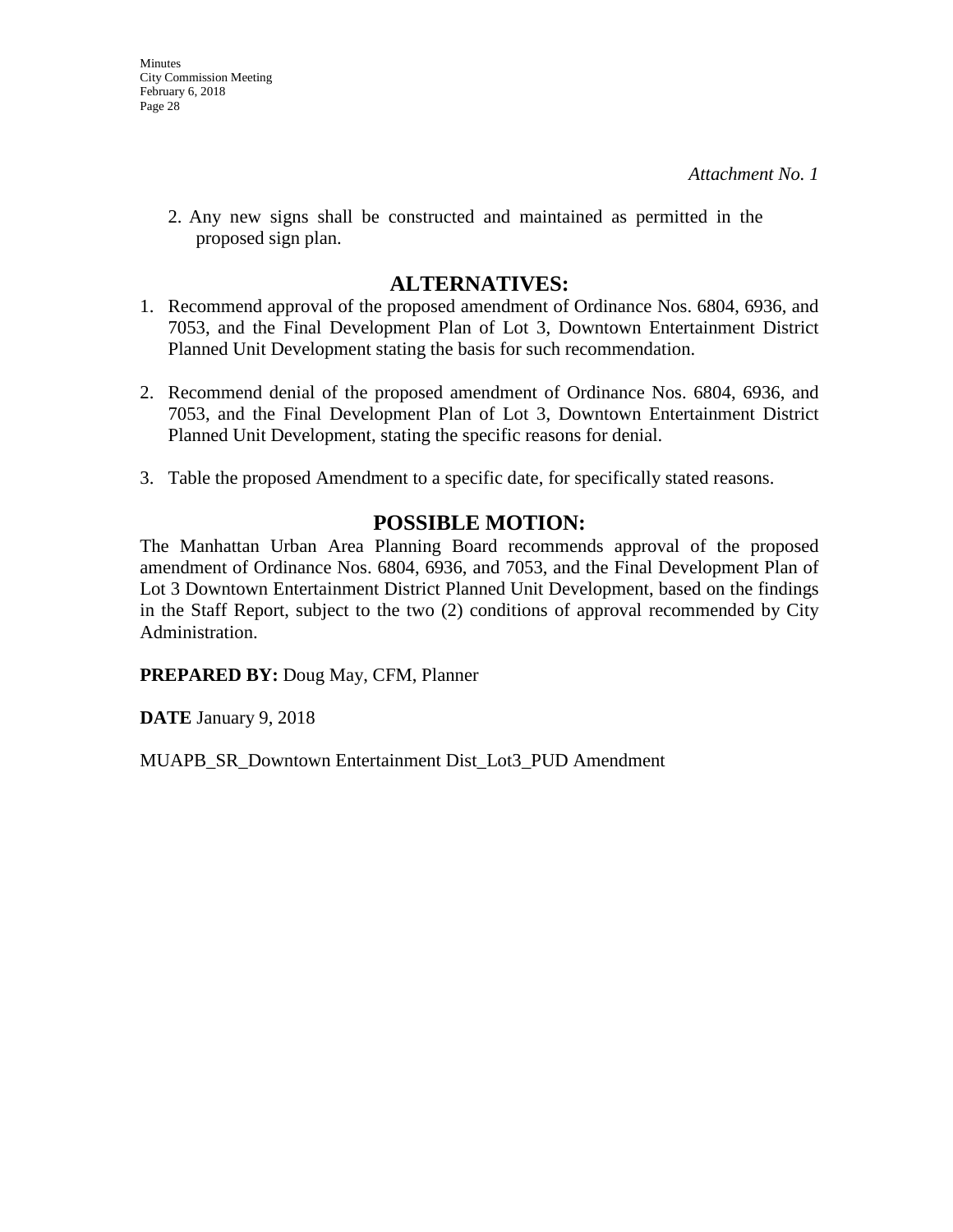*Attachment No. 1*

2. Any new signs shall be constructed and maintained as permitted in the proposed sign plan.

## ALTERNATIVES:

1. Recommend approval of the proposed amendment of Ordinance Nos. 6804, 6936, and 7053, and the Final Development Plan of Lot 3, Downtown Entertainment District Planned Unit Development stating the basis for such recommendation.

2. Recommend denial of the proposed amendment of Ordinance Nos. 6804, 6936, and 7053, and the Final Development Plan of Lot 3, Downtown Entertainment District Planned Unit Development, stating the specific reasons for denial.

3. Table the proposed Amendment to a specific date, for specifically stated reasons.

## POSSIBLE MOTION:

The Manhattan Urban Area Planning Board recommends approval of the proposed amendment of Ordinance Nos. 6804, 6936, and 7053, and the Final Development Plan of Lot 3 Downtown Entertainment District Planned Unit Development, based on the findings in the Staff Report, subject to the two (2) conditions of approval recommended by City Administration.

**PREPARED BY:** Doug May, CFM, Planner

**DATE** January 9, 2018

MUAPB_SR_Downtown Entertainment Dist_Lot3_PUD Amendment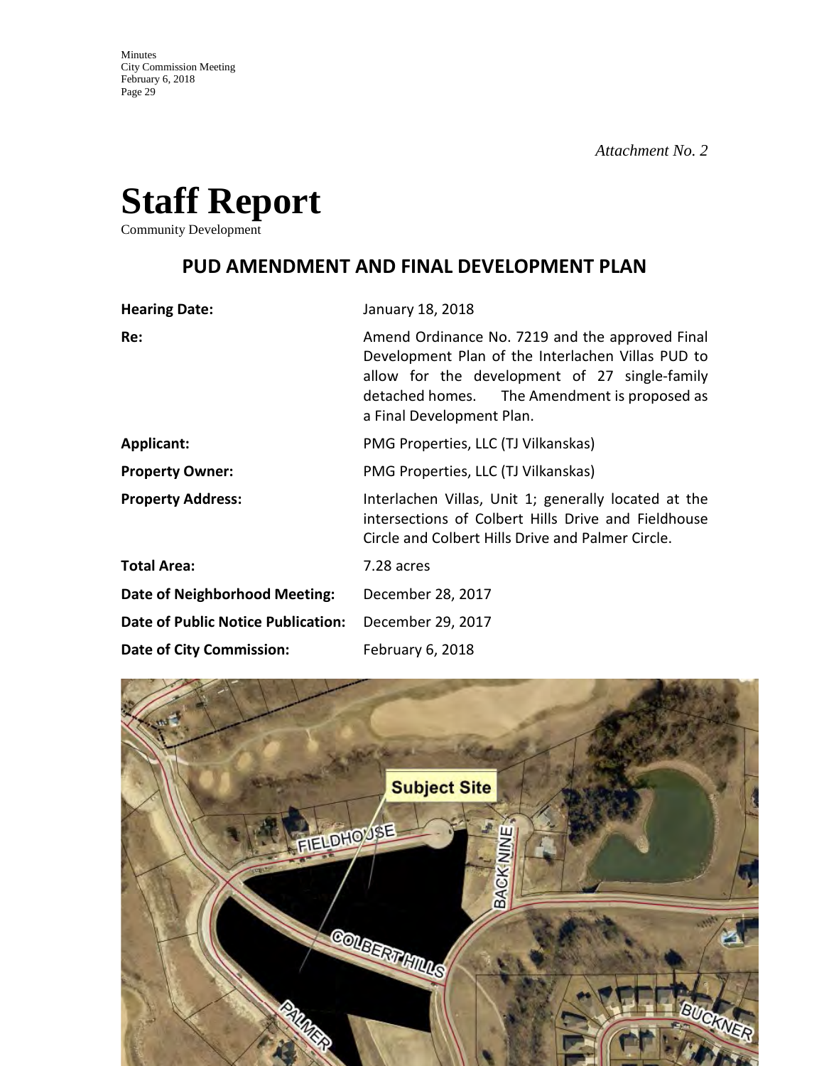*Attachment No. 2*

# Staff Report

Community Development

## PUD AMENDMENT AND FINAL DEVELOPMENT PLAN

| | |
|---|---|
| **Hearing Date:** | January 18, 2018 |
| **Re:** | Amend Ordinance No. 7219 and the approved Final Development Plan of the Interlachen Villas PUD to allow for the development of 27 single-family detached homes. The Amendment is proposed as a Final Development Plan. |
| **Applicant:** | PMG Properties, LLC (TJ Vilkanskas) |
| **Property Owner:** | PMG Properties, LLC (TJ Vilkanskas) |
| **Property Address:** | Interlachen Villas, Unit 1; generally located at the intersections of Colbert Hills Drive and Fieldhouse Circle and Colbert Hills Drive and Palmer Circle. |
| **Total Area:** | 7.28 acres |
| **Date of Neighborhood Meeting:** | December 28, 2017 |
| **Date of Public Notice Publication:** | December 29, 2017 |
| **Date of City Commission:** | February 6, 2018 |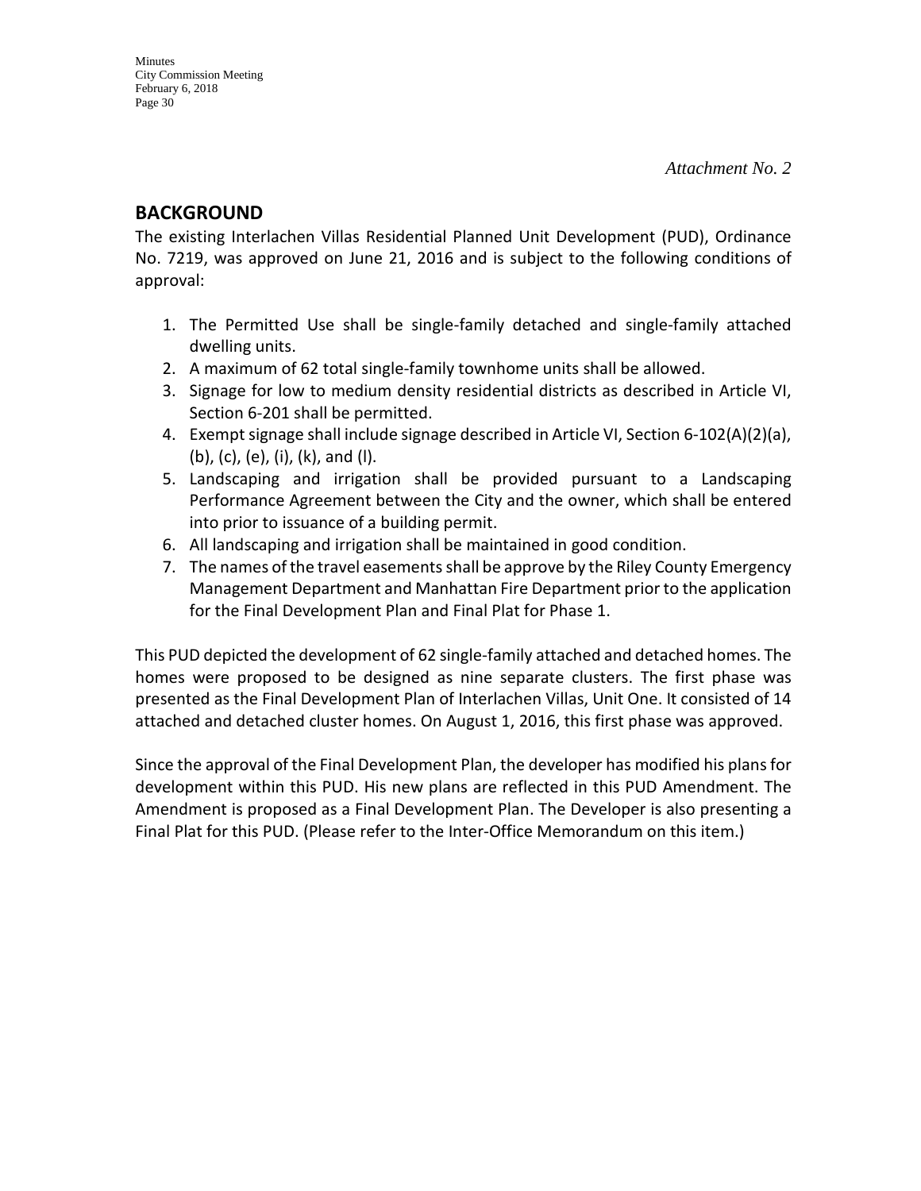*Attachment No. 2*

## BACKGROUND

The existing Interlachen Villas Residential Planned Unit Development (PUD), Ordinance No. 7219, was approved on June 21, 2016 and is subject to the following conditions of approval:

1. The Permitted Use shall be single-family detached and single-family attached dwelling units.
2. A maximum of 62 total single-family townhome units shall be allowed.
3. Signage for low to medium density residential districts as described in Article VI, Section 6-201 shall be permitted.
4. Exempt signage shall include signage described in Article VI, Section 6-102(A)(2)(a), (b), (c), (e), (i), (k), and (l).
5. Landscaping and irrigation shall be provided pursuant to a Landscaping Performance Agreement between the City and the owner, which shall be entered into prior to issuance of a building permit.
6. All landscaping and irrigation shall be maintained in good condition.
7. The names of the travel easements shall be approve by the Riley County Emergency Management Department and Manhattan Fire Department prior to the application for the Final Development Plan and Final Plat for Phase 1.

This PUD depicted the development of 62 single-family attached and detached homes. The homes were proposed to be designed as nine separate clusters. The first phase was presented as the Final Development Plan of Interlachen Villas, Unit One. It consisted of 14 attached and detached cluster homes. On August 1, 2016, this first phase was approved.

Since the approval of the Final Development Plan, the developer has modified his plans for development within this PUD. His new plans are reflected in this PUD Amendment. The Amendment is proposed as a Final Development Plan. The Developer is also presenting a Final Plat for this PUD. (Please refer to the Inter-Office Memorandum on this item.)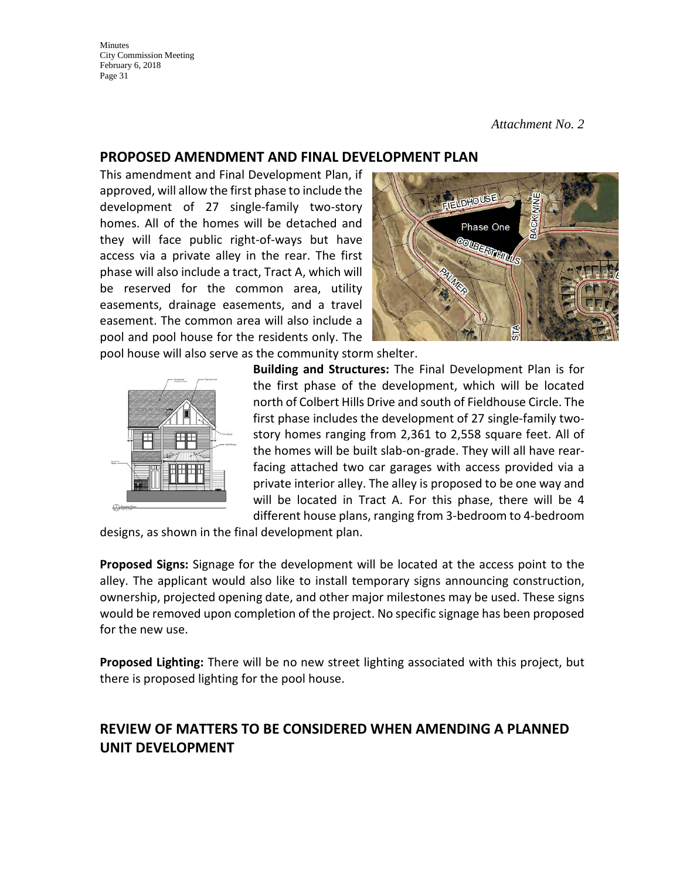*Attachment No. 2*

## PROPOSED AMENDMENT AND FINAL DEVELOPMENT PLAN

This amendment and Final Development Plan, if approved, will allow the first phase to include the development of 27 single-family two-story homes. All of the homes will be detached and they will face public right-of-ways but have access via a private alley in the rear. The first phase will also include a tract, Tract A, which will be reserved for the common area, utility easements, drainage easements, and a travel easement. The common area will also include a pool and pool house for the residents only. The pool house will also serve as the community storm shelter.

**Building and Structures:** The Final Development Plan is for the first phase of the development, which will be located north of Colbert Hills Drive and south of Fieldhouse Circle. The first phase includes the development of 27 single-family two-story homes ranging from 2,361 to 2,558 square feet. All of the homes will be built slab-on-grade. They will all have rear-facing attached two car garages with access provided via a private interior alley. The alley is proposed to be one way and will be located in Tract A. For this phase, there will be 4 different house plans, ranging from 3-bedroom to 4-bedroom designs, as shown in the final development plan.

**Proposed Signs:** Signage for the development will be located at the access point to the alley. The applicant would also like to install temporary signs announcing construction, ownership, projected opening date, and other major milestones may be used. These signs would be removed upon completion of the project. No specific signage has been proposed for the new use.

**Proposed Lighting:** There will be no new street lighting associated with this project, but there is proposed lighting for the pool house.

## REVIEW OF MATTERS TO BE CONSIDERED WHEN AMENDING A PLANNED UNIT DEVELOPMENT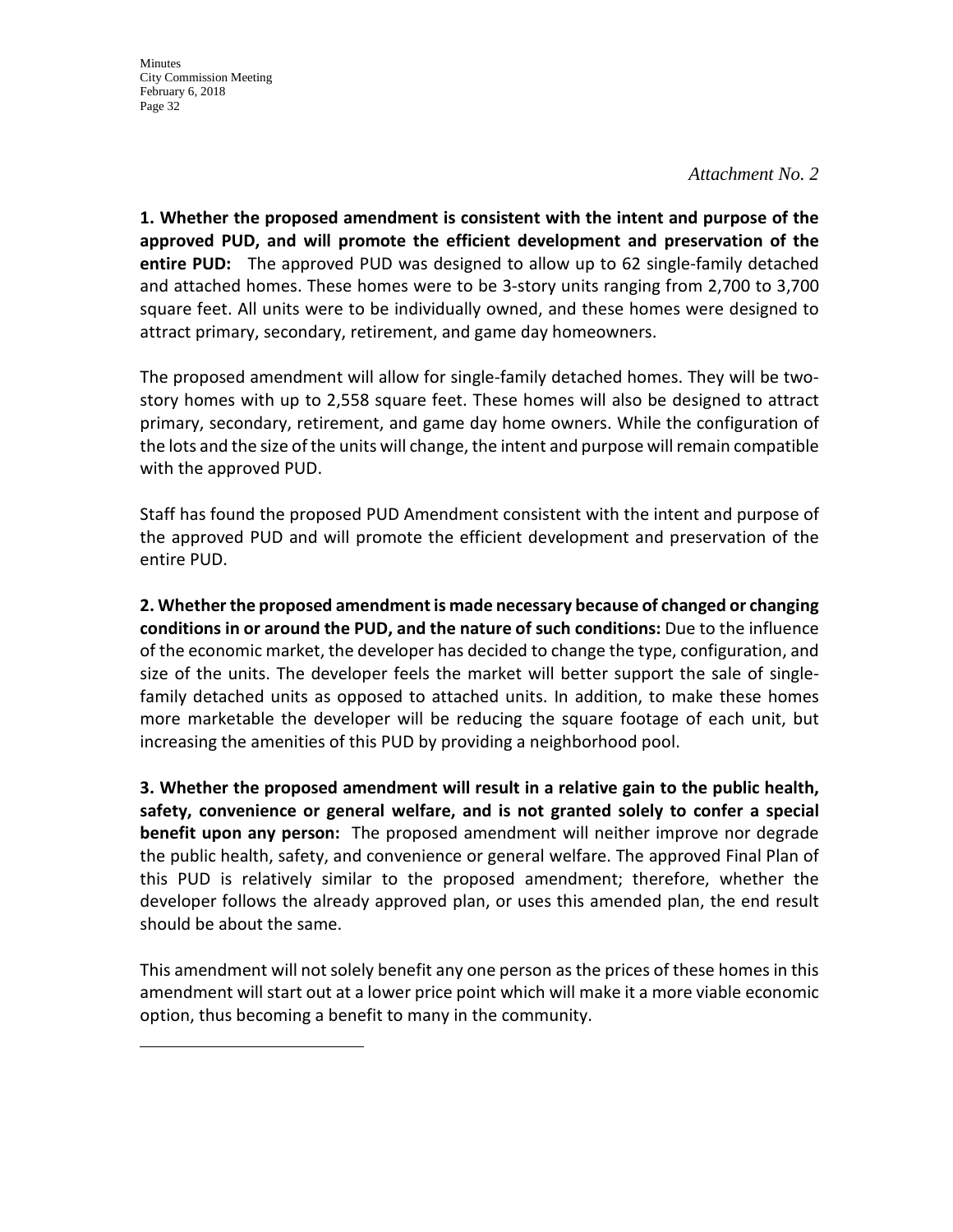*Attachment No. 2*

**1. Whether the proposed amendment is consistent with the intent and purpose of the approved PUD, and will promote the efficient development and preservation of the entire PUD:** The approved PUD was designed to allow up to 62 single-family detached and attached homes. These homes were to be 3-story units ranging from 2,700 to 3,700 square feet. All units were to be individually owned, and these homes were designed to attract primary, secondary, retirement, and game day homeowners.

The proposed amendment will allow for single-family detached homes. They will be two-story homes with up to 2,558 square feet. These homes will also be designed to attract primary, secondary, retirement, and game day home owners. While the configuration of the lots and the size of the units will change, the intent and purpose will remain compatible with the approved PUD.

Staff has found the proposed PUD Amendment consistent with the intent and purpose of the approved PUD and will promote the efficient development and preservation of the entire PUD.

**2. Whether the proposed amendment is made necessary because of changed or changing conditions in or around the PUD, and the nature of such conditions:** Due to the influence of the economic market, the developer has decided to change the type, configuration, and size of the units. The developer feels the market will better support the sale of single-family detached units as opposed to attached units. In addition, to make these homes more marketable the developer will be reducing the square footage of each unit, but increasing the amenities of this PUD by providing a neighborhood pool.

**3. Whether the proposed amendment will result in a relative gain to the public health, safety, convenience or general welfare, and is not granted solely to confer a special benefit upon any person:** The proposed amendment will neither improve nor degrade the public health, safety, and convenience or general welfare. The approved Final Plan of this PUD is relatively similar to the proposed amendment; therefore, whether the developer follows the already approved plan, or uses this amended plan, the end result should be about the same.

This amendment will not solely benefit any one person as the prices of these homes in this amendment will start out at a lower price point which will make it a more viable economic option, thus becoming a benefit to many in the community.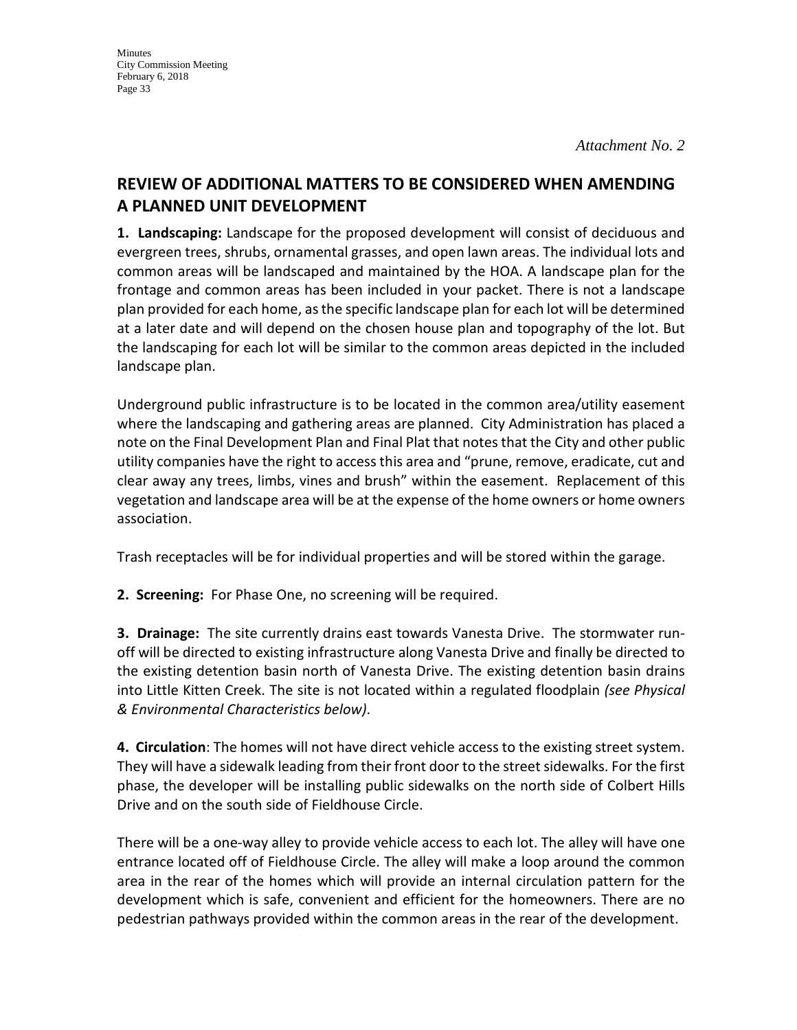*Attachment No. 2*

## REVIEW OF ADDITIONAL MATTERS TO BE CONSIDERED WHEN AMENDING A PLANNED UNIT DEVELOPMENT

**1. Landscaping:** Landscape for the proposed development will consist of deciduous and evergreen trees, shrubs, ornamental grasses, and open lawn areas. The individual lots and common areas will be landscaped and maintained by the HOA. A landscape plan for the frontage and common areas has been included in your packet. There is not a landscape plan provided for each home, as the specific landscape plan for each lot will be determined at a later date and will depend on the chosen house plan and topography of the lot. But the landscaping for each lot will be similar to the common areas depicted in the included landscape plan.

Underground public infrastructure is to be located in the common area/utility easement where the landscaping and gathering areas are planned. City Administration has placed a note on the Final Development Plan and Final Plat that notes that the City and other public utility companies have the right to access this area and "prune, remove, eradicate, cut and clear away any trees, limbs, vines and brush" within the easement. Replacement of this vegetation and landscape area will be at the expense of the home owners or home owners association.

Trash receptacles will be for individual properties and will be stored within the garage.

**2. Screening:** For Phase One, no screening will be required.

**3. Drainage:** The site currently drains east towards Vanesta Drive. The stormwater run-off will be directed to existing infrastructure along Vanesta Drive and finally be directed to the existing detention basin north of Vanesta Drive. The existing detention basin drains into Little Kitten Creek. The site is not located within a regulated floodplain *(see Physical & Environmental Characteristics below)*.

**4. Circulation**: The homes will not have direct vehicle access to the existing street system. They will have a sidewalk leading from their front door to the street sidewalks. For the first phase, the developer will be installing public sidewalks on the north side of Colbert Hills Drive and on the south side of Fieldhouse Circle.

There will be a one-way alley to provide vehicle access to each lot. The alley will have one entrance located off of Fieldhouse Circle. The alley will make a loop around the common area in the rear of the homes which will provide an internal circulation pattern for the development which is safe, convenient and efficient for the homeowners. There are no pedestrian pathways provided within the common areas in the rear of the development.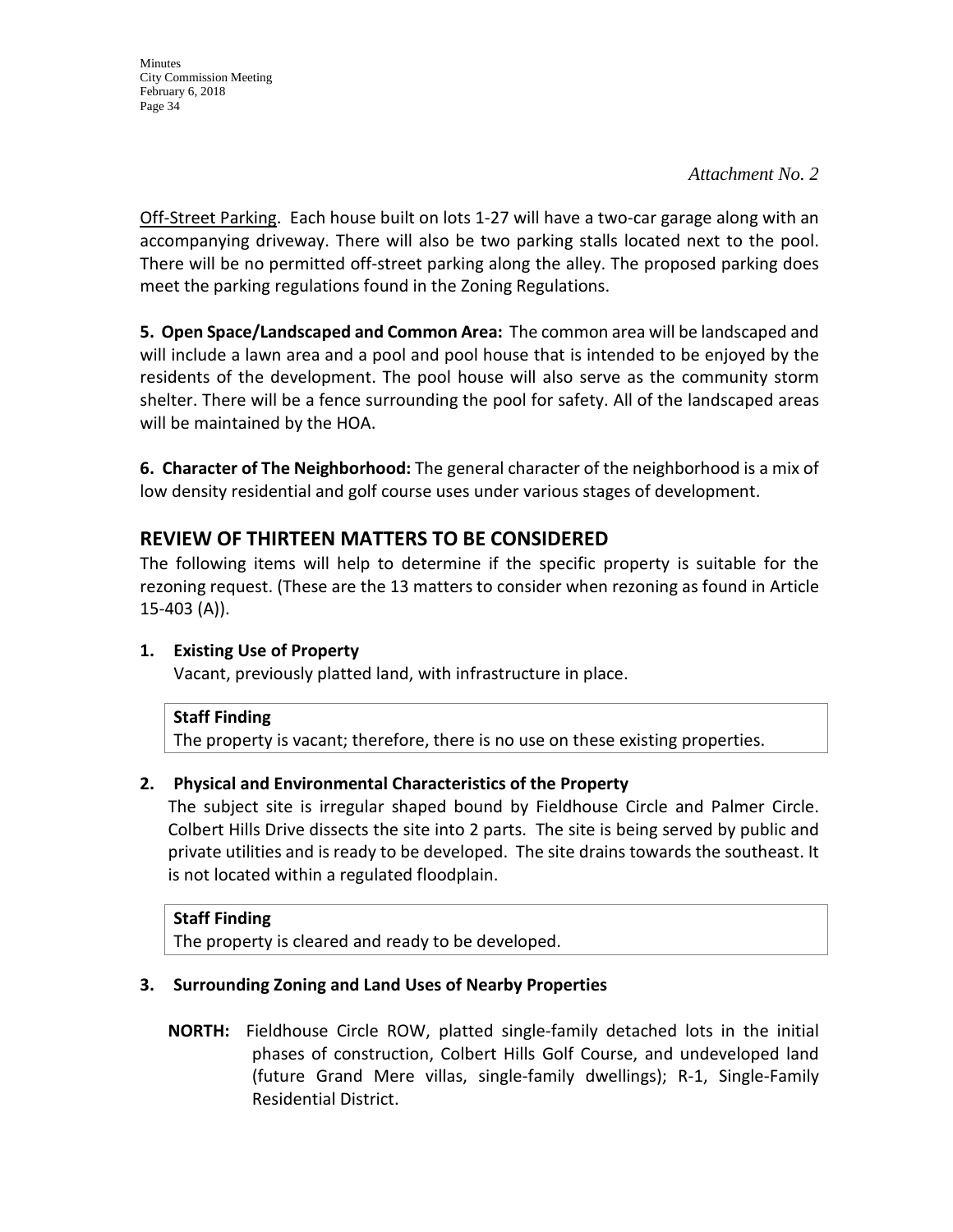*Attachment No. 2*

Off-Street Parking. Each house built on lots 1-27 will have a two-car garage along with an accompanying driveway. There will also be two parking stalls located next to the pool. There will be no permitted off-street parking along the alley. The proposed parking does meet the parking regulations found in the Zoning Regulations.

**5. Open Space/Landscaped and Common Area:** The common area will be landscaped and will include a lawn area and a pool and pool house that is intended to be enjoyed by the residents of the development. The pool house will also serve as the community storm shelter. There will be a fence surrounding the pool for safety. All of the landscaped areas will be maintained by the HOA.

**6. Character of The Neighborhood:** The general character of the neighborhood is a mix of low density residential and golf course uses under various stages of development.

## REVIEW OF THIRTEEN MATTERS TO BE CONSIDERED

The following items will help to determine if the specific property is suitable for the rezoning request. (These are the 13 matters to consider when rezoning as found in Article 15-403 (A)).

**1. Existing Use of Property**

Vacant, previously platted land, with infrastructure in place.

| **Staff Finding** |
|---|
| The property is vacant; therefore, there is no use on these existing properties. |

**2. Physical and Environmental Characteristics of the Property**

The subject site is irregular shaped bound by Fieldhouse Circle and Palmer Circle. Colbert Hills Drive dissects the site into 2 parts. The site is being served by public and private utilities and is ready to be developed. The site drains towards the southeast. It is not located within a regulated floodplain.

| **Staff Finding** |
|---|
| The property is cleared and ready to be developed. |

**3. Surrounding Zoning and Land Uses of Nearby Properties**

**NORTH:** Fieldhouse Circle ROW, platted single-family detached lots in the initial phases of construction, Colbert Hills Golf Course, and undeveloped land (future Grand Mere villas, single-family dwellings); R-1, Single-Family Residential District.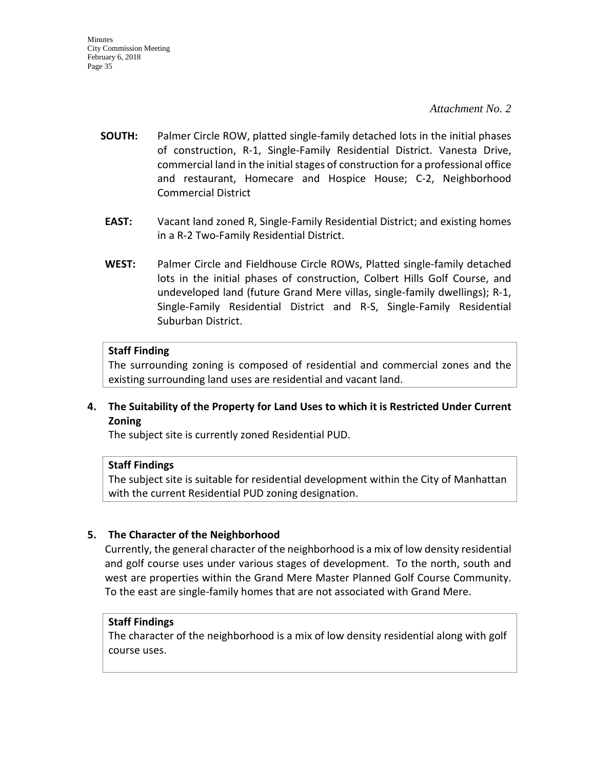*Attachment No. 2*

**SOUTH:** Palmer Circle ROW, platted single-family detached lots in the initial phases of construction, R-1, Single-Family Residential District. Vanesta Drive, commercial land in the initial stages of construction for a professional office and restaurant, Homecare and Hospice House; C-2, Neighborhood Commercial District

**EAST:** Vacant land zoned R, Single-Family Residential District; and existing homes in a R-2 Two-Family Residential District.

**WEST:** Palmer Circle and Fieldhouse Circle ROWs, Platted single-family detached lots in the initial phases of construction, Colbert Hills Golf Course, and undeveloped land (future Grand Mere villas, single-family dwellings); R-1, Single-Family Residential District and R-S, Single-Family Residential Suburban District.

**Staff Finding**

The surrounding zoning is composed of residential and commercial zones and the existing surrounding land uses are residential and vacant land.

**4. The Suitability of the Property for Land Uses to which it is Restricted Under Current Zoning**

The subject site is currently zoned Residential PUD.

**Staff Findings**

The subject site is suitable for residential development within the City of Manhattan with the current Residential PUD zoning designation.

**5. The Character of the Neighborhood**

Currently, the general character of the neighborhood is a mix of low density residential and golf course uses under various stages of development. To the north, south and west are properties within the Grand Mere Master Planned Golf Course Community. To the east are single-family homes that are not associated with Grand Mere.

**Staff Findings**

The character of the neighborhood is a mix of low density residential along with golf course uses.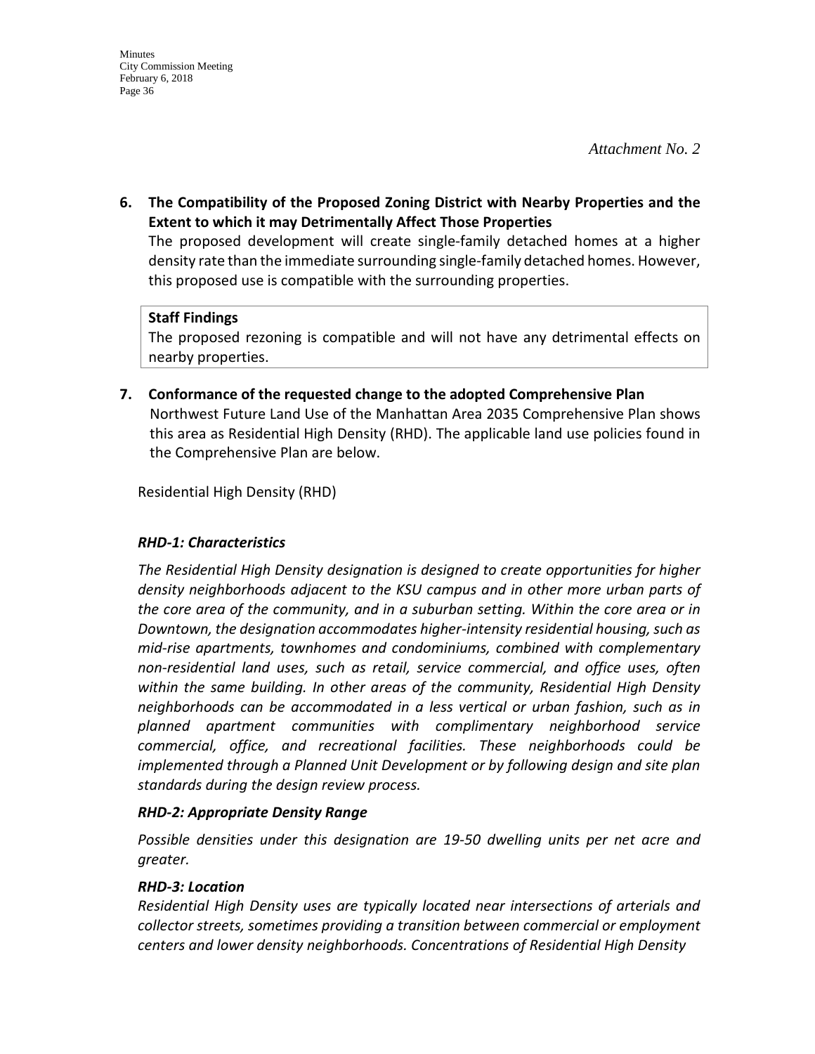*Attachment No. 2*

**6. The Compatibility of the Proposed Zoning District with Nearby Properties and the Extent to which it may Detrimentally Affect Those Properties**

The proposed development will create single-family detached homes at a higher density rate than the immediate surrounding single-family detached homes. However, this proposed use is compatible with the surrounding properties.

**Staff Findings**

The proposed rezoning is compatible and will not have any detrimental effects on nearby properties.

**7. Conformance of the requested change to the adopted Comprehensive Plan**

Northwest Future Land Use of the Manhattan Area 2035 Comprehensive Plan shows this area as Residential High Density (RHD). The applicable land use policies found in the Comprehensive Plan are below.

Residential High Density (RHD)

***RHD-1: Characteristics***

*The Residential High Density designation is designed to create opportunities for higher density neighborhoods adjacent to the KSU campus and in other more urban parts of the core area of the community, and in a suburban setting. Within the core area or in Downtown, the designation accommodates higher-intensity residential housing, such as mid-rise apartments, townhomes and condominiums, combined with complementary non-residential land uses, such as retail, service commercial, and office uses, often within the same building. In other areas of the community, Residential High Density neighborhoods can be accommodated in a less vertical or urban fashion, such as in planned apartment communities with complimentary neighborhood service commercial, office, and recreational facilities. These neighborhoods could be implemented through a Planned Unit Development or by following design and site plan standards during the design review process.*

***RHD-2: Appropriate Density Range***

*Possible densities under this designation are 19-50 dwelling units per net acre and greater.*

***RHD-3: Location***

*Residential High Density uses are typically located near intersections of arterials and collector streets, sometimes providing a transition between commercial or employment centers and lower density neighborhoods. Concentrations of Residential High Density*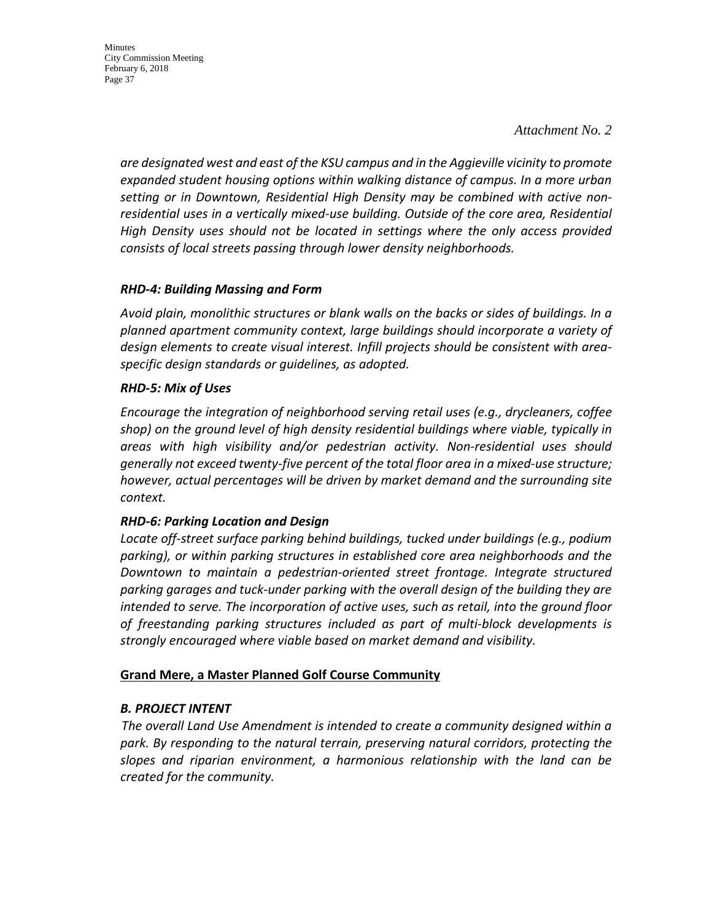*Attachment No. 2*

*are designated west and east of the KSU campus and in the Aggieville vicinity to promote expanded student housing options within walking distance of campus. In a more urban setting or in Downtown, Residential High Density may be combined with active non-residential uses in a vertically mixed-use building. Outside of the core area, Residential High Density uses should not be located in settings where the only access provided consists of local streets passing through lower density neighborhoods.*

***RHD-4: Building Massing and Form***

*Avoid plain, monolithic structures or blank walls on the backs or sides of buildings. In a planned apartment community context, large buildings should incorporate a variety of design elements to create visual interest. Infill projects should be consistent with area-specific design standards or guidelines, as adopted.*

***RHD-5: Mix of Uses***

*Encourage the integration of neighborhood serving retail uses (e.g., drycleaners, coffee shop) on the ground level of high density residential buildings where viable, typically in areas with high visibility and/or pedestrian activity. Non-residential uses should generally not exceed twenty-five percent of the total floor area in a mixed-use structure; however, actual percentages will be driven by market demand and the surrounding site context.*

***RHD-6: Parking Location and Design***

*Locate off-street surface parking behind buildings, tucked under buildings (e.g., podium parking), or within parking structures in established core area neighborhoods and the Downtown to maintain a pedestrian-oriented street frontage. Integrate structured parking garages and tuck-under parking with the overall design of the building they are intended to serve. The incorporation of active uses, such as retail, into the ground floor of freestanding parking structures included as part of multi-block developments is strongly encouraged where viable based on market demand and visibility.*

**Grand Mere, a Master Planned Golf Course Community**

***B. PROJECT INTENT***

*The overall Land Use Amendment is intended to create a community designed within a park. By responding to the natural terrain, preserving natural corridors, protecting the slopes and riparian environment, a harmonious relationship with the land can be created for the community.*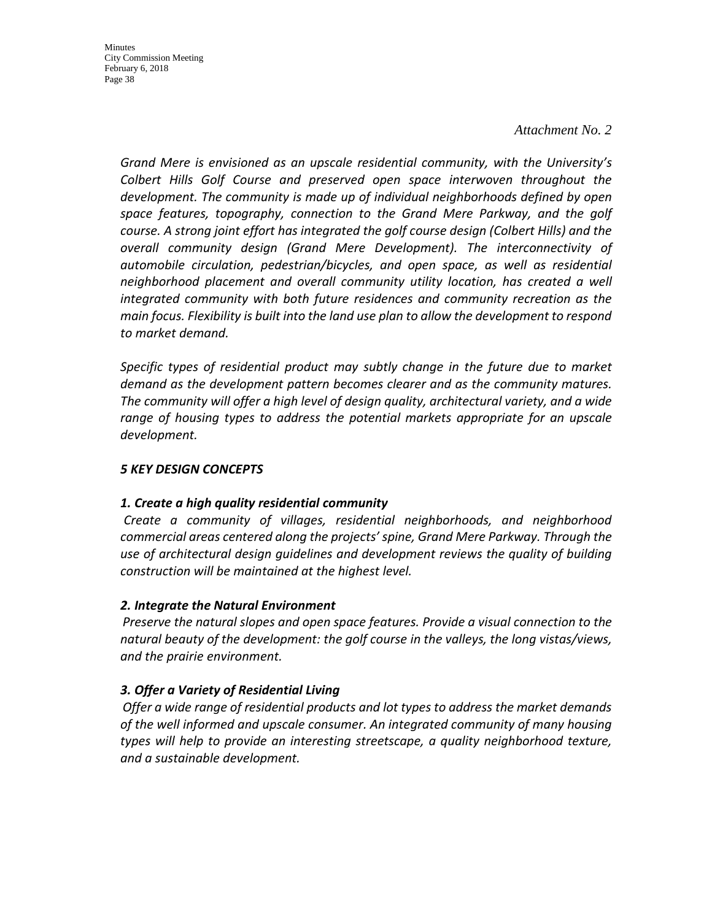*Attachment No. 2*

*Grand Mere is envisioned as an upscale residential community, with the University's Colbert Hills Golf Course and preserved open space interwoven throughout the development. The community is made up of individual neighborhoods defined by open space features, topography, connection to the Grand Mere Parkway, and the golf course. A strong joint effort has integrated the golf course design (Colbert Hills) and the overall community design (Grand Mere Development). The interconnectivity of automobile circulation, pedestrian/bicycles, and open space, as well as residential neighborhood placement and overall community utility location, has created a well integrated community with both future residences and community recreation as the main focus. Flexibility is built into the land use plan to allow the development to respond to market demand.*

*Specific types of residential product may subtly change in the future due to market demand as the development pattern becomes clearer and as the community matures. The community will offer a high level of design quality, architectural variety, and a wide range of housing types to address the potential markets appropriate for an upscale development.*

***5 KEY DESIGN CONCEPTS***

***1. Create a high quality residential community***

*Create a community of villages, residential neighborhoods, and neighborhood commercial areas centered along the projects' spine, Grand Mere Parkway. Through the use of architectural design guidelines and development reviews the quality of building construction will be maintained at the highest level.*

***2. Integrate the Natural Environment***

*Preserve the natural slopes and open space features. Provide a visual connection to the natural beauty of the development: the golf course in the valleys, the long vistas/views, and the prairie environment.*

***3. Offer a Variety of Residential Living***

*Offer a wide range of residential products and lot types to address the market demands of the well informed and upscale consumer. An integrated community of many housing types will help to provide an interesting streetscape, a quality neighborhood texture, and a sustainable development.*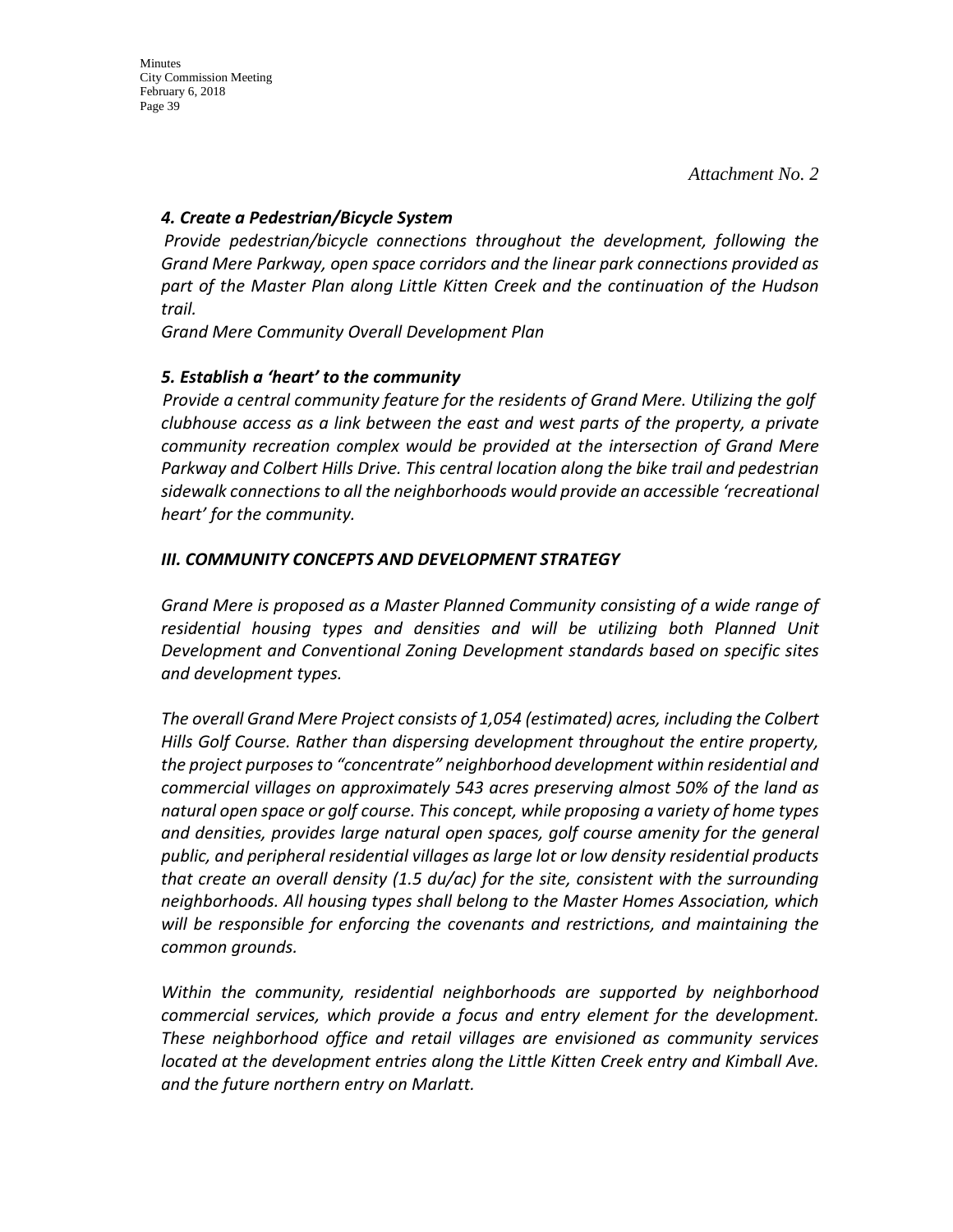*Attachment No. 2*

### *4. Create a Pedestrian/Bicycle System*

*Provide pedestrian/bicycle connections throughout the development, following the Grand Mere Parkway, open space corridors and the linear park connections provided as part of the Master Plan along Little Kitten Creek and the continuation of the Hudson trail.*

*Grand Mere Community Overall Development Plan*

### *5. Establish a 'heart' to the community*

*Provide a central community feature for the residents of Grand Mere. Utilizing the golf clubhouse access as a link between the east and west parts of the property, a private community recreation complex would be provided at the intersection of Grand Mere Parkway and Colbert Hills Drive. This central location along the bike trail and pedestrian sidewalk connections to all the neighborhoods would provide an accessible 'recreational heart' for the community.*

## *III. COMMUNITY CONCEPTS AND DEVELOPMENT STRATEGY*

*Grand Mere is proposed as a Master Planned Community consisting of a wide range of residential housing types and densities and will be utilizing both Planned Unit Development and Conventional Zoning Development standards based on specific sites and development types.*

*The overall Grand Mere Project consists of 1,054 (estimated) acres, including the Colbert Hills Golf Course. Rather than dispersing development throughout the entire property, the project purposes to "concentrate" neighborhood development within residential and commercial villages on approximately 543 acres preserving almost 50% of the land as natural open space or golf course. This concept, while proposing a variety of home types and densities, provides large natural open spaces, golf course amenity for the general public, and peripheral residential villages as large lot or low density residential products that create an overall density (1.5 du/ac) for the site, consistent with the surrounding neighborhoods. All housing types shall belong to the Master Homes Association, which will be responsible for enforcing the covenants and restrictions, and maintaining the common grounds.*

*Within the community, residential neighborhoods are supported by neighborhood commercial services, which provide a focus and entry element for the development. These neighborhood office and retail villages are envisioned as community services located at the development entries along the Little Kitten Creek entry and Kimball Ave. and the future northern entry on Marlatt.*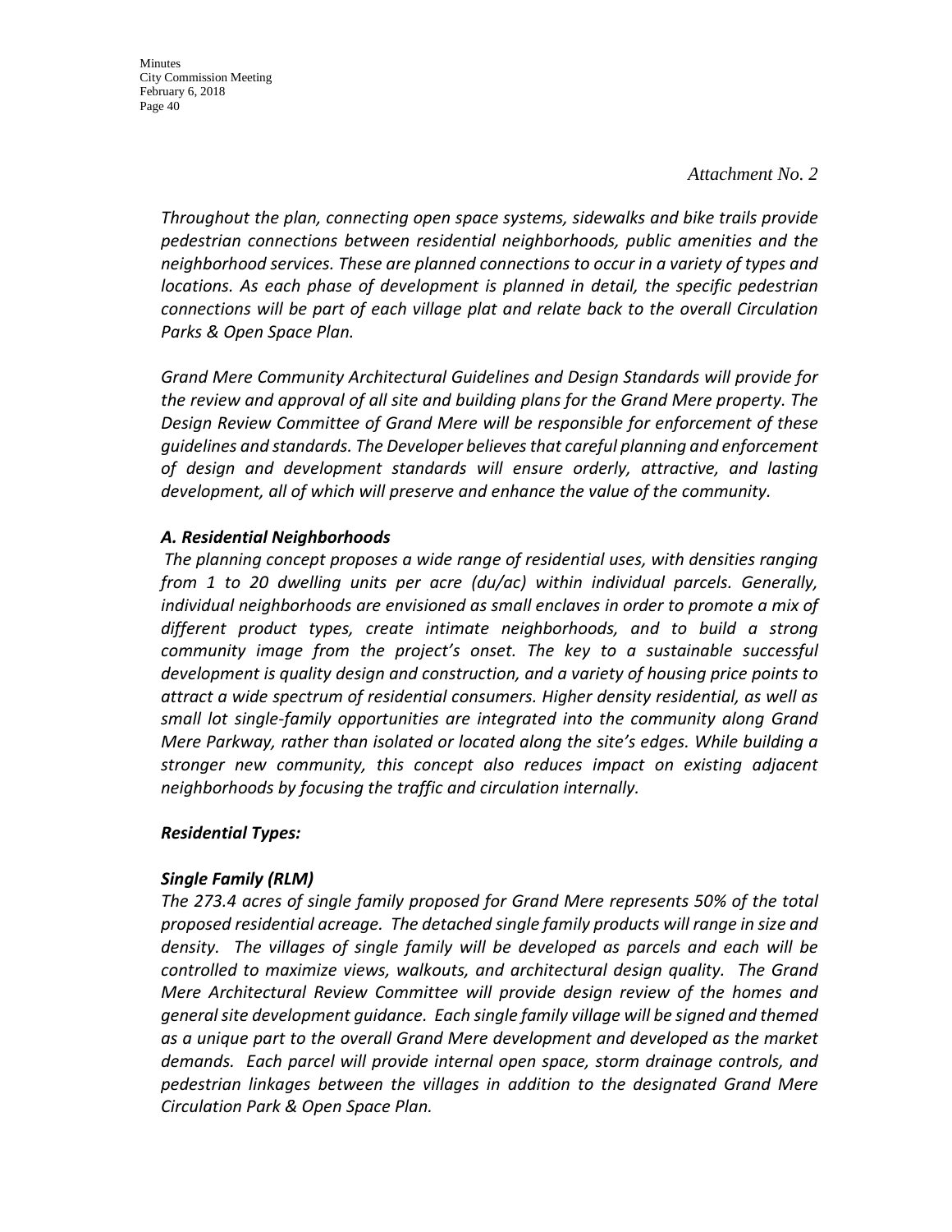*Attachment No. 2*

*Throughout the plan, connecting open space systems, sidewalks and bike trails provide pedestrian connections between residential neighborhoods, public amenities and the neighborhood services. These are planned connections to occur in a variety of types and locations. As each phase of development is planned in detail, the specific pedestrian connections will be part of each village plat and relate back to the overall Circulation Parks & Open Space Plan.*

*Grand Mere Community Architectural Guidelines and Design Standards will provide for the review and approval of all site and building plans for the Grand Mere property. The Design Review Committee of Grand Mere will be responsible for enforcement of these guidelines and standards. The Developer believes that careful planning and enforcement of design and development standards will ensure orderly, attractive, and lasting development, all of which will preserve and enhance the value of the community.*

***A. Residential Neighborhoods***

*The planning concept proposes a wide range of residential uses, with densities ranging from 1 to 20 dwelling units per acre (du/ac) within individual parcels. Generally, individual neighborhoods are envisioned as small enclaves in order to promote a mix of different product types, create intimate neighborhoods, and to build a strong community image from the project's onset. The key to a sustainable successful development is quality design and construction, and a variety of housing price points to attract a wide spectrum of residential consumers. Higher density residential, as well as small lot single-family opportunities are integrated into the community along Grand Mere Parkway, rather than isolated or located along the site's edges. While building a stronger new community, this concept also reduces impact on existing adjacent neighborhoods by focusing the traffic and circulation internally.*

***Residential Types:***

***Single Family (RLM)***

*The 273.4 acres of single family proposed for Grand Mere represents 50% of the total proposed residential acreage. The detached single family products will range in size and density. The villages of single family will be developed as parcels and each will be controlled to maximize views, walkouts, and architectural design quality. The Grand Mere Architectural Review Committee will provide design review of the homes and general site development guidance. Each single family village will be signed and themed as a unique part to the overall Grand Mere development and developed as the market demands. Each parcel will provide internal open space, storm drainage controls, and pedestrian linkages between the villages in addition to the designated Grand Mere Circulation Park & Open Space Plan.*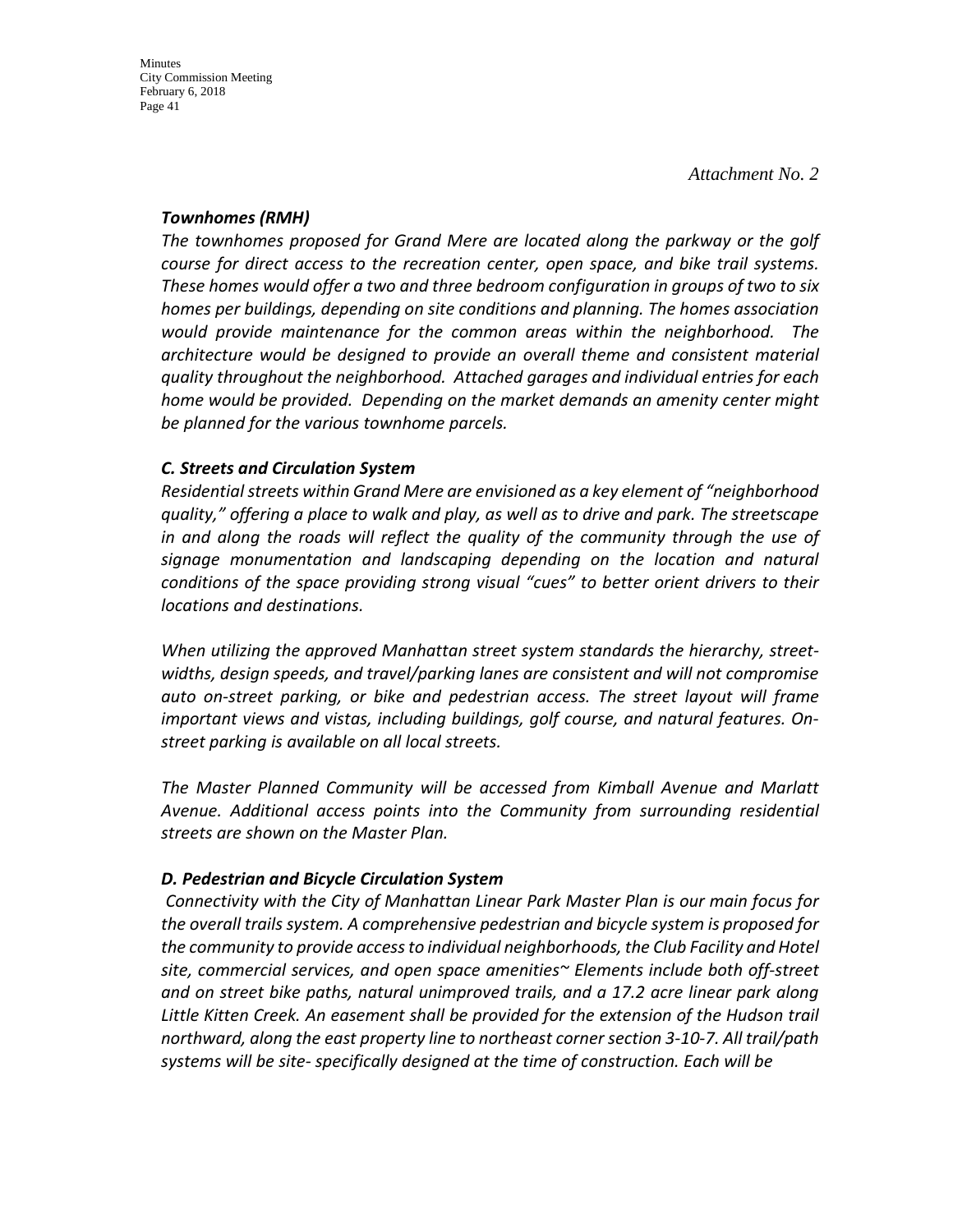*Attachment No. 2*

***Townhomes (RMH)***

*The townhomes proposed for Grand Mere are located along the parkway or the golf course for direct access to the recreation center, open space, and bike trail systems. These homes would offer a two and three bedroom configuration in groups of two to six homes per buildings, depending on site conditions and planning. The homes association would provide maintenance for the common areas within the neighborhood. The architecture would be designed to provide an overall theme and consistent material quality throughout the neighborhood. Attached garages and individual entries for each home would be provided. Depending on the market demands an amenity center might be planned for the various townhome parcels.*

***C. Streets and Circulation System***

*Residential streets within Grand Mere are envisioned as a key element of "neighborhood quality," offering a place to walk and play, as well as to drive and park. The streetscape in and along the roads will reflect the quality of the community through the use of signage monumentation and landscaping depending on the location and natural conditions of the space providing strong visual "cues" to better orient drivers to their locations and destinations.*

*When utilizing the approved Manhattan street system standards the hierarchy, street-widths, design speeds, and travel/parking lanes are consistent and will not compromise auto on-street parking, or bike and pedestrian access. The street layout will frame important views and vistas, including buildings, golf course, and natural features. On-street parking is available on all local streets.*

*The Master Planned Community will be accessed from Kimball Avenue and Marlatt Avenue. Additional access points into the Community from surrounding residential streets are shown on the Master Plan.*

***D. Pedestrian and Bicycle Circulation System***

*Connectivity with the City of Manhattan Linear Park Master Plan is our main focus for the overall trails system. A comprehensive pedestrian and bicycle system is proposed for the community to provide access to individual neighborhoods, the Club Facility and Hotel site, commercial services, and open space amenities~ Elements include both off-street and on street bike paths, natural unimproved trails, and a 17.2 acre linear park along Little Kitten Creek. An easement shall be provided for the extension of the Hudson trail northward, along the east property line to northeast corner section 3-10-7. All trail/path systems will be site- specifically designed at the time of construction. Each will be*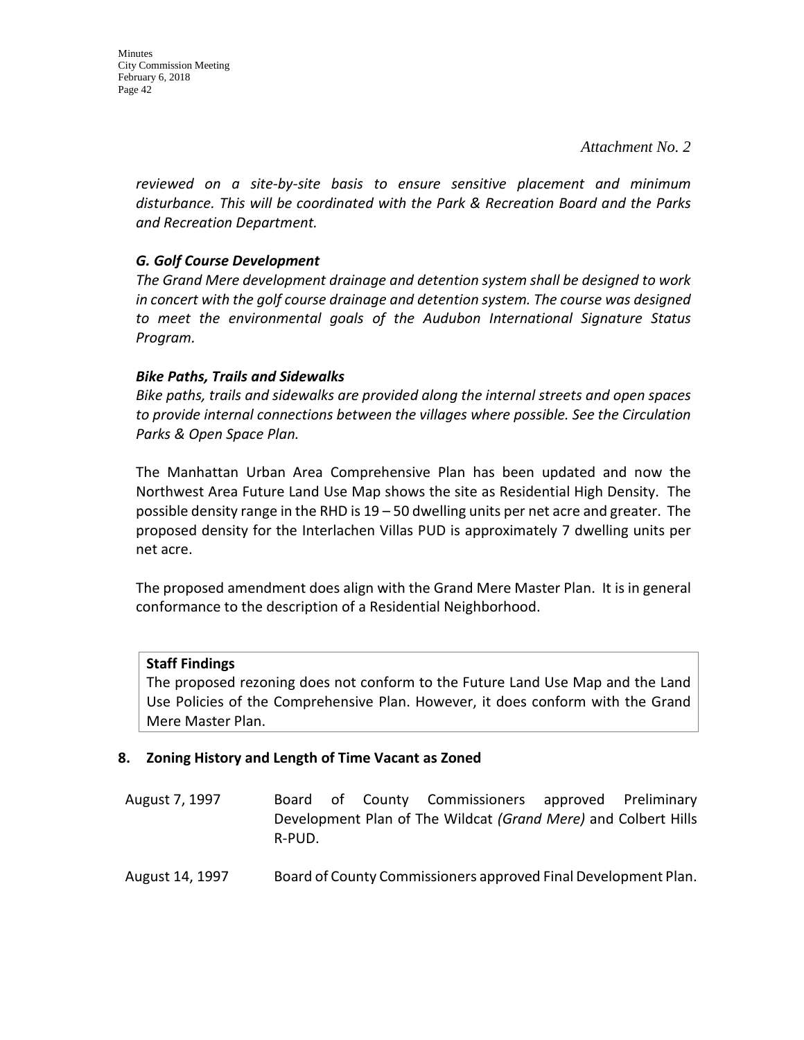*Attachment No. 2*

*reviewed on a site-by-site basis to ensure sensitive placement and minimum disturbance. This will be coordinated with the Park & Recreation Board and the Parks and Recreation Department.*

***G. Golf Course Development***

*The Grand Mere development drainage and detention system shall be designed to work in concert with the golf course drainage and detention system. The course was designed to meet the environmental goals of the Audubon International Signature Status Program.*

***Bike Paths, Trails and Sidewalks***

*Bike paths, trails and sidewalks are provided along the internal streets and open spaces to provide internal connections between the villages where possible. See the Circulation Parks & Open Space Plan.*

The Manhattan Urban Area Comprehensive Plan has been updated and now the Northwest Area Future Land Use Map shows the site as Residential High Density. The possible density range in the RHD is 19 – 50 dwelling units per net acre and greater. The proposed density for the Interlachen Villas PUD is approximately 7 dwelling units per net acre.

The proposed amendment does align with the Grand Mere Master Plan. It is in general conformance to the description of a Residential Neighborhood.

**Staff Findings**

The proposed rezoning does not conform to the Future Land Use Map and the Land Use Policies of the Comprehensive Plan. However, it does conform with the Grand Mere Master Plan.

**8. Zoning History and Length of Time Vacant as Zoned**

| | |
|---|---|
| August 7, 1997 | Board of County Commissioners approved Preliminary Development Plan of The Wildcat *(Grand Mere)* and Colbert Hills R-PUD. |
| August 14, 1997 | Board of County Commissioners approved Final Development Plan. |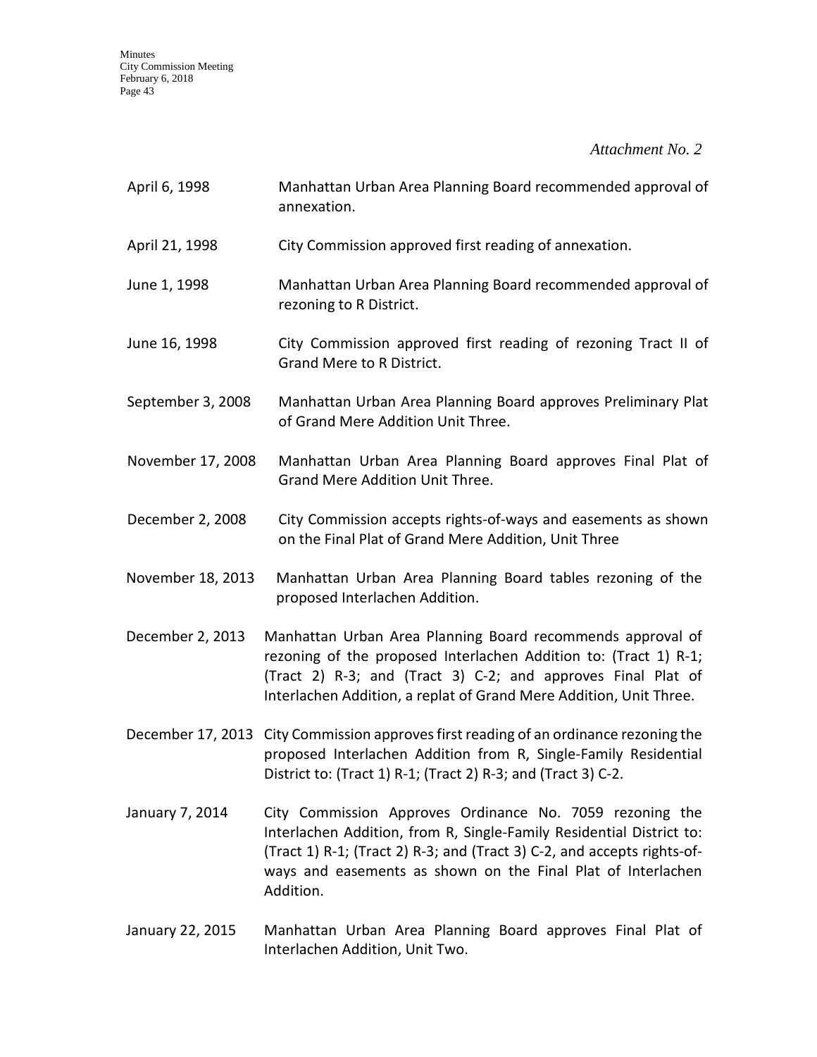*Attachment No. 2*

| | |
|---|---|
| April 6, 1998 | Manhattan Urban Area Planning Board recommended approval of annexation. |
| April 21, 1998 | City Commission approved first reading of annexation. |
| June 1, 1998 | Manhattan Urban Area Planning Board recommended approval of rezoning to R District. |
| June 16, 1998 | City Commission approved first reading of rezoning Tract II of Grand Mere to R District. |
| September 3, 2008 | Manhattan Urban Area Planning Board approves Preliminary Plat of Grand Mere Addition Unit Three. |
| November 17, 2008 | Manhattan Urban Area Planning Board approves Final Plat of Grand Mere Addition Unit Three. |
| December 2, 2008 | City Commission accepts rights-of-ways and easements as shown on the Final Plat of Grand Mere Addition, Unit Three |
| November 18, 2013 | Manhattan Urban Area Planning Board tables rezoning of the proposed Interlachen Addition. |
| December 2, 2013 | Manhattan Urban Area Planning Board recommends approval of rezoning of the proposed Interlachen Addition to: (Tract 1) R-1; (Tract 2) R-3; and (Tract 3) C-2; and approves Final Plat of Interlachen Addition, a replat of Grand Mere Addition, Unit Three. |
| December 17, 2013 | City Commission approves first reading of an ordinance rezoning the proposed Interlachen Addition from R, Single-Family Residential District to: (Tract 1) R-1; (Tract 2) R-3; and (Tract 3) C-2. |
| January 7, 2014 | City Commission Approves Ordinance No. 7059 rezoning the Interlachen Addition, from R, Single-Family Residential District to: (Tract 1) R-1; (Tract 2) R-3; and (Tract 3) C-2, and accepts rights-of-ways and easements as shown on the Final Plat of Interlachen Addition. |
| January 22, 2015 | Manhattan Urban Area Planning Board approves Final Plat of Interlachen Addition, Unit Two. |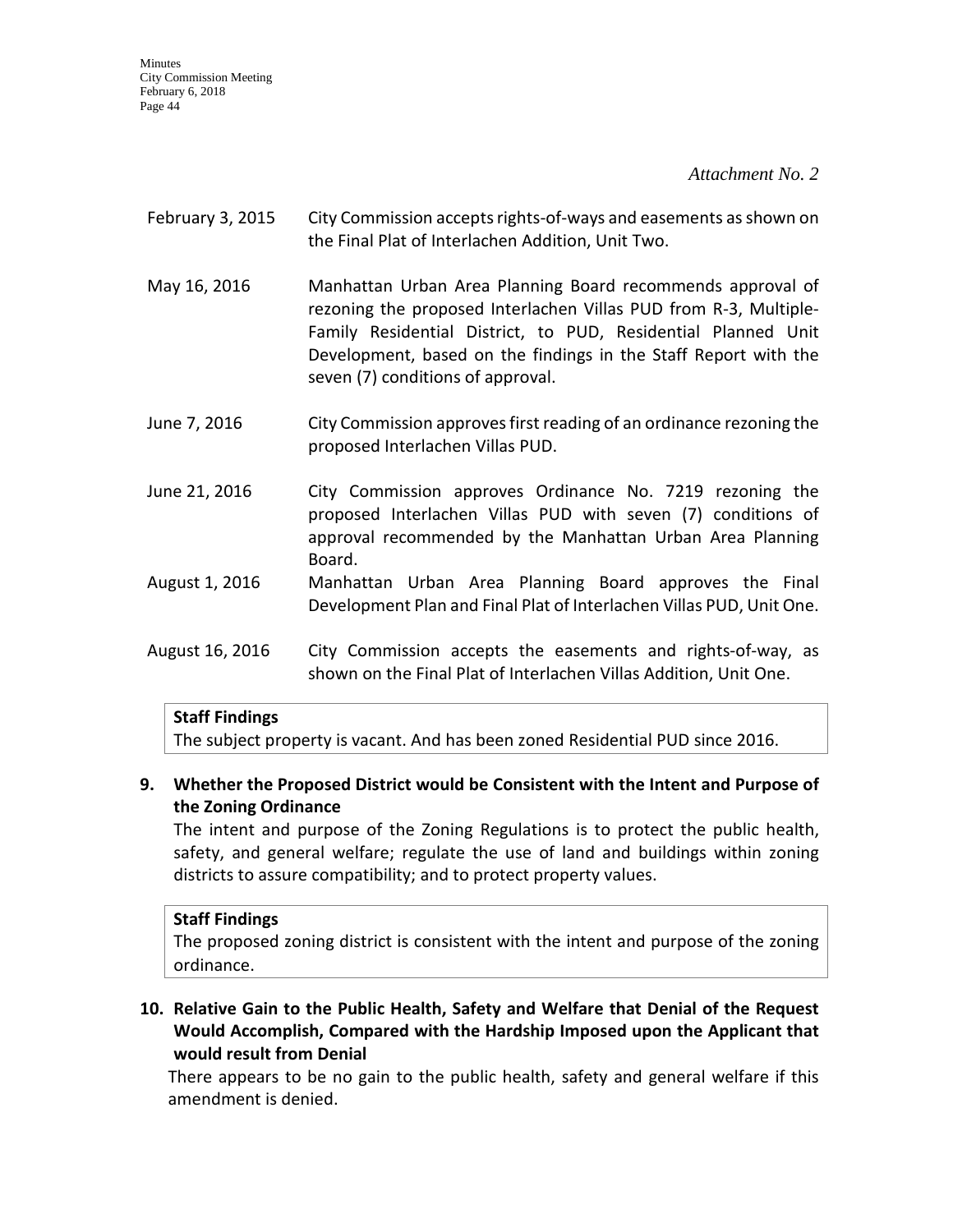*Attachment No. 2*

| | |
|---|---|
| February 3, 2015 | City Commission accepts rights-of-ways and easements as shown on the Final Plat of Interlachen Addition, Unit Two. |
| May 16, 2016 | Manhattan Urban Area Planning Board recommends approval of rezoning the proposed Interlachen Villas PUD from R-3, Multiple-Family Residential District, to PUD, Residential Planned Unit Development, based on the findings in the Staff Report with the seven (7) conditions of approval. |
| June 7, 2016 | City Commission approves first reading of an ordinance rezoning the proposed Interlachen Villas PUD. |
| June 21, 2016 | City Commission approves Ordinance No. 7219 rezoning the proposed Interlachen Villas PUD with seven (7) conditions of approval recommended by the Manhattan Urban Area Planning Board. |
| August 1, 2016 | Manhattan Urban Area Planning Board approves the Final Development Plan and Final Plat of Interlachen Villas PUD, Unit One. |
| August 16, 2016 | City Commission accepts the easements and rights-of-way, as shown on the Final Plat of Interlachen Villas Addition, Unit One. |

**Staff Findings**

The subject property is vacant. And has been zoned Residential PUD since 2016.

**9. Whether the Proposed District would be Consistent with the Intent and Purpose of the Zoning Ordinance**

The intent and purpose of the Zoning Regulations is to protect the public health, safety, and general welfare; regulate the use of land and buildings within zoning districts to assure compatibility; and to protect property values.

**Staff Findings**

The proposed zoning district is consistent with the intent and purpose of the zoning ordinance.

**10. Relative Gain to the Public Health, Safety and Welfare that Denial of the Request Would Accomplish, Compared with the Hardship Imposed upon the Applicant that would result from Denial**

There appears to be no gain to the public health, safety and general welfare if this amendment is denied.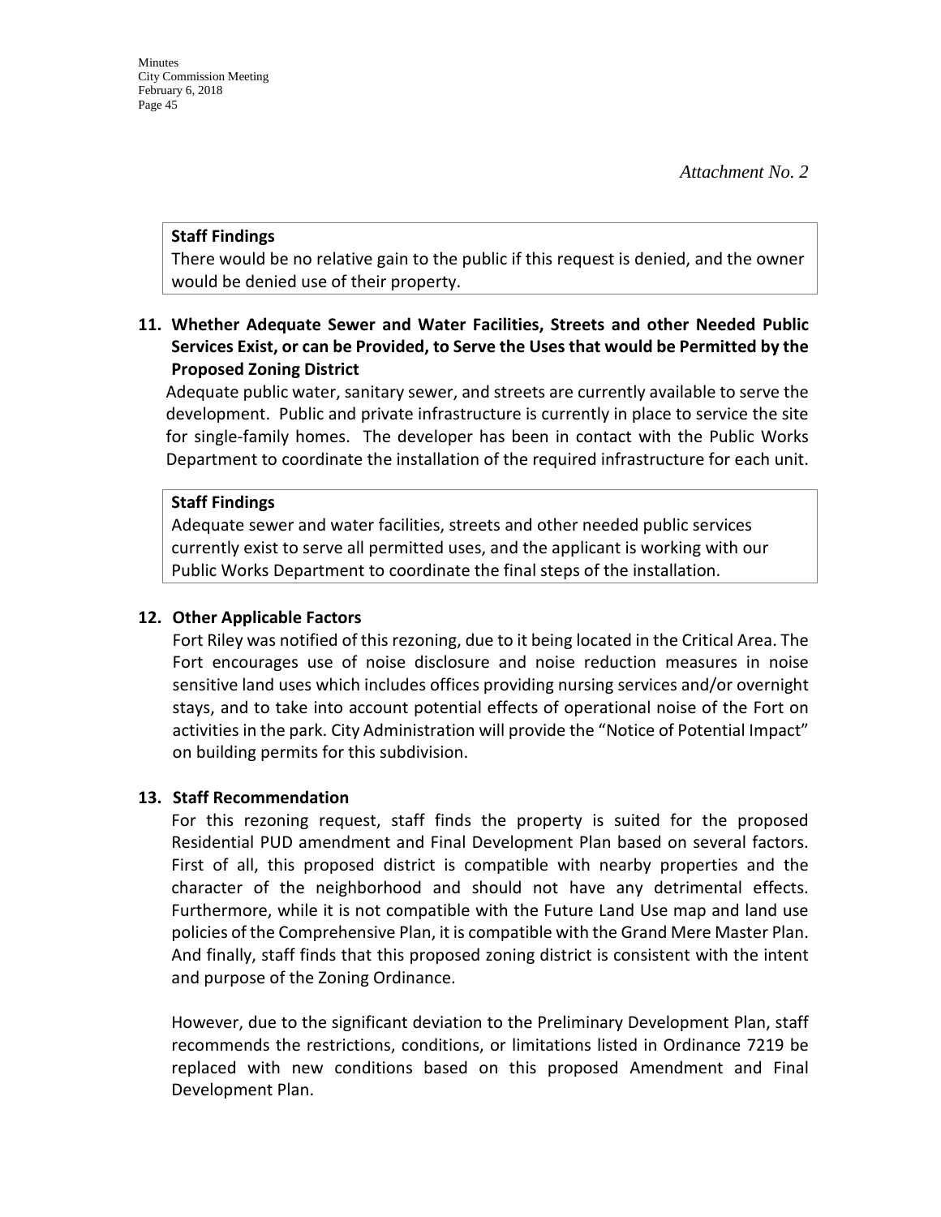*Attachment No. 2*

**Staff Findings**
There would be no relative gain to the public if this request is denied, and the owner would be denied use of their property.

**11. Whether Adequate Sewer and Water Facilities, Streets and other Needed Public Services Exist, or can be Provided, to Serve the Uses that would be Permitted by the Proposed Zoning District**

Adequate public water, sanitary sewer, and streets are currently available to serve the development. Public and private infrastructure is currently in place to service the site for single-family homes. The developer has been in contact with the Public Works Department to coordinate the installation of the required infrastructure for each unit.

**Staff Findings**
Adequate sewer and water facilities, streets and other needed public services currently exist to serve all permitted uses, and the applicant is working with our Public Works Department to coordinate the final steps of the installation.

**12. Other Applicable Factors**

Fort Riley was notified of this rezoning, due to it being located in the Critical Area. The Fort encourages use of noise disclosure and noise reduction measures in noise sensitive land uses which includes offices providing nursing services and/or overnight stays, and to take into account potential effects of operational noise of the Fort on activities in the park. City Administration will provide the "Notice of Potential Impact" on building permits for this subdivision.

**13. Staff Recommendation**

For this rezoning request, staff finds the property is suited for the proposed Residential PUD amendment and Final Development Plan based on several factors. First of all, this proposed district is compatible with nearby properties and the character of the neighborhood and should not have any detrimental effects. Furthermore, while it is not compatible with the Future Land Use map and land use policies of the Comprehensive Plan, it is compatible with the Grand Mere Master Plan. And finally, staff finds that this proposed zoning district is consistent with the intent and purpose of the Zoning Ordinance.

However, due to the significant deviation to the Preliminary Development Plan, staff recommends the restrictions, conditions, or limitations listed in Ordinance 7219 be replaced with new conditions based on this proposed Amendment and Final Development Plan.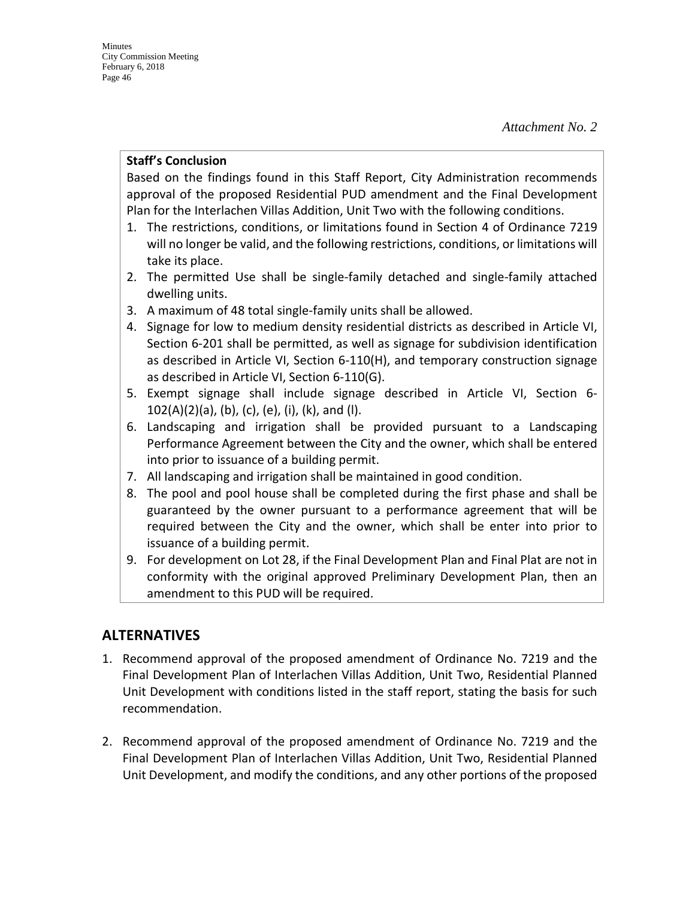*Attachment No. 2*

**Staff's Conclusion**

Based on the findings found in this Staff Report, City Administration recommends approval of the proposed Residential PUD amendment and the Final Development Plan for the Interlachen Villas Addition, Unit Two with the following conditions.

1. The restrictions, conditions, or limitations found in Section 4 of Ordinance 7219 will no longer be valid, and the following restrictions, conditions, or limitations will take its place.
2. The permitted Use shall be single-family detached and single-family attached dwelling units.
3. A maximum of 48 total single-family units shall be allowed.
4. Signage for low to medium density residential districts as described in Article VI, Section 6-201 shall be permitted, as well as signage for subdivision identification as described in Article VI, Section 6-110(H), and temporary construction signage as described in Article VI, Section 6-110(G).
5. Exempt signage shall include signage described in Article VI, Section 6-102(A)(2)(a), (b), (c), (e), (i), (k), and (l).
6. Landscaping and irrigation shall be provided pursuant to a Landscaping Performance Agreement between the City and the owner, which shall be entered into prior to issuance of a building permit.
7. All landscaping and irrigation shall be maintained in good condition.
8. The pool and pool house shall be completed during the first phase and shall be guaranteed by the owner pursuant to a performance agreement that will be required between the City and the owner, which shall be enter into prior to issuance of a building permit.
9. For development on Lot 28, if the Final Development Plan and Final Plat are not in conformity with the original approved Preliminary Development Plan, then an amendment to this PUD will be required.

## ALTERNATIVES

1. Recommend approval of the proposed amendment of Ordinance No. 7219 and the Final Development Plan of Interlachen Villas Addition, Unit Two, Residential Planned Unit Development with conditions listed in the staff report, stating the basis for such recommendation.

2. Recommend approval of the proposed amendment of Ordinance No. 7219 and the Final Development Plan of Interlachen Villas Addition, Unit Two, Residential Planned Unit Development, and modify the conditions, and any other portions of the proposed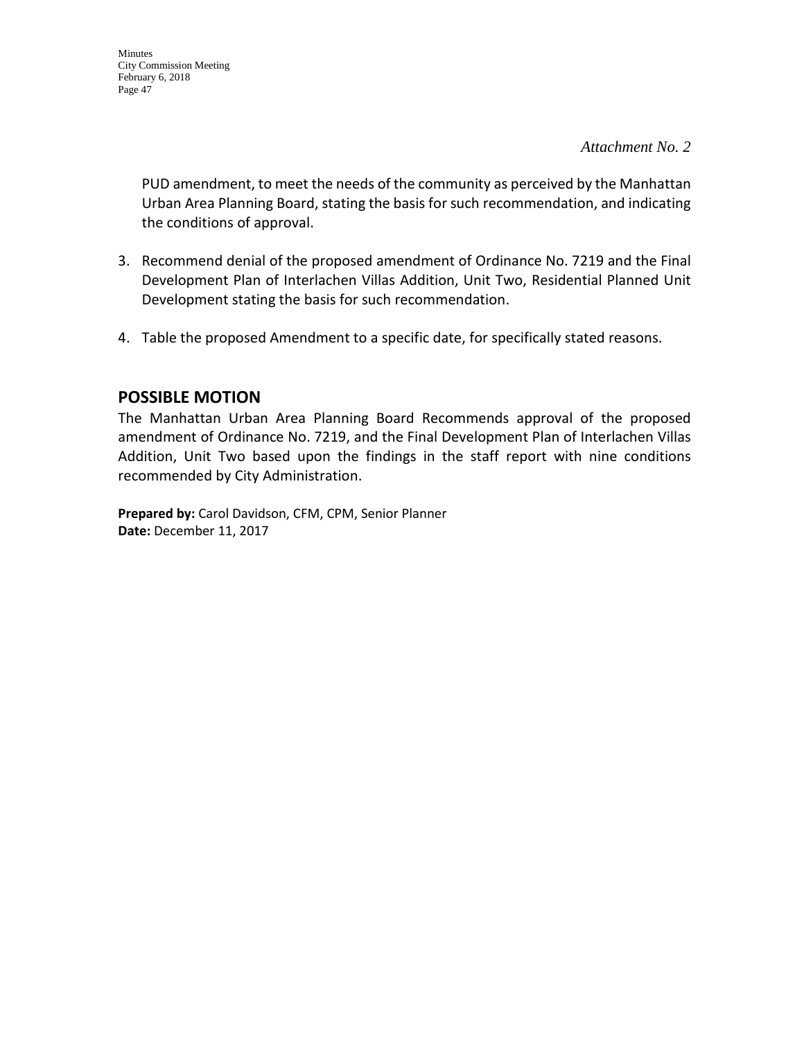*Attachment No. 2*

PUD amendment, to meet the needs of the community as perceived by the Manhattan Urban Area Planning Board, stating the basis for such recommendation, and indicating the conditions of approval.

3. Recommend denial of the proposed amendment of Ordinance No. 7219 and the Final Development Plan of Interlachen Villas Addition, Unit Two, Residential Planned Unit Development stating the basis for such recommendation.

4. Table the proposed Amendment to a specific date, for specifically stated reasons.

## POSSIBLE MOTION

The Manhattan Urban Area Planning Board Recommends approval of the proposed amendment of Ordinance No. 7219, and the Final Development Plan of Interlachen Villas Addition, Unit Two based upon the findings in the staff report with nine conditions recommended by City Administration.

**Prepared by:** Carol Davidson, CFM, CPM, Senior Planner
**Date:** December 11, 2017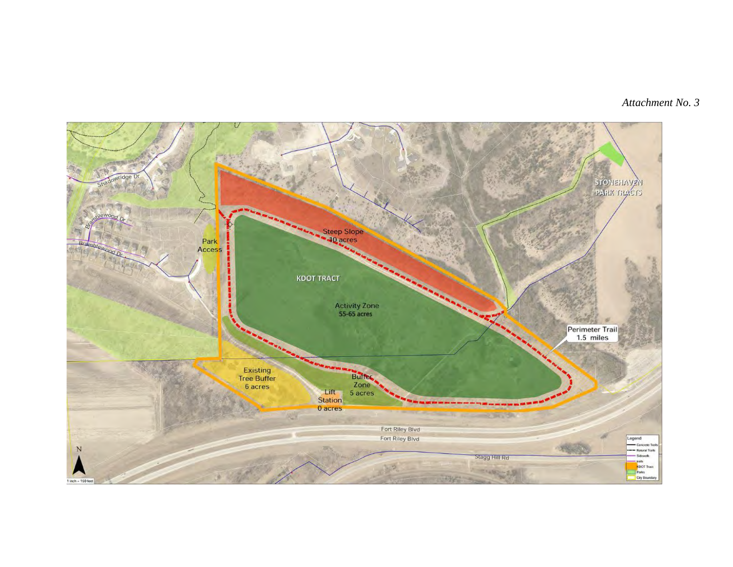*Attachment No. 3*

STONEHAVEN PARK TRACTS

Shadowridge Dr

Bramblewood Dr

Bramblewood Dr

Park Access

Steep Slope
10 acres

KDOT TRACT

Activity Zone
55-65 acres

Perimeter Trail
1.5 miles

Existing Tree Buffer
6 acres

Buffer Zone
5 acres

Lift Station
0 acres

Fort Riley Blvd

Fort Riley Blvd

Stagg Hill Rd

Legend
Concrete Trails
Natural Trails
Sidewalk
trails
KDOT Tract
Parks
City Boundary

N

1 inch = 150 feet